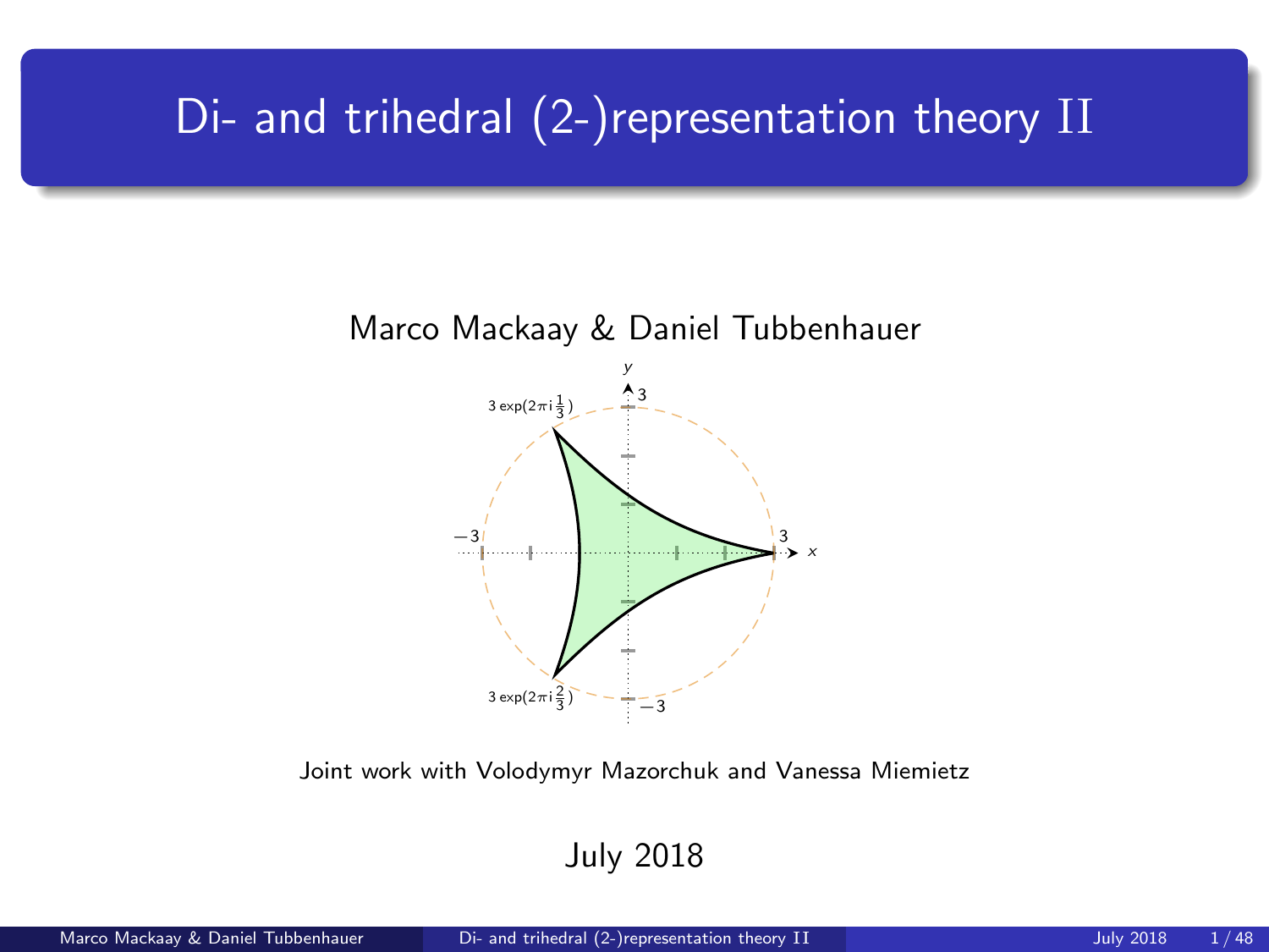# Di- and trihedral (2-)representation theory II

Marco Mackaay & Daniel Tubbenhauer

Joint work with Volodymyr Mazorchuk and Vanessa Miemietz

July 2018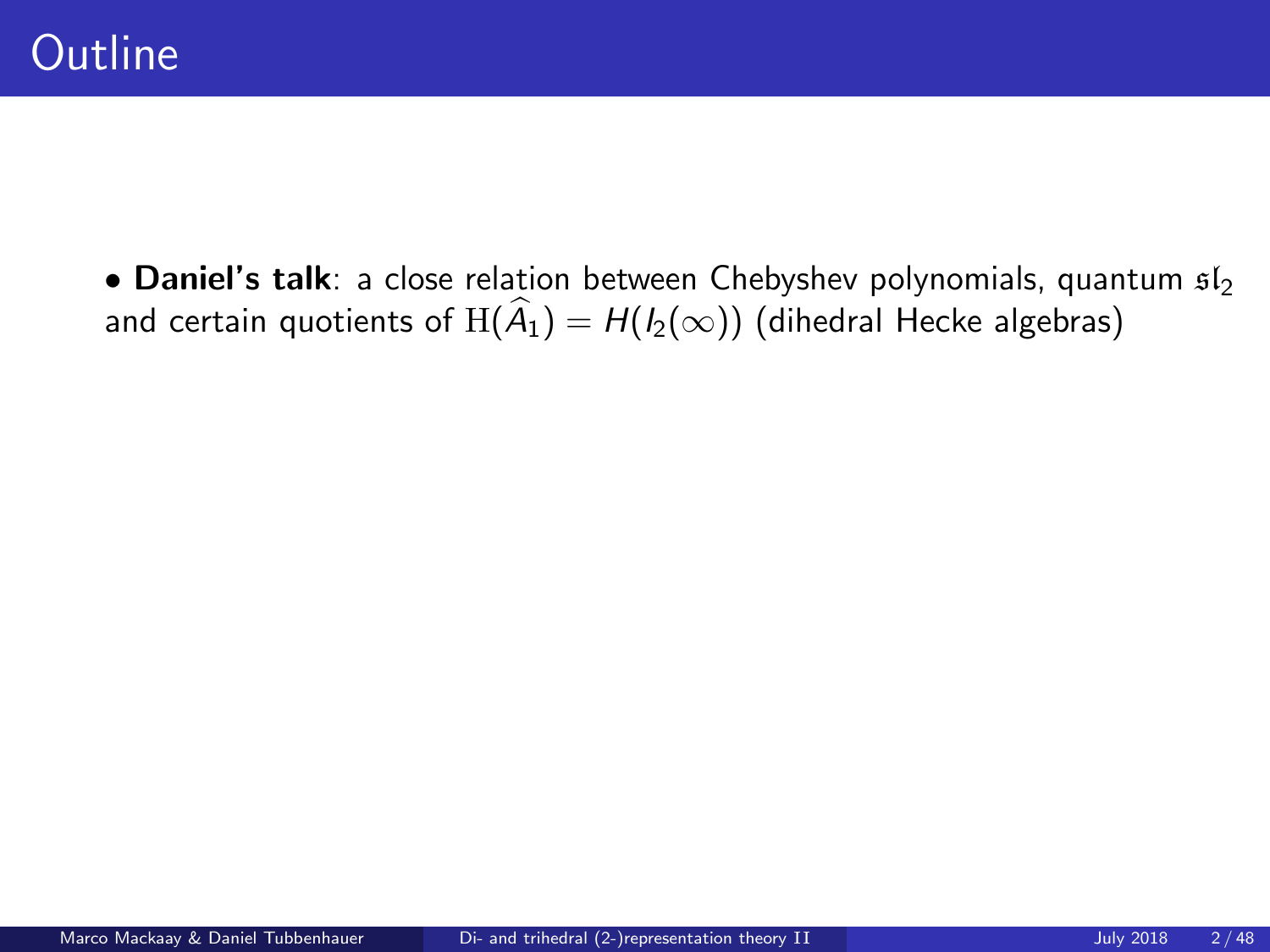# Outline

- **Daniel's talk**: a close relation between Chebyshev polynomials, quantum $\mathfrak{sl}_2$ and certain quotients of $\mathrm{H}(\widehat{A}_1) = H(I_2(\infty))$ (dihedral Hecke algebras)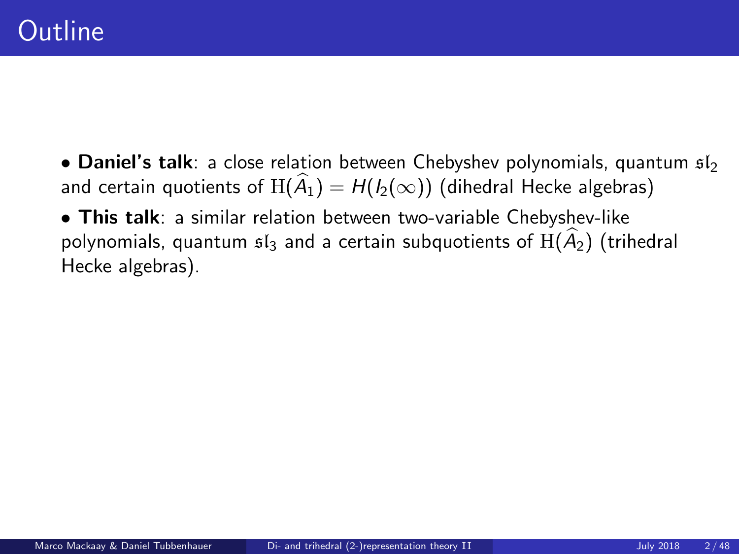# Outline

- **Daniel's talk**: a close relation between Chebyshev polynomials, quantum $\mathfrak{sl}_2$ and certain quotients of $\mathrm{H}(\widehat{A}_1) = H(I_2(\infty))$ (dihedral Hecke algebras)
- **This talk**: a similar relation between two-variable Chebyshev-like polynomials, quantum $\mathfrak{sl}_3$ and a certain subquotients of $\mathrm{H}(\widehat{A}_2)$ (trihedral Hecke algebras).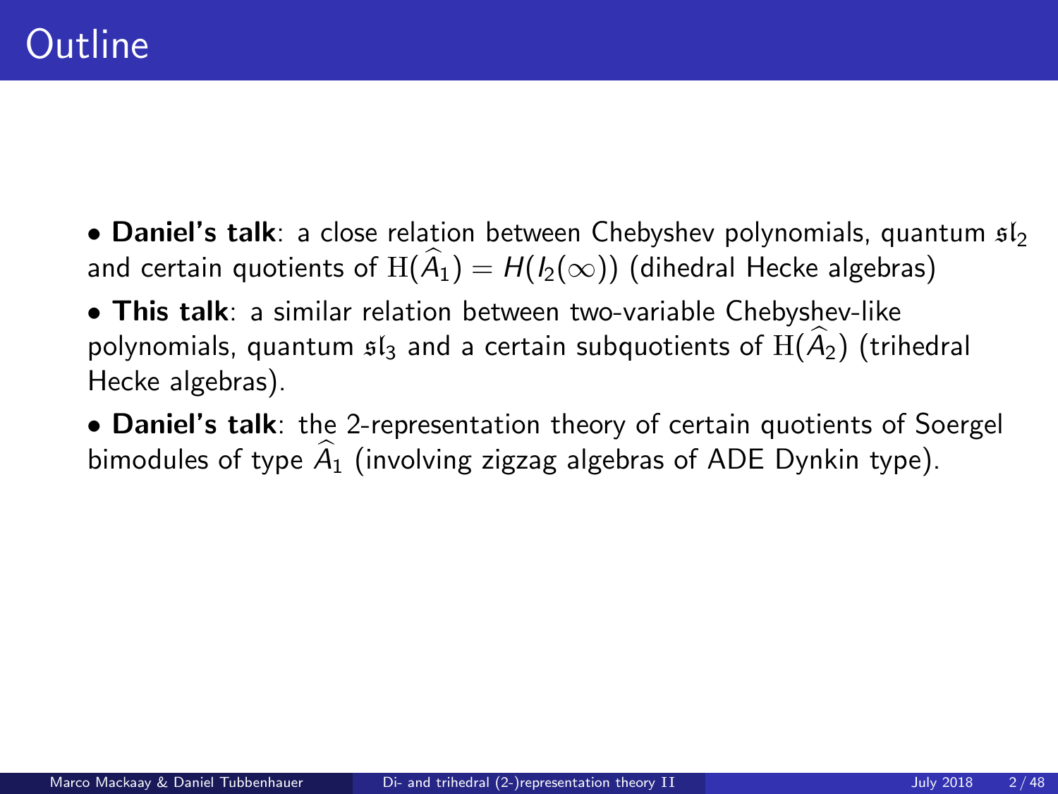# Outline

- **Daniel's talk**: a close relation between Chebyshev polynomials, quantum $\mathfrak{sl}_2$ and certain quotients of $\mathrm{H}(\widehat{A}_1) = H(I_2(\infty))$ (dihedral Hecke algebras)
- **This talk**: a similar relation between two-variable Chebyshev-like polynomials, quantum $\mathfrak{sl}_3$ and a certain subquotients of $\mathrm{H}(\widehat{A}_2)$ (trihedral Hecke algebras).
- **Daniel's talk**: the 2-representation theory of certain quotients of Soergel bimodules of type $\widehat{A}_1$ (involving zigzag algebras of ADE Dynkin type).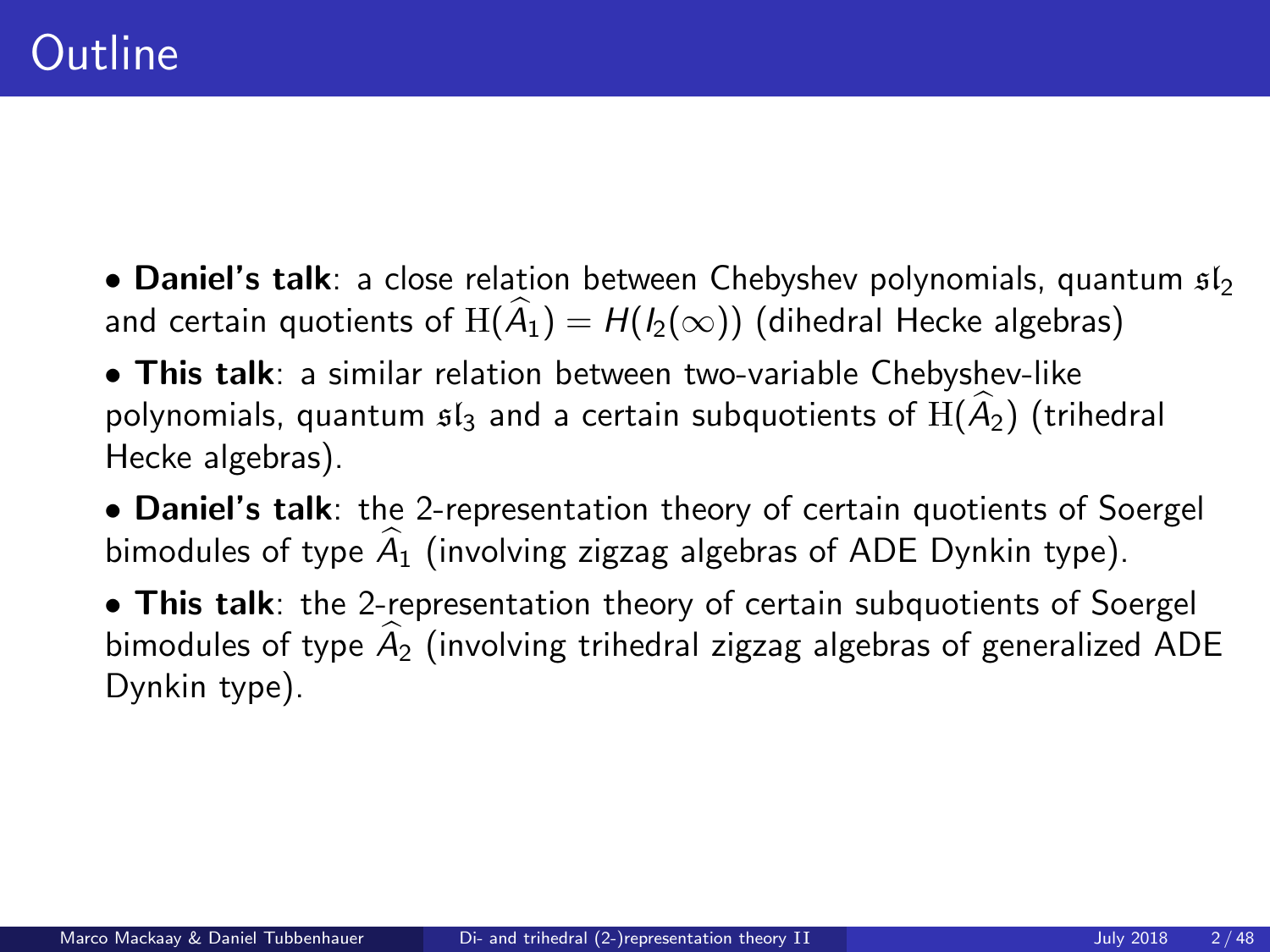# Outline

- **Daniel's talk**: a close relation between Chebyshev polynomials, quantum $\mathfrak{sl}_2$ and certain quotients of $\mathrm{H}(\widehat{A}_1) = H(I_2(\infty))$ (dihedral Hecke algebras)
- **This talk**: a similar relation between two-variable Chebyshev-like polynomials, quantum $\mathfrak{sl}_3$ and a certain subquotients of $\mathrm{H}(\widehat{A}_2)$ (trihedral Hecke algebras).
- **Daniel's talk**: the 2-representation theory of certain quotients of Soergel bimodules of type $\widehat{A}_1$ (involving zigzag algebras of ADE Dynkin type).
- **This talk**: the 2-representation theory of certain subquotients of Soergel bimodules of type $\widehat{A}_2$ (involving trihedral zigzag algebras of generalized ADE Dynkin type).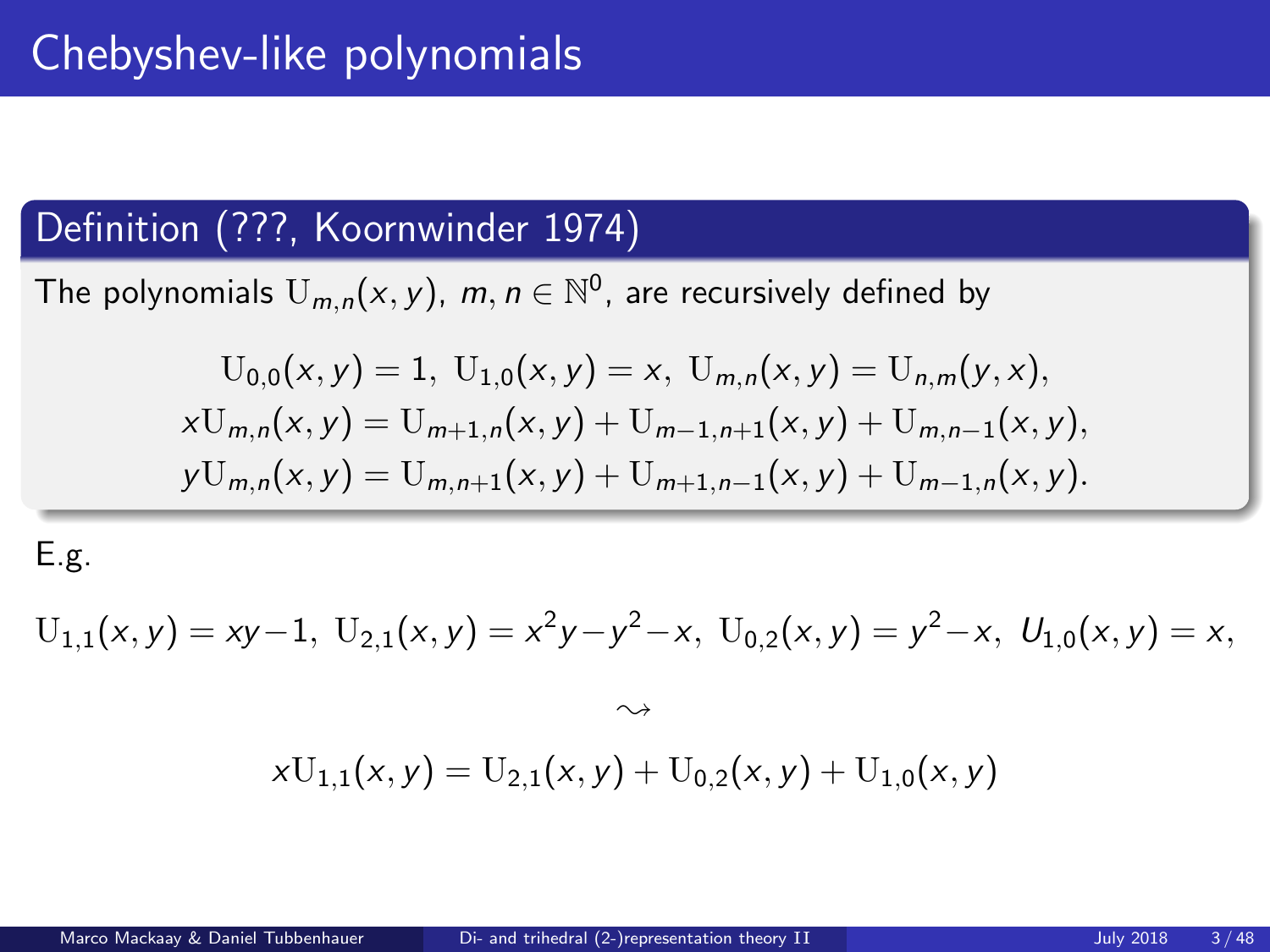# Chebyshev-like polynomials

## Definition (???, Koornwinder 1974)

The polynomials $\mathrm{U}_{m,n}(x,y)$, $m,n \in \mathbb{N}^0$, are recursively defined by

$$\mathrm{U}_{0,0}(x,y) = 1,\ \mathrm{U}_{1,0}(x,y) = x,\ \mathrm{U}_{m,n}(x,y) = \mathrm{U}_{n,m}(y,x),$$
$$x\mathrm{U}_{m,n}(x,y) = \mathrm{U}_{m+1,n}(x,y) + \mathrm{U}_{m-1,n+1}(x,y) + \mathrm{U}_{m,n-1}(x,y),$$
$$y\mathrm{U}_{m,n}(x,y) = \mathrm{U}_{m,n+1}(x,y) + \mathrm{U}_{m+1,n-1}(x,y) + \mathrm{U}_{m-1,n}(x,y).$$

E.g.

$$\mathrm{U}_{1,1}(x,y) = xy - 1,\ \mathrm{U}_{2,1}(x,y) = x^2y - y^2 - x,\ \mathrm{U}_{0,2}(x,y) = y^2 - x,\ U_{1,0}(x,y) = x,$$

$$\rightsquigarrow$$

$$x\mathrm{U}_{1,1}(x,y) = \mathrm{U}_{2,1}(x,y) + \mathrm{U}_{0,2}(x,y) + \mathrm{U}_{1,0}(x,y)$$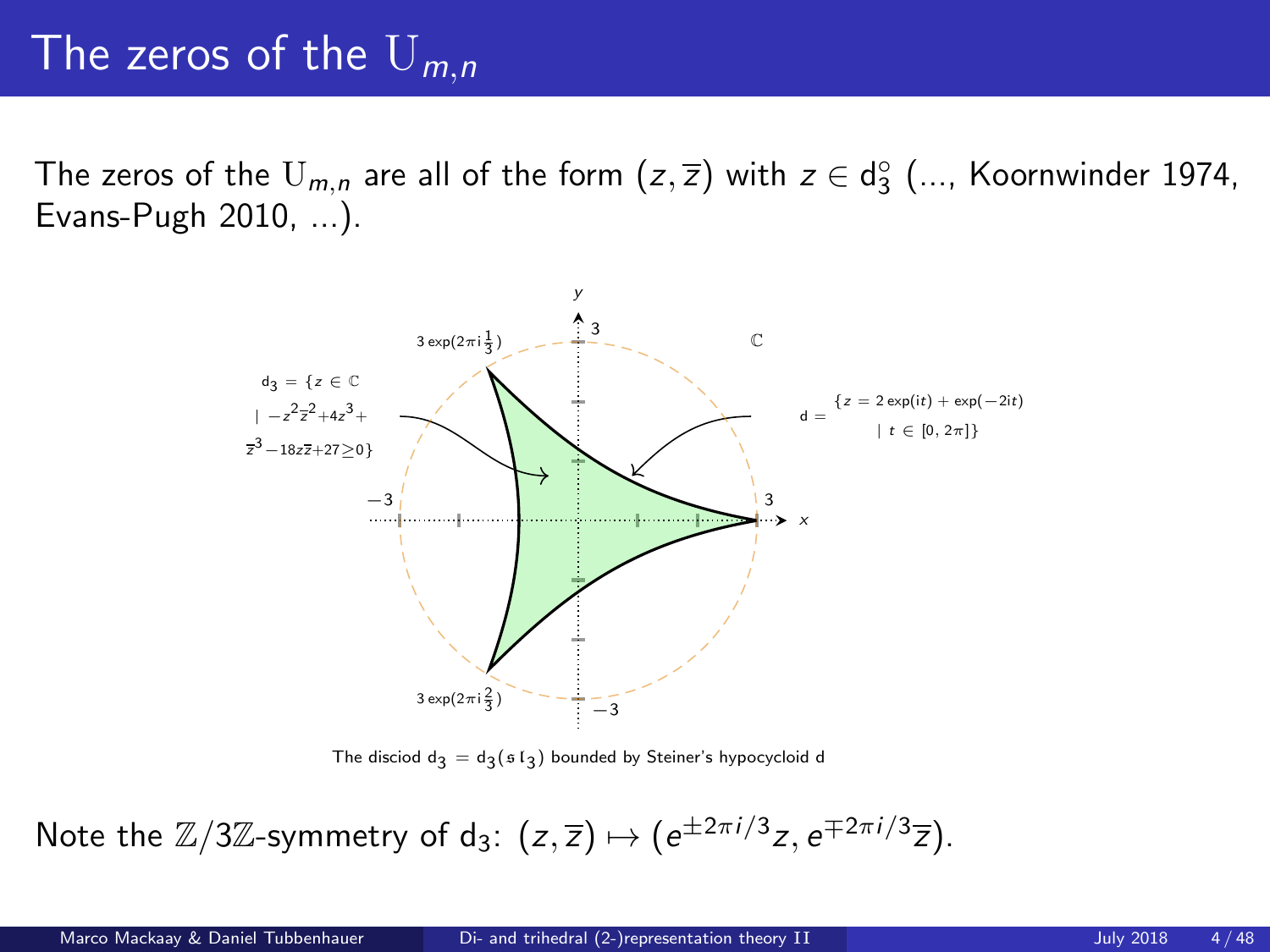# The zeros of the $\mathrm{U}_{m,n}$

The zeros of the $\mathrm{U}_{m,n}$ are all of the form $(z, \overline{z})$ with $z \in \mathrm{d}_3^\circ$ (..., Koornwinder 1974, Evans-Pugh 2010, ...).

$\mathrm{d}_3 = \{z \in \mathbb{C} \mid -z^2\overline{z}^2 + 4z^3 + \overline{z}^3 - 18z\overline{z} + 27 \geq 0\}$

$\mathrm{d} = \{z = 2\exp(it) + \exp(-2it) \mid t \in [0, 2\pi]\}$

The disciod $\mathrm{d}_3 = \mathrm{d}_3(\mathfrak{sl}_3)$ bounded by Steiner's hypocycloid d

Note the $\mathbb{Z}/3\mathbb{Z}$-symmetry of $\mathrm{d}_3$: $(z, \overline{z}) \mapsto (e^{\pm 2\pi i/3}z, e^{\mp 2\pi i/3}\overline{z})$.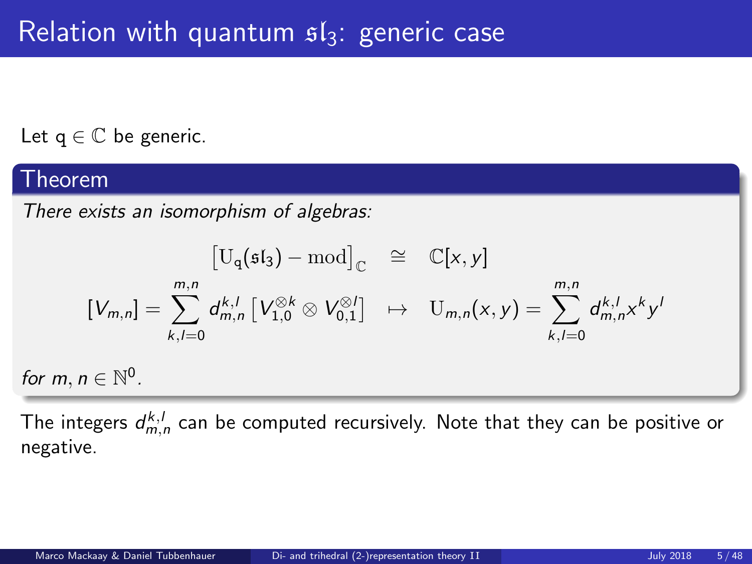# Relation with quantum $\mathfrak{sl}_3$: generic case

Let $\mathrm{q} \in \mathbb{C}$ be generic.

**Theorem**

*There exists an isomorphism of algebras:*

$$\left[\mathrm{U_q}(\mathfrak{sl}_3) - \mathrm{mod}\right]_{\mathbb{C}} \cong \mathbb{C}[x, y]$$

$$[V_{m,n}] = \sum_{k,l=0}^{m,n} d_{m,n}^{k,l} \left[V_{1,0}^{\otimes k} \otimes V_{0,1}^{\otimes l}\right] \mapsto \mathrm{U}_{m,n}(x, y) = \sum_{k,l=0}^{m,n} d_{m,n}^{k,l} x^k y^l$$

*for* $m, n \in \mathbb{N}^0$.

The integers $d_{m,n}^{k,l}$ can be computed recursively. Note that they can be positive or negative.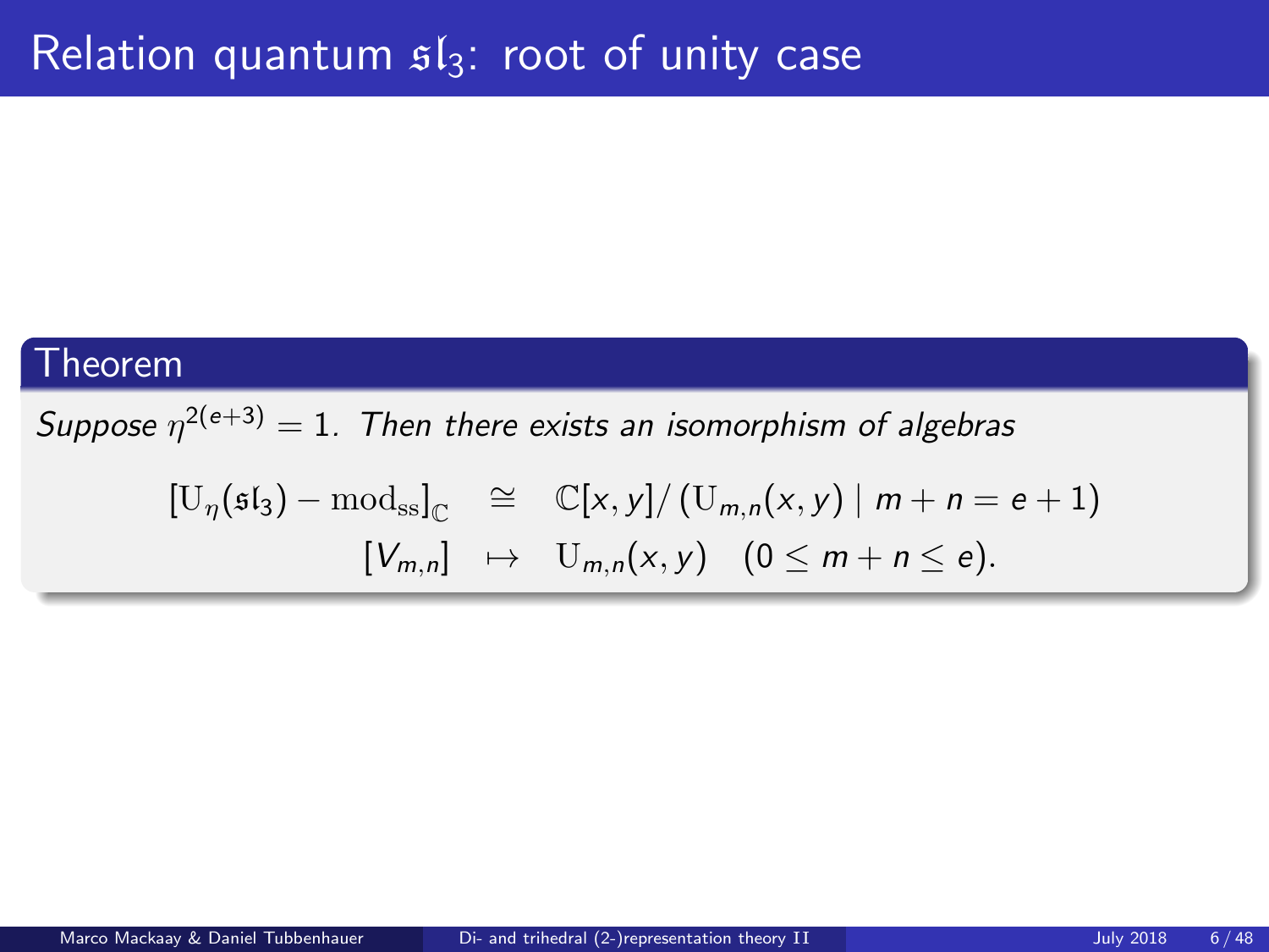# Relation quantum $\mathfrak{sl}_3$: root of unity case

**Theorem**

*Suppose $\eta^{2(e+3)} = 1$. Then there exists an isomorphism of algebras*

$$
\begin{aligned}
\left[\mathrm{U}_\eta(\mathfrak{sl}_3) - \mathrm{mod}_{\mathrm{ss}}\right]_{\mathbb{C}} &\cong \mathbb{C}[x,y]/\left(\mathrm{U}_{m,n}(x,y) \mid m+n = e+1\right) \\
[V_{m,n}] &\mapsto \mathrm{U}_{m,n}(x,y) \quad (0 \leq m+n \leq e).
\end{aligned}
$$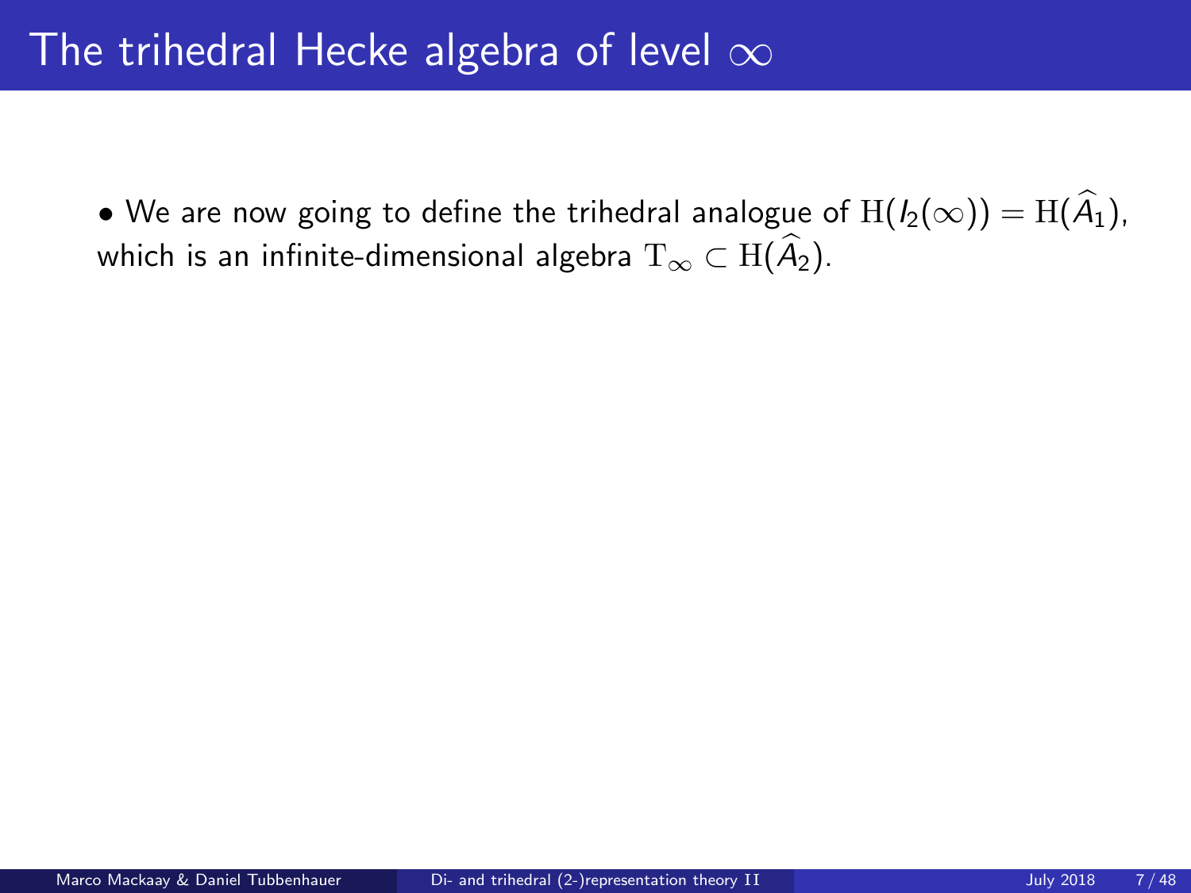# The trihedral Hecke algebra of level $\infty$

- We are now going to define the trihedral analogue of $\mathrm{H}(I_2(\infty)) = \mathrm{H}(\widehat{A}_1)$, which is an infinite-dimensional algebra $\mathrm{T}_\infty \subset \mathrm{H}(\widehat{A}_2)$.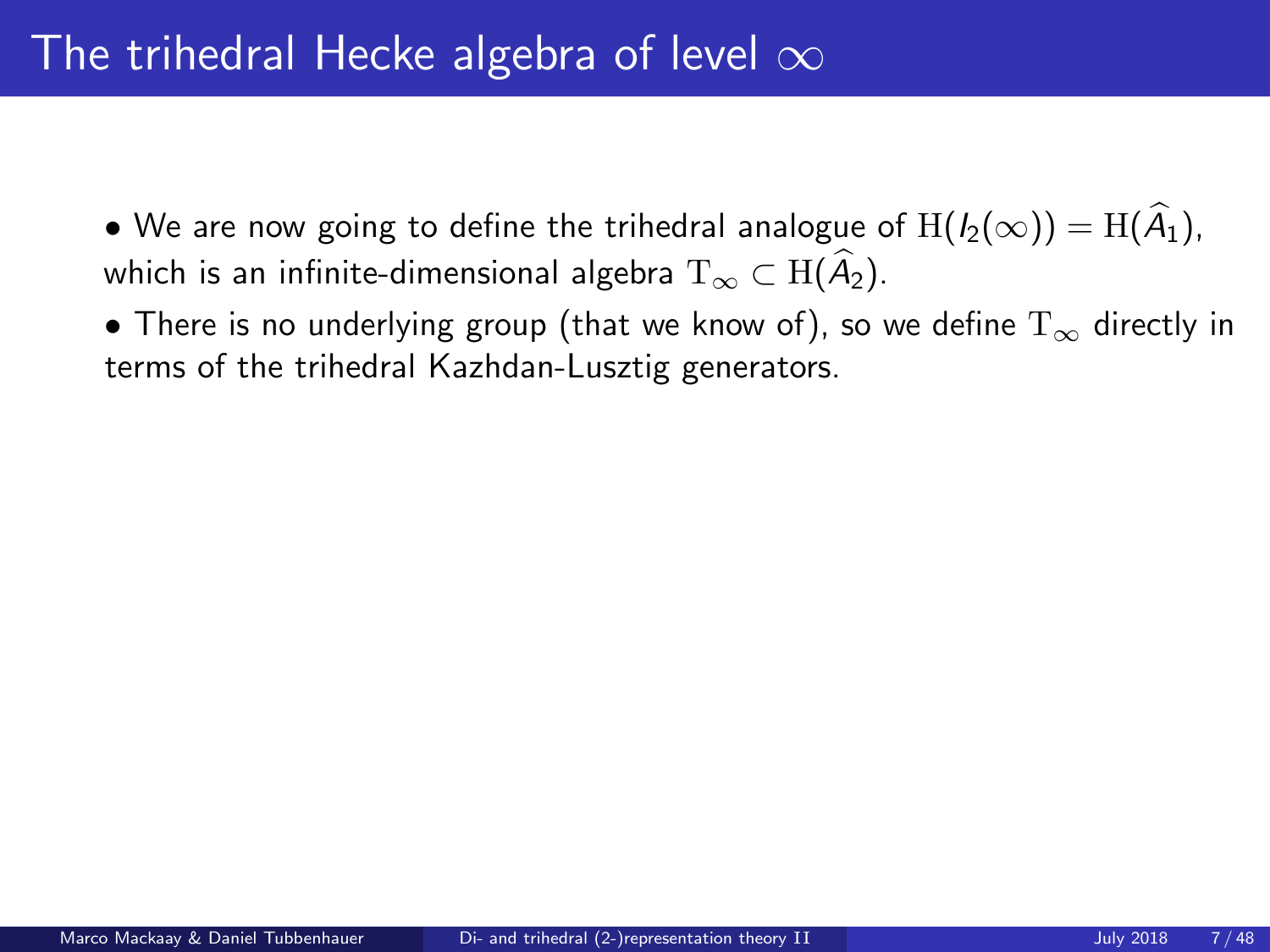# The trihedral Hecke algebra of level $\infty$

- We are now going to define the trihedral analogue of $\mathrm{H}(I_2(\infty)) = \mathrm{H}(\widehat{A}_1)$, which is an infinite-dimensional algebra $\mathrm{T}_\infty \subset \mathrm{H}(\widehat{A}_2)$.
- There is no underlying group (that we know of), so we define $\mathrm{T}_\infty$ directly in terms of the trihedral Kazhdan-Lusztig generators.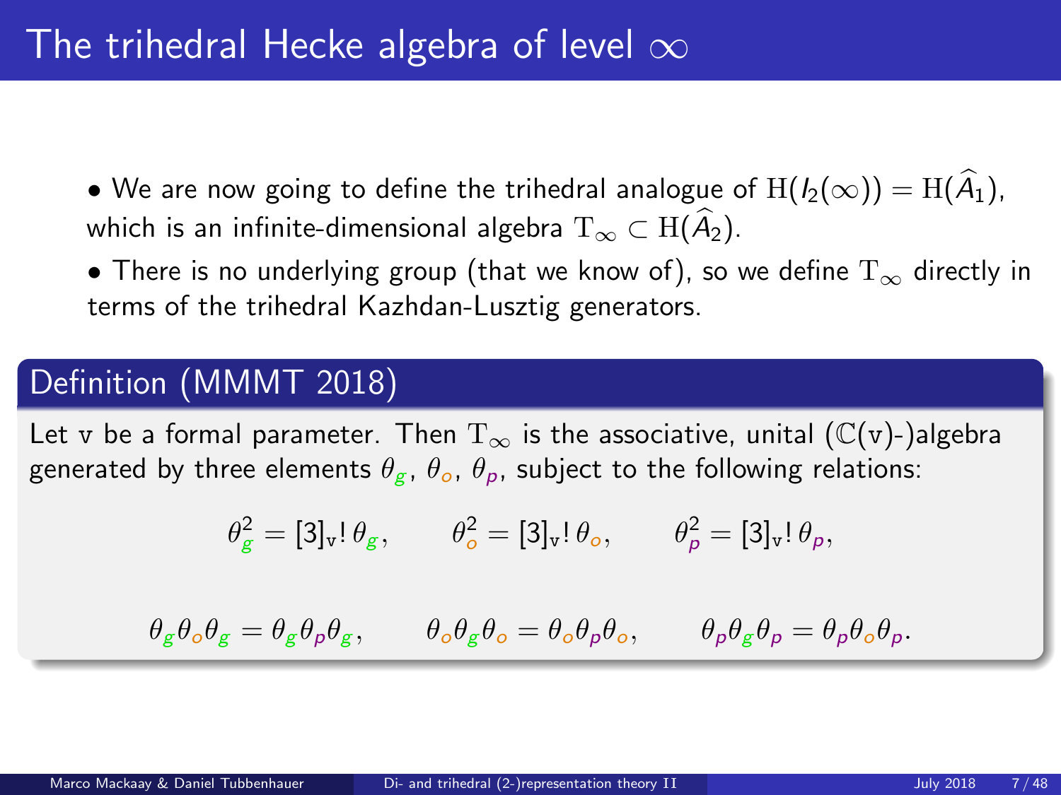# The trihedral Hecke algebra of level $\infty$

- We are now going to define the trihedral analogue of $\mathrm{H}(I_2(\infty)) = \mathrm{H}(\widehat{A}_1)$, which is an infinite-dimensional algebra $\mathrm{T}_\infty \subset \mathrm{H}(\widehat{A}_2)$.
- There is no underlying group (that we know of), so we define $\mathrm{T}_\infty$ directly in terms of the trihedral Kazhdan-Lusztig generators.

## Definition (MMMT 2018)

Let $\mathrm{v}$ be a formal parameter. Then $\mathrm{T}_\infty$ is the associative, unital ($\mathbb{C}(\mathrm{v})$-)algebra generated by three elements $\theta_g$, $\theta_o$, $\theta_p$, subject to the following relations:

$$\theta_g^2 = [3]_{\mathrm{v}}!\,\theta_g, \qquad \theta_o^2 = [3]_{\mathrm{v}}!\,\theta_o, \qquad \theta_p^2 = [3]_{\mathrm{v}}!\,\theta_p,$$

$$\theta_g\theta_o\theta_g = \theta_g\theta_p\theta_g, \qquad \theta_o\theta_g\theta_o = \theta_o\theta_p\theta_o, \qquad \theta_p\theta_g\theta_p = \theta_p\theta_o\theta_p.$$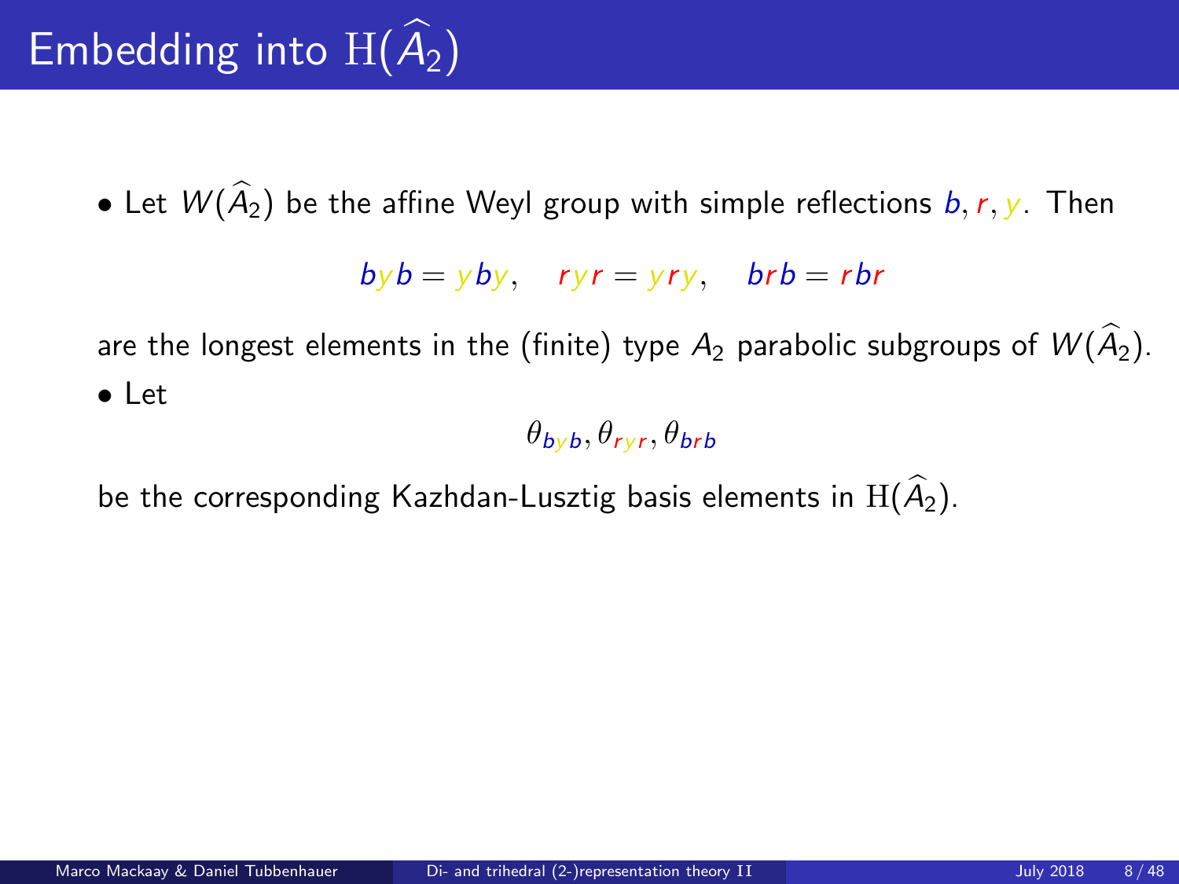# Embedding into $\mathrm{H}(\widehat{A}_2)$

- Let $W(\widehat{A}_2)$ be the affine Weyl group with simple reflections $b, r, y$. Then

$$byb = yby, \quad ryr = yry, \quad brb = rbr$$

are the longest elements in the (finite) type $A_2$ parabolic subgroups of $W(\widehat{A}_2)$.

- Let

$$\theta_{byb}, \theta_{ryr}, \theta_{brb}$$

be the corresponding Kazhdan-Lusztig basis elements in $\mathrm{H}(\widehat{A}_2)$.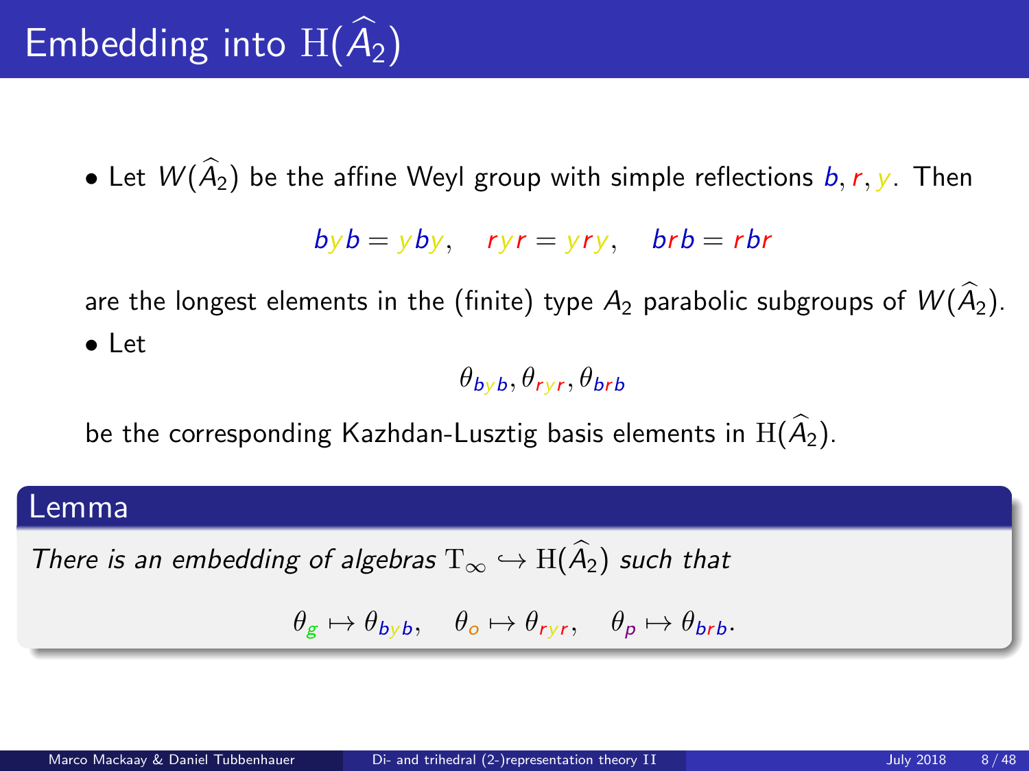# Embedding into $\mathrm{H}(\widehat{A}_2)$

- Let $W(\widehat{A}_2)$ be the affine Weyl group with simple reflections $b, r, y$. Then

$$byb = yby, \quad ryr = yry, \quad brb = rbr$$

are the longest elements in the (finite) type $A_2$ parabolic subgroups of $W(\widehat{A}_2)$.

- Let

$$\theta_{byb}, \theta_{ryr}, \theta_{brb}$$

be the corresponding Kazhdan-Lusztig basis elements in $\mathrm{H}(\widehat{A}_2)$.

**Lemma**

*There is an embedding of algebras $\mathrm{T}_\infty \hookrightarrow \mathrm{H}(\widehat{A}_2)$ such that*

$$\theta_g \mapsto \theta_{byb}, \quad \theta_o \mapsto \theta_{ryr}, \quad \theta_p \mapsto \theta_{brb}.$$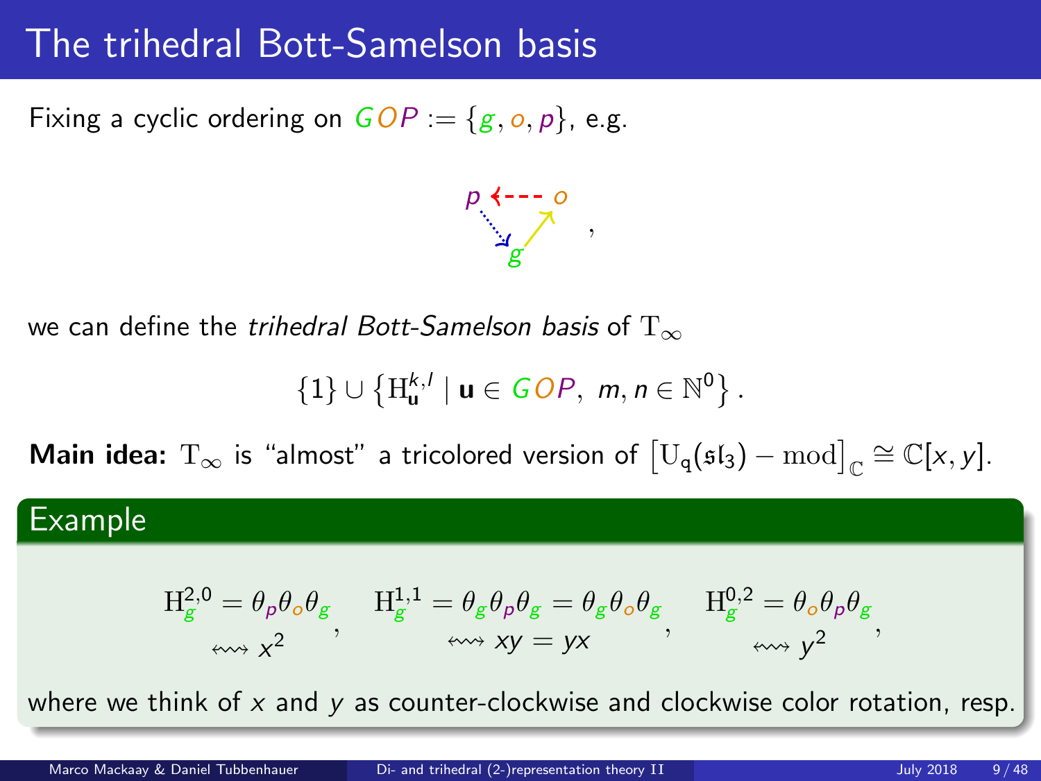# The trihedral Bott-Samelson basis

Fixing a cyclic ordering on $GOP := \{g, o, p\}$, e.g.

$$p \leftarrow o, \quad o \leftarrow g, \quad g \leftarrow p \ ,$$

we can define the *trihedral Bott-Samelson basis* of $\mathrm{T}_\infty$

$$\{1\} \cup \left\{ \mathrm{H}_{\mathbf{u}}^{k,l} \mid \mathbf{u} \in GOP,\ m, n \in \mathbb{N}^0 \right\}.$$

**Main idea:** $\mathrm{T}_\infty$ is "almost" a tricolored version of $\left[\mathrm{U}_\mathfrak{q}(\mathfrak{sl}_3) - \mathrm{mod}\right]_\mathbb{C} \cong \mathbb{C}[x, y]$.

## Example

$$\underset{\leftrightsquigarrow\, x^2}{\mathrm{H}_g^{2,0} = \theta_p \theta_o \theta_g}, \quad \underset{\leftrightsquigarrow\, xy = yx}{\mathrm{H}_g^{1,1} = \theta_g \theta_p \theta_g = \theta_g \theta_o \theta_g}, \quad \underset{\leftrightsquigarrow\, y^2}{\mathrm{H}_g^{0,2} = \theta_o \theta_p \theta_g},$$

where we think of $x$ and $y$ as counter-clockwise and clockwise color rotation, resp.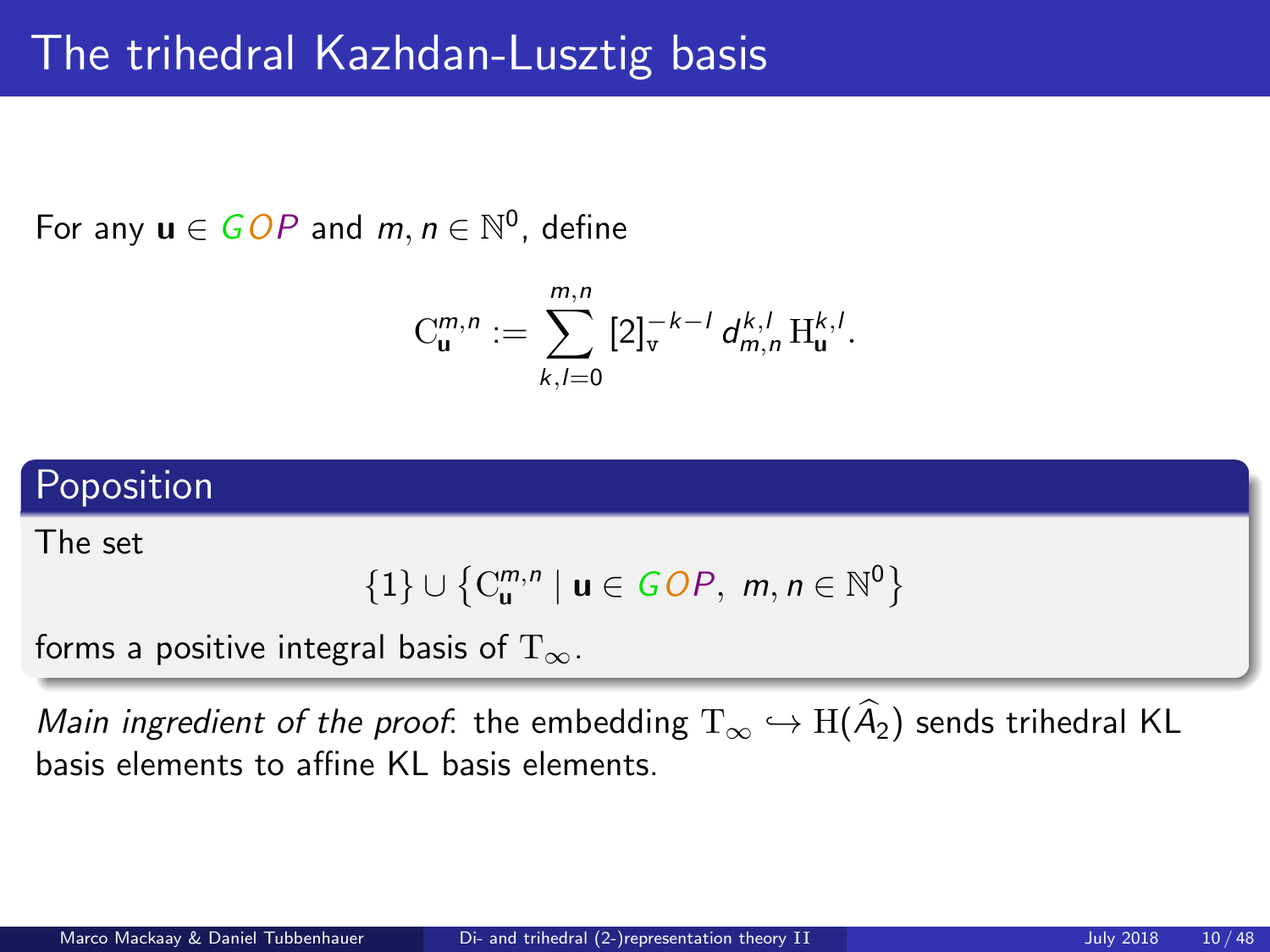# The trihedral Kazhdan-Lusztig basis

For any $\mathbf{u} \in GOP$ and $m, n \in \mathbb{N}^0$, define

$$\mathrm{C}_{\mathbf{u}}^{m,n} := \sum_{k,l=0}^{m,n} [2]_{\mathrm{v}}^{-k-l} \, d_{m,n}^{k,l} \, \mathrm{H}_{\mathbf{u}}^{k,l}.$$

**Poposition**

The set

$$\{1\} \cup \left\{ \mathrm{C}_{\mathbf{u}}^{m,n} \mid \mathbf{u} \in GOP, \ m, n \in \mathbb{N}^0 \right\}$$

forms a positive integral basis of $\mathrm{T}_{\infty}$.

*Main ingredient of the proof*: the embedding $\mathrm{T}_{\infty} \hookrightarrow \mathrm{H}(\widehat{A}_2)$ sends trihedral KL basis elements to affine KL basis elements.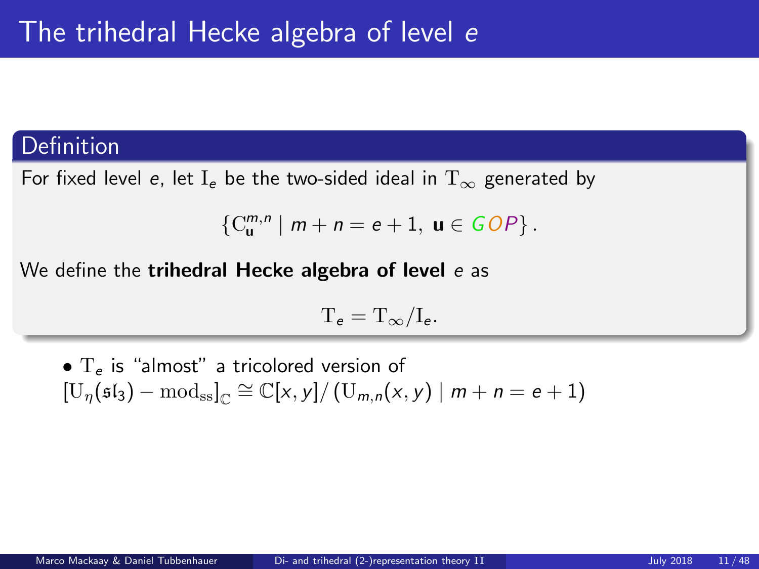# The trihedral Hecke algebra of level $e$

**Definition**

For fixed level $e$, let $\mathrm{I}_e$ be the two-sided ideal in $\mathrm{T}_\infty$ generated by

$$\left\{ \mathrm{C}_{\mathbf{u}}^{m,n} \mid m+n=e+1,\ \mathbf{u}\in GOP \right\}.$$

We define the **trihedral Hecke algebra of level** $e$ as

$$\mathrm{T}_e = \mathrm{T}_\infty / \mathrm{I}_e.$$

- $\mathrm{T}_e$ is "almost" a tricolored version of $[\mathrm{U}_\eta(\mathfrak{sl}_3) - \mathrm{mod}_{\mathrm{ss}}]_{\mathbb{C}} \cong \mathbb{C}[x,y] / \left( \mathrm{U}_{m,n}(x,y) \mid m+n=e+1 \right)$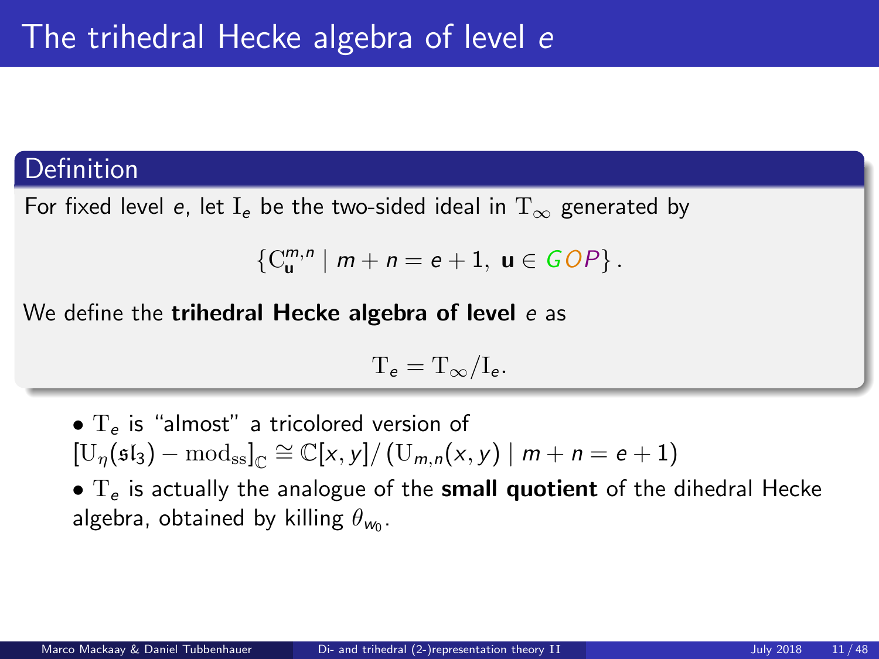# The trihedral Hecke algebra of level $e$

**Definition**

For fixed level $e$, let $\mathrm{I}_e$ be the two-sided ideal in $\mathrm{T}_\infty$ generated by

$$\{\mathrm{C}_{\mathbf{u}}^{m,n} \mid m+n=e+1,\ \mathbf{u}\in GOP\}.$$

We define the **trihedral Hecke algebra of level** $e$ as

$$\mathrm{T}_e=\mathrm{T}_\infty/\mathrm{I}_e.$$

- $\mathrm{T}_e$ is "almost" a tricolored version of $[\mathrm{U}_\eta(\mathfrak{sl}_3)-\mathrm{mod}_{\mathrm{ss}}]_{\mathbb{C}}\cong\mathbb{C}[x,y]/\left(\mathrm{U}_{m,n}(x,y)\mid m+n=e+1\right)$
- $\mathrm{T}_e$ is actually the analogue of the **small quotient** of the dihedral Hecke algebra, obtained by killing $\theta_{w_0}$.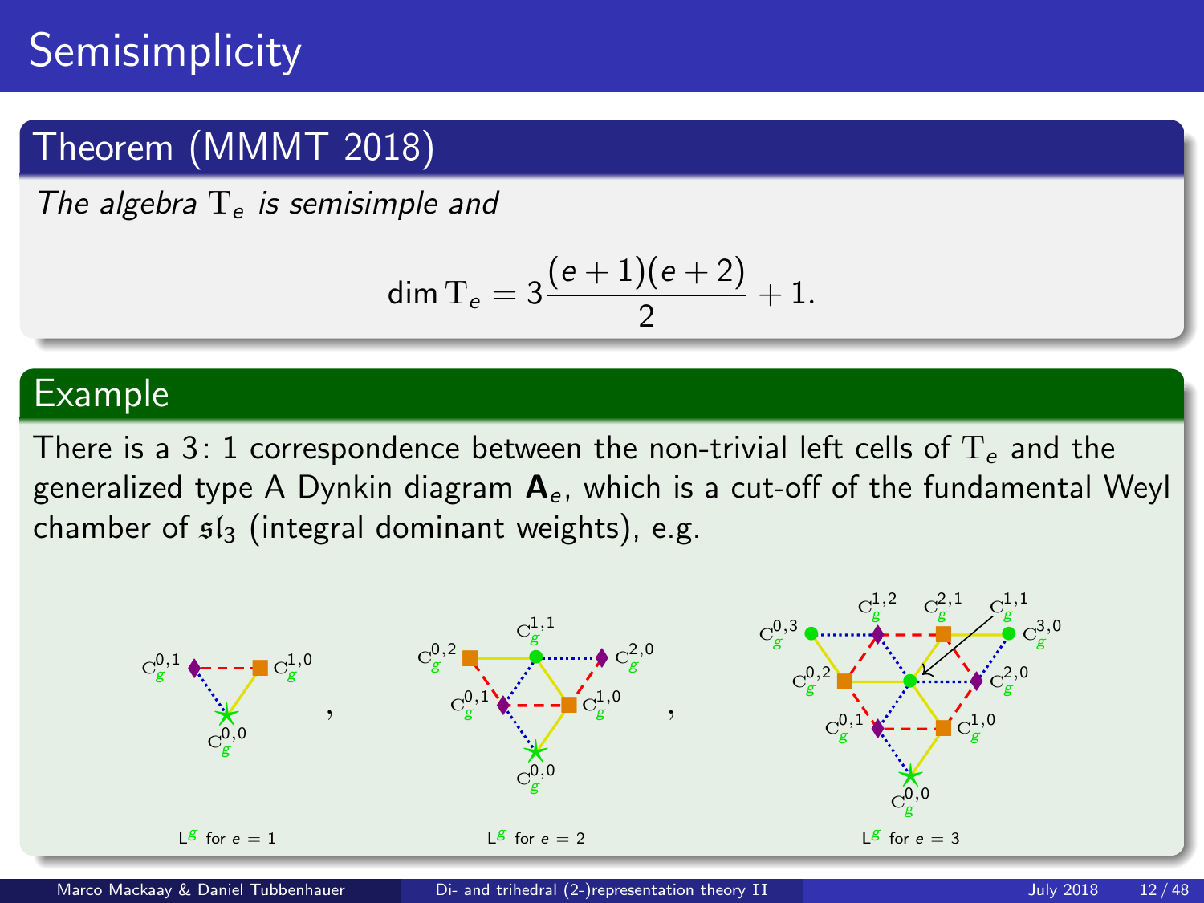# Semisimplicity

## Theorem (MMMT 2018)

*The algebra* $\mathrm{T}_e$ *is semisimple and*

$$\dim \mathrm{T}_e = 3\frac{(e+1)(e+2)}{2} + 1.$$

## Example

There is a 3: 1 correspondence between the non-trivial left cells of $\mathrm{T}_e$ and the generalized type A Dynkin diagram $\mathbf{A}_e$, which is a cut-off of the fundamental Weyl chamber of $\mathfrak{sl}_3$ (integral dominant weights), e.g.

$\mathrm{L}^g$ for $e = 1$ , $\mathrm{L}^g$ for $e = 2$ , $\mathrm{L}^g$ for $e = 3$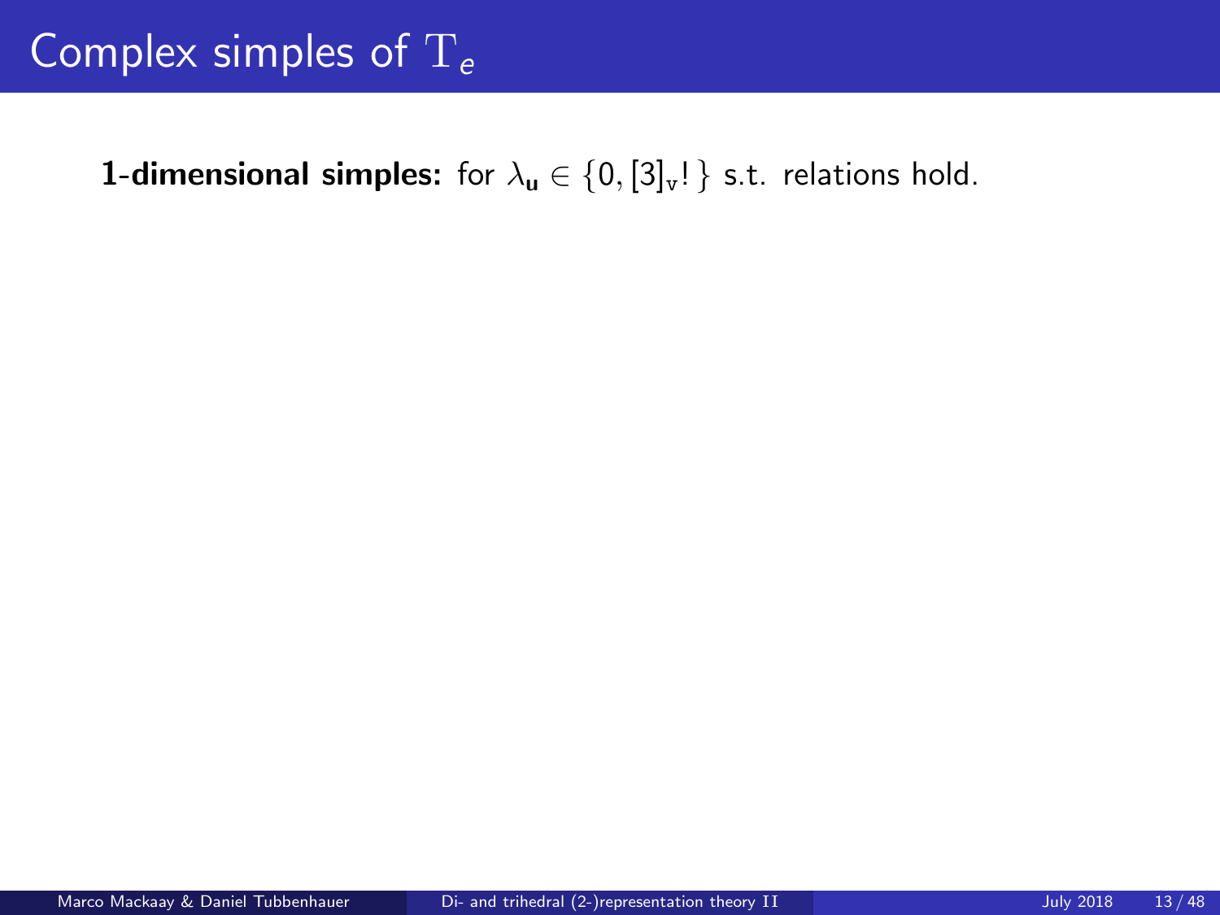# Complex simples of $\mathrm{T}_e$

**1-dimensional simples:** for $\lambda_{\mathbf{u}} \in \{0, [3]_{\mathrm{v}}!\}$ s.t. relations hold.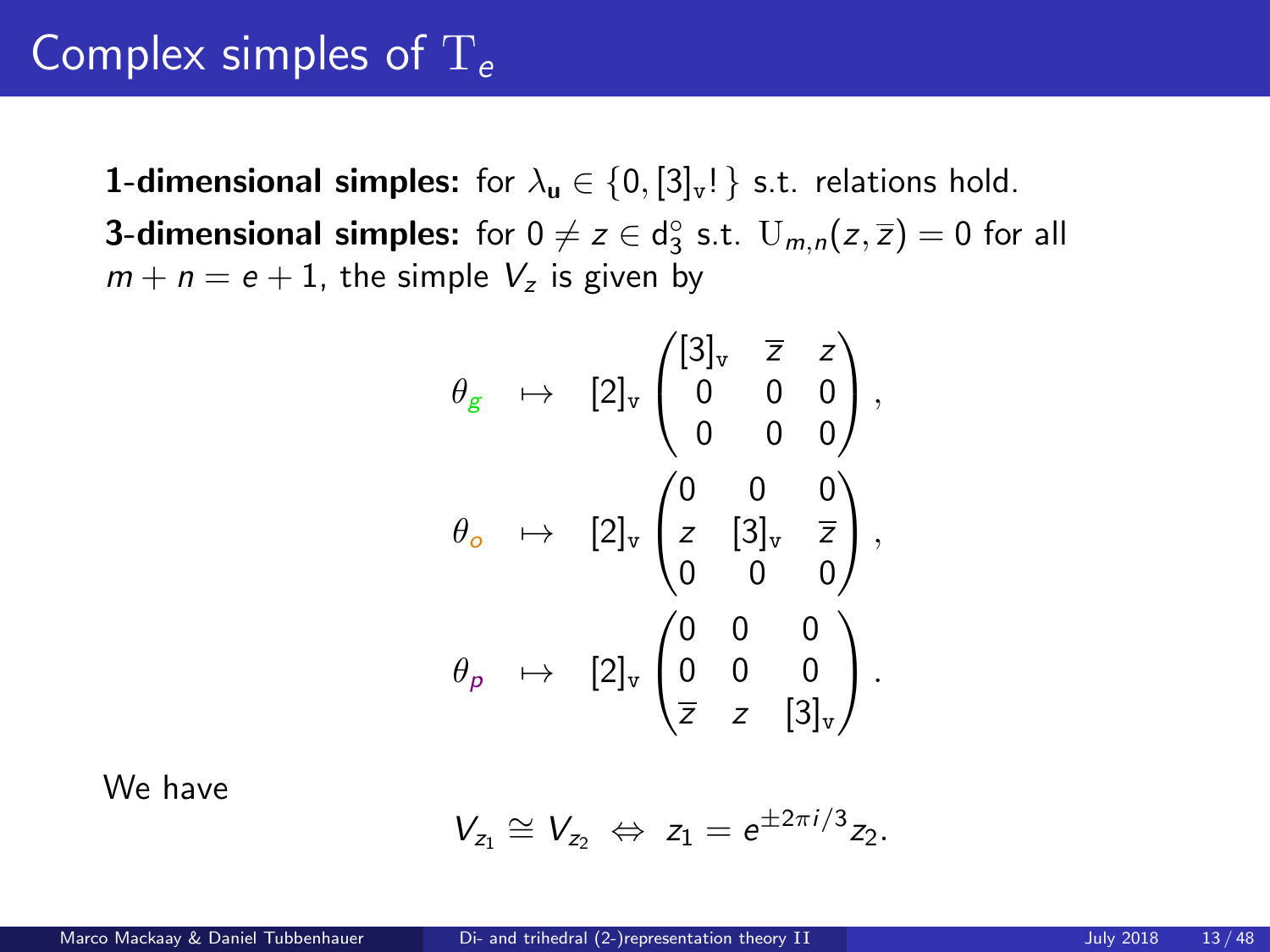# Complex simples of $\mathrm{T}_e$

**1-dimensional simples:** for $\lambda_{\mathbf{u}} \in \{0, [3]_{\mathtt{v}}!\}$ s.t. relations hold.

**3-dimensional simples:** for $0 \neq z \in \mathrm{d}_3^{\circ}$ s.t. $\mathrm{U}_{m,n}(z, \overline{z}) = 0$ for all $m + n = e + 1$, the simple $V_z$ is given by

$$
\begin{aligned}
\theta_g &\mapsto [2]_{\mathtt{v}} \begin{pmatrix} [3]_{\mathtt{v}} & \overline{z} & z \\ 0 & 0 & 0 \\ 0 & 0 & 0 \end{pmatrix}, \\
\theta_o &\mapsto [2]_{\mathtt{v}} \begin{pmatrix} 0 & 0 & 0 \\ z & [3]_{\mathtt{v}} & \overline{z} \\ 0 & 0 & 0 \end{pmatrix}, \\
\theta_p &\mapsto [2]_{\mathtt{v}} \begin{pmatrix} 0 & 0 & 0 \\ 0 & 0 & 0 \\ \overline{z} & z & [3]_{\mathtt{v}} \end{pmatrix}.
\end{aligned}
$$

We have

$$
V_{z_1} \cong V_{z_2} \Leftrightarrow z_1 = e^{\pm 2\pi i/3} z_2.
$$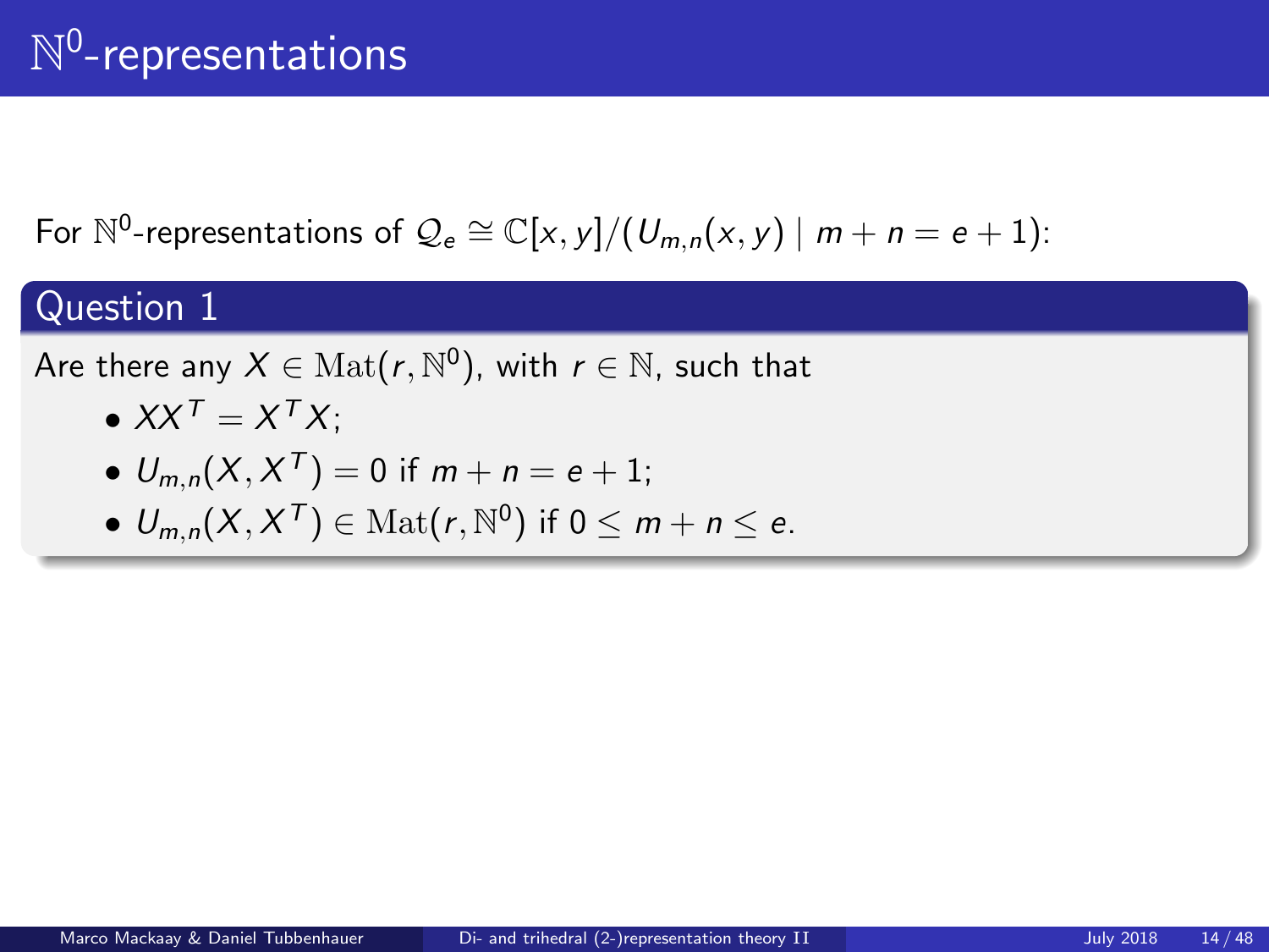# $\mathbb{N}^0$-representations

For $\mathbb{N}^0$-representations of $\mathcal{Q}_e \cong \mathbb{C}[x,y]/(U_{m,n}(x,y) \mid m+n=e+1)$:

## Question 1

Are there any $X \in \mathrm{Mat}(r, \mathbb{N}^0)$, with $r \in \mathbb{N}$, such that

- $XX^T = X^T X$;
- $U_{m,n}(X, X^T) = 0$ if $m+n=e+1$;
- $U_{m,n}(X, X^T) \in \mathrm{Mat}(r, \mathbb{N}^0)$ if $0 \leq m+n \leq e$.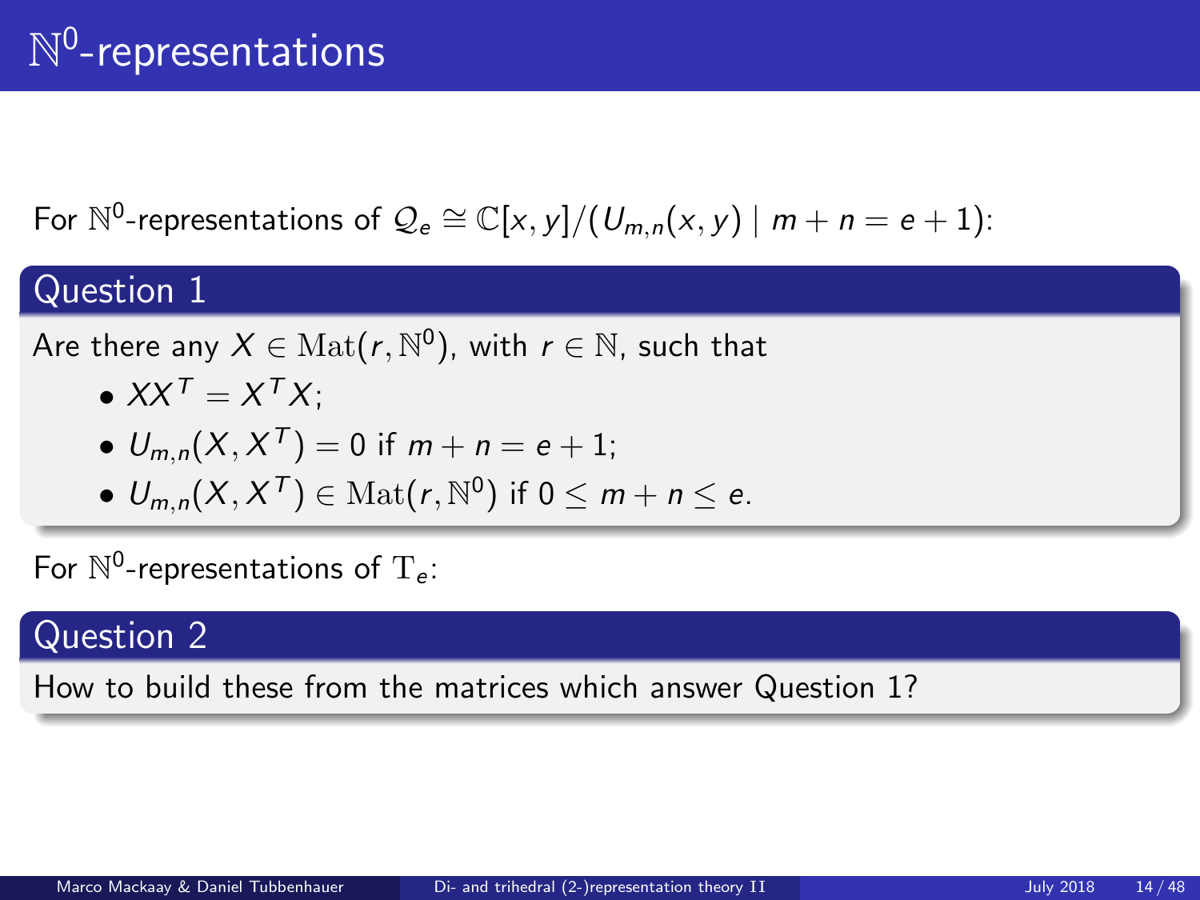# $\mathbb{N}^0$-representations

For $\mathbb{N}^0$-representations of $\mathcal{Q}_e \cong \mathbb{C}[x,y]/(U_{m,n}(x,y) \mid m+n=e+1)$:

## Question 1

Are there any $X \in \mathrm{Mat}(r, \mathbb{N}^0)$, with $r \in \mathbb{N}$, such that

- $XX^T = X^T X$;
- $U_{m,n}(X, X^T) = 0$ if $m+n=e+1$;
- $U_{m,n}(X, X^T) \in \mathrm{Mat}(r, \mathbb{N}^0)$ if $0 \leq m+n \leq e$.

For $\mathbb{N}^0$-representations of $\mathrm{T}_e$:

## Question 2

How to build these from the matrices which answer Question 1?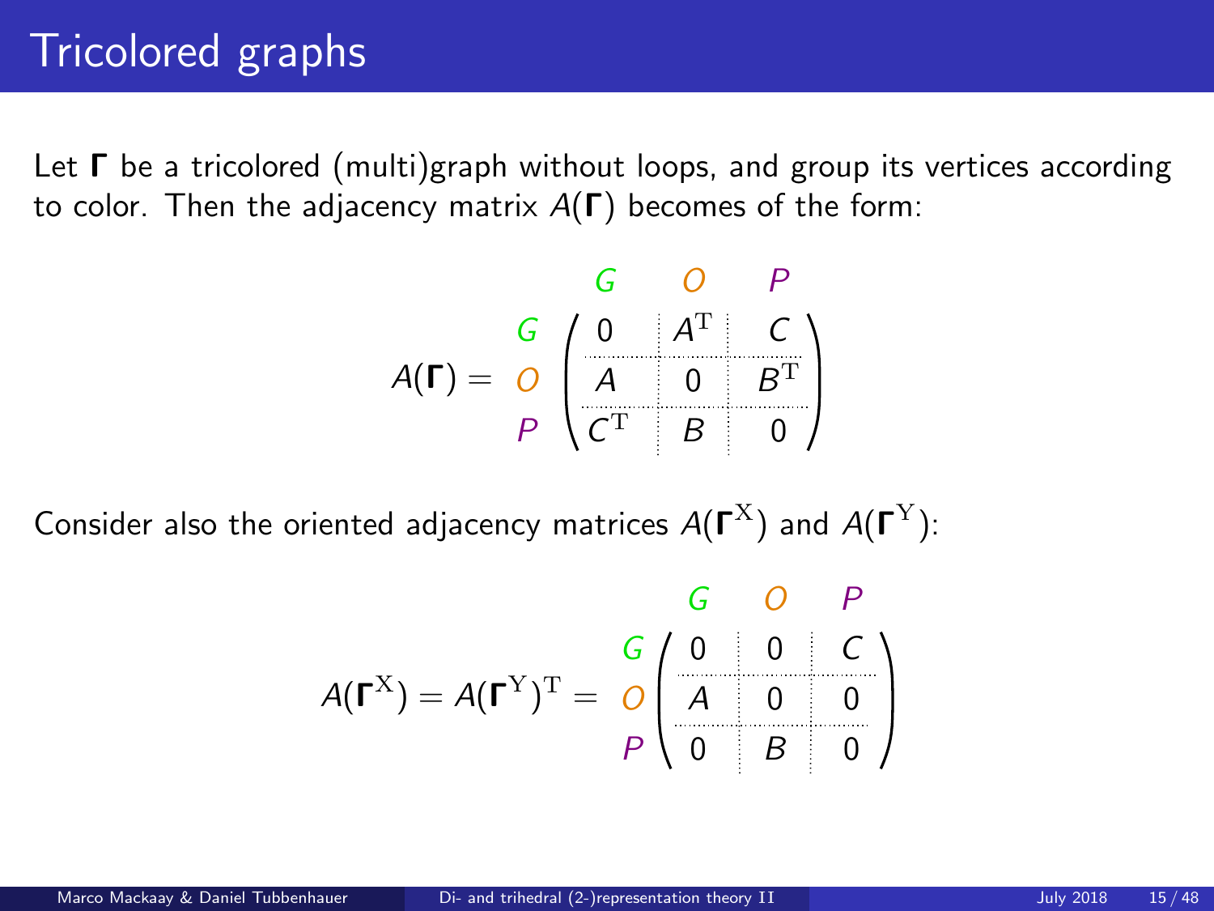# Tricolored graphs

Let $\Gamma$ be a tricolored (multi)graph without loops, and group its vertices according to color. Then the adjacency matrix $A(\Gamma)$ becomes of the form:

$$A(\Gamma) = \begin{array}{c} \\ G \\ O \\ P \end{array} \begin{array}{c} \begin{array}{ccc} G & O & P \end{array} \\ \left(\begin{array}{c|c|c} 0 & A^{\mathrm{T}} & C \\ \hline A & 0 & B^{\mathrm{T}} \\ \hline C^{\mathrm{T}} & B & 0 \end{array}\right) \end{array}$$

Consider also the oriented adjacency matrices $A(\Gamma^{\mathrm{X}})$ and $A(\Gamma^{\mathrm{Y}})$:

$$A(\Gamma^{\mathrm{X}}) = A(\Gamma^{\mathrm{Y}})^{\mathrm{T}} = \begin{array}{c} \\ G \\ O \\ P \end{array} \begin{array}{c} \begin{array}{ccc} G & O & P \end{array} \\ \left(\begin{array}{c|c|c} 0 & 0 & C \\ \hline A & 0 & 0 \\ \hline 0 & B & 0 \end{array}\right) \end{array}$$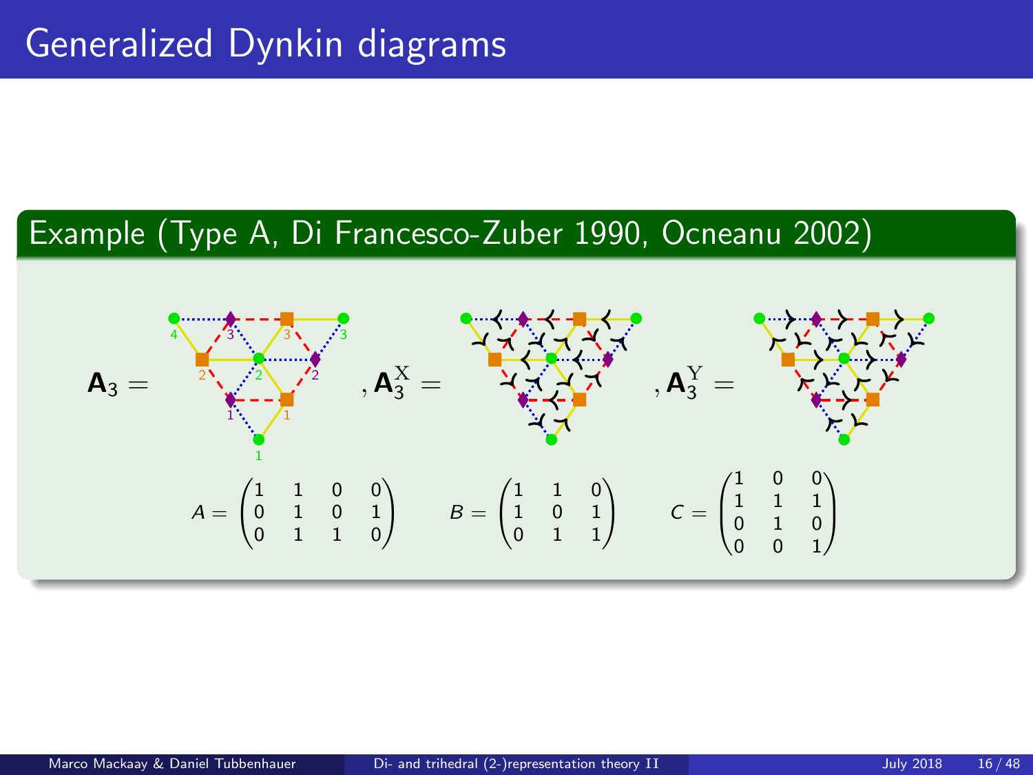# Generalized Dynkin diagrams

**Example (Type A, Di Francesco-Zuber 1990, Ocneanu 2002)**

$\mathbf{A}_3 =$ , $\mathbf{A}_3^{\mathrm{X}} =$ , $\mathbf{A}_3^{\mathrm{Y}} =$

$$A = \begin{pmatrix} 1 & 1 & 0 & 0 \\ 0 & 1 & 0 & 1 \\ 0 & 1 & 1 & 0 \end{pmatrix} \quad B = \begin{pmatrix} 1 & 1 & 0 \\ 1 & 0 & 1 \\ 0 & 1 & 1 \end{pmatrix} \quad C = \begin{pmatrix} 1 & 0 & 0 \\ 1 & 1 & 1 \\ 0 & 1 & 0 \\ 0 & 0 & 1 \end{pmatrix}$$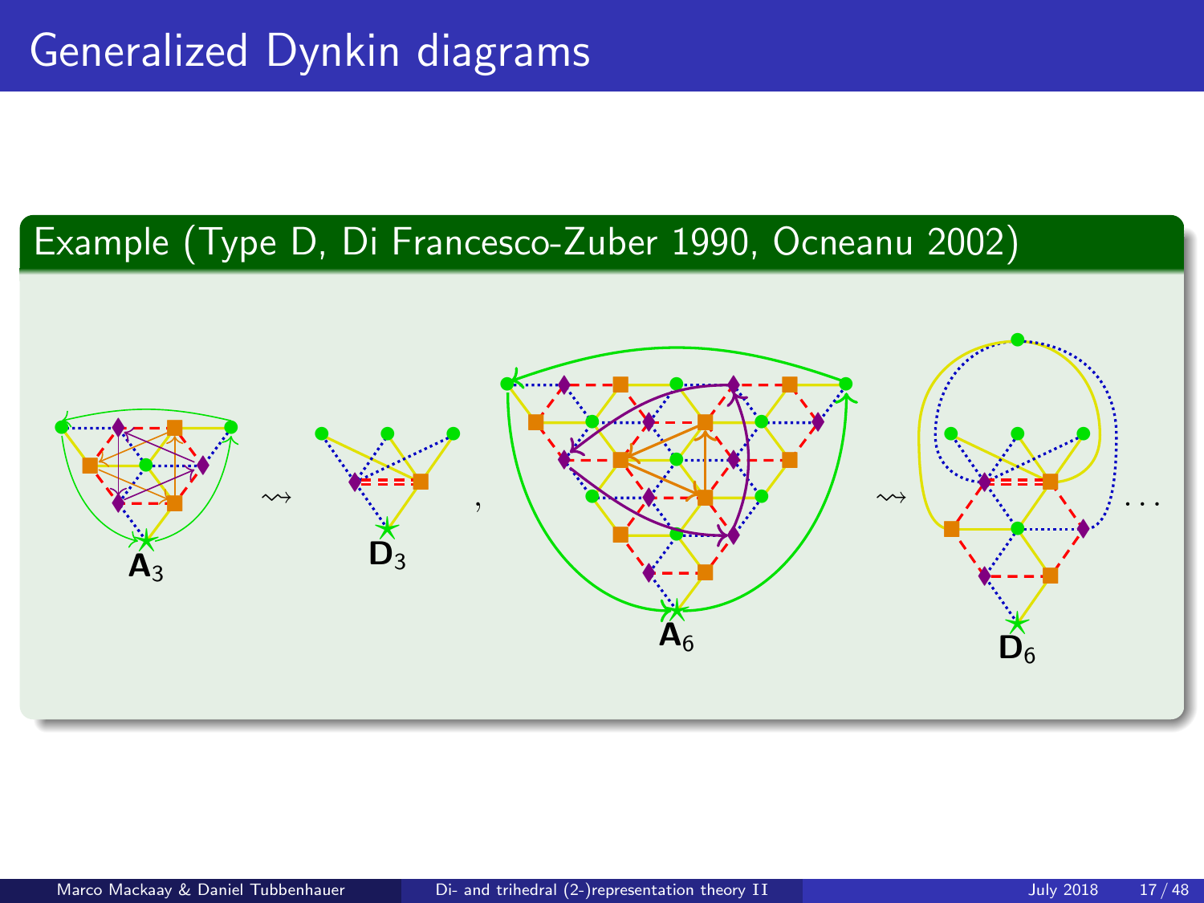# Generalized Dynkin diagrams

## Example (Type D, Di Francesco-Zuber 1990, Ocneanu 2002)

$\mathbf{A}_3 \rightsquigarrow \mathbf{D}_3$, $\mathbf{A}_6 \rightsquigarrow \mathbf{D}_6$ ...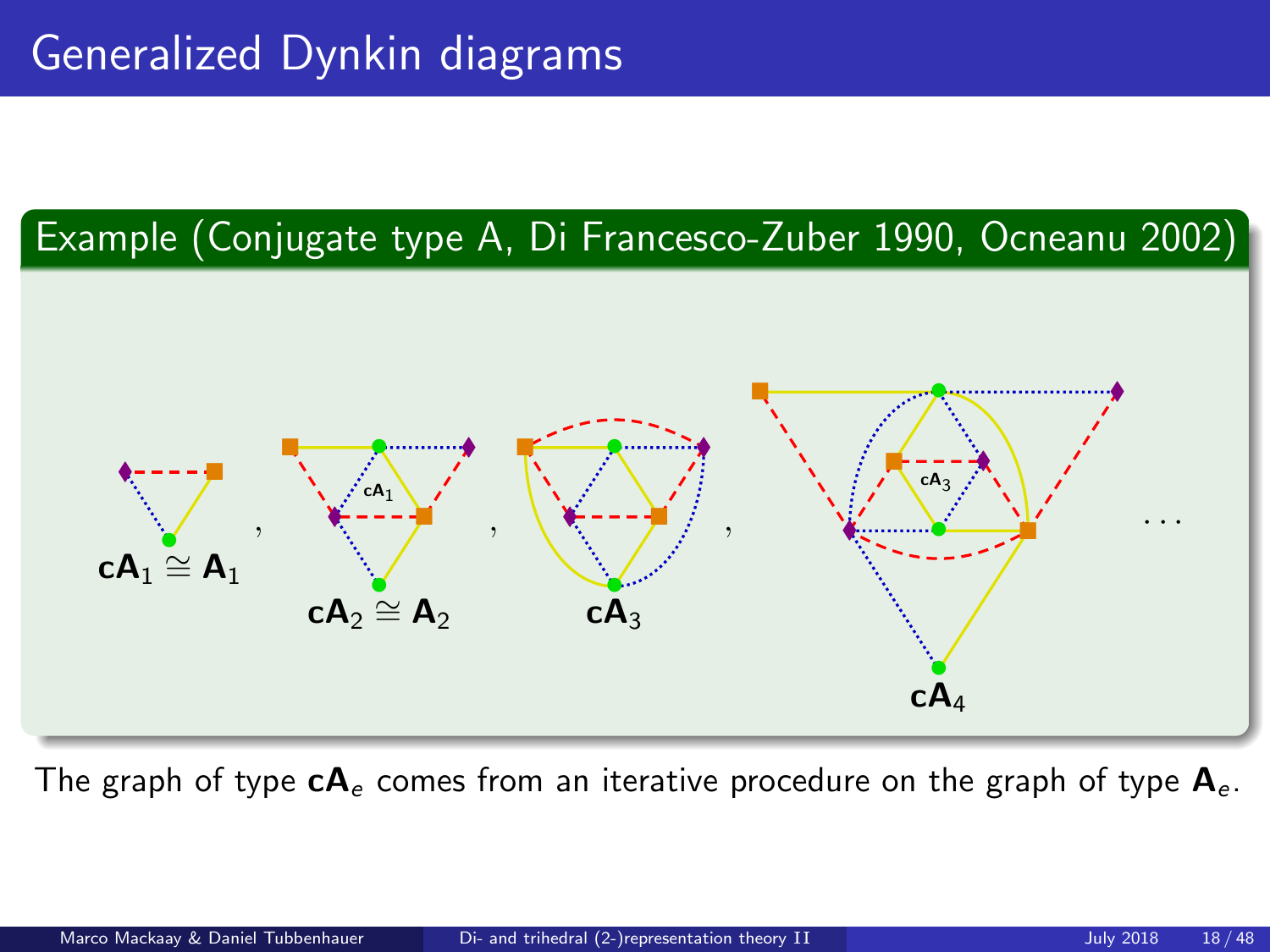# Generalized Dynkin diagrams

**Example (Conjugate type A, Di Francesco-Zuber 1990, Ocneanu 2002)**

$\mathbf{cA}_1 \cong \mathbf{A}_1$, $\mathbf{cA}_2 \cong \mathbf{A}_2$, $\mathbf{cA}_3$, $\mathbf{cA}_4$, ...

The graph of type $\mathbf{cA}_e$ comes from an iterative procedure on the graph of type $\mathbf{A}_e$.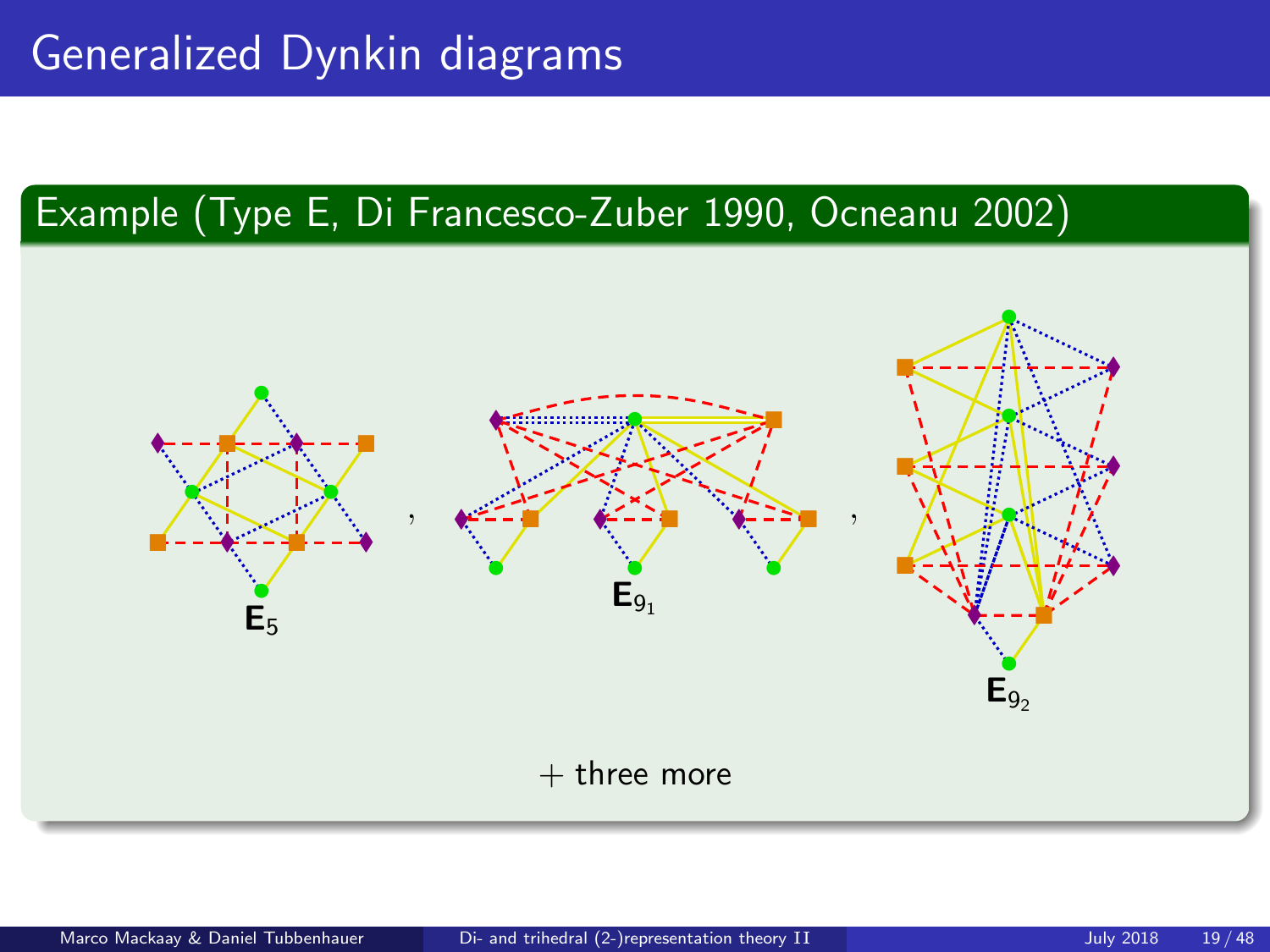# Generalized Dynkin diagrams

## Example (Type E, Di Francesco-Zuber 1990, Ocneanu 2002)

$\mathbf{E}_5$ , $\mathbf{E}_{9_1}$ , $\mathbf{E}_{9_2}$

+ three more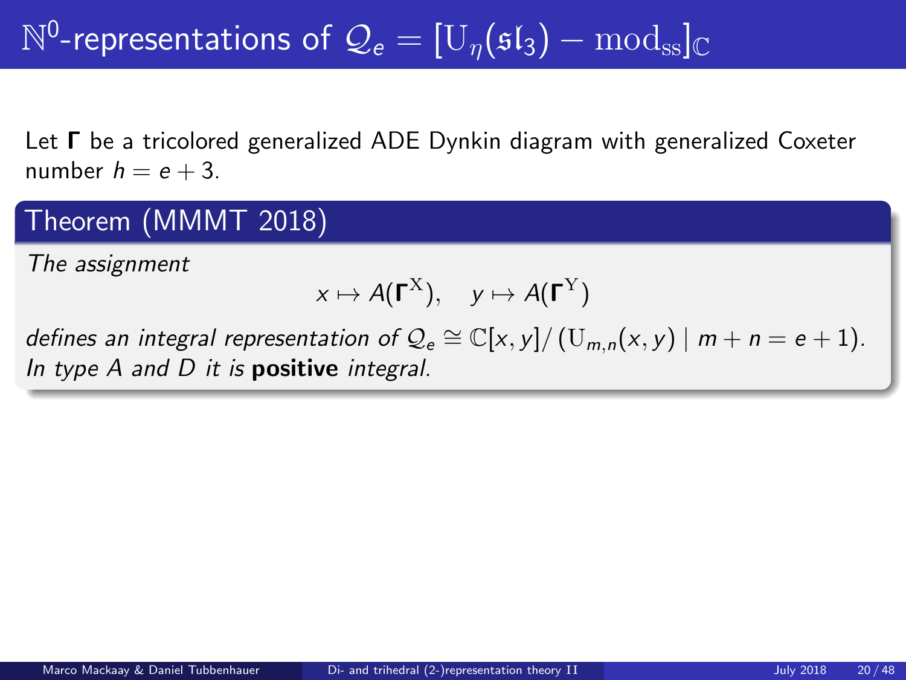# $\mathbb{N}^0$-representations of $\mathcal{Q}_e = [\mathrm{U}_\eta(\mathfrak{sl}_3) - \mathrm{mod}_{\mathrm{ss}}]_\mathbb{C}$

Let $\boldsymbol{\Gamma}$ be a tricolored generalized ADE Dynkin diagram with generalized Coxeter number $h = e + 3$.

## Theorem (MMMT 2018)

*The assignment*

$$x \mapsto A(\boldsymbol{\Gamma}^{\mathrm{X}}), \quad y \mapsto A(\boldsymbol{\Gamma}^{\mathrm{Y}})$$

*defines an integral representation of* $\mathcal{Q}_e \cong \mathbb{C}[x,y]/\left(\mathrm{U}_{m,n}(x,y) \mid m+n = e+1\right)$. *In type A and D it is* **positive** *integral.*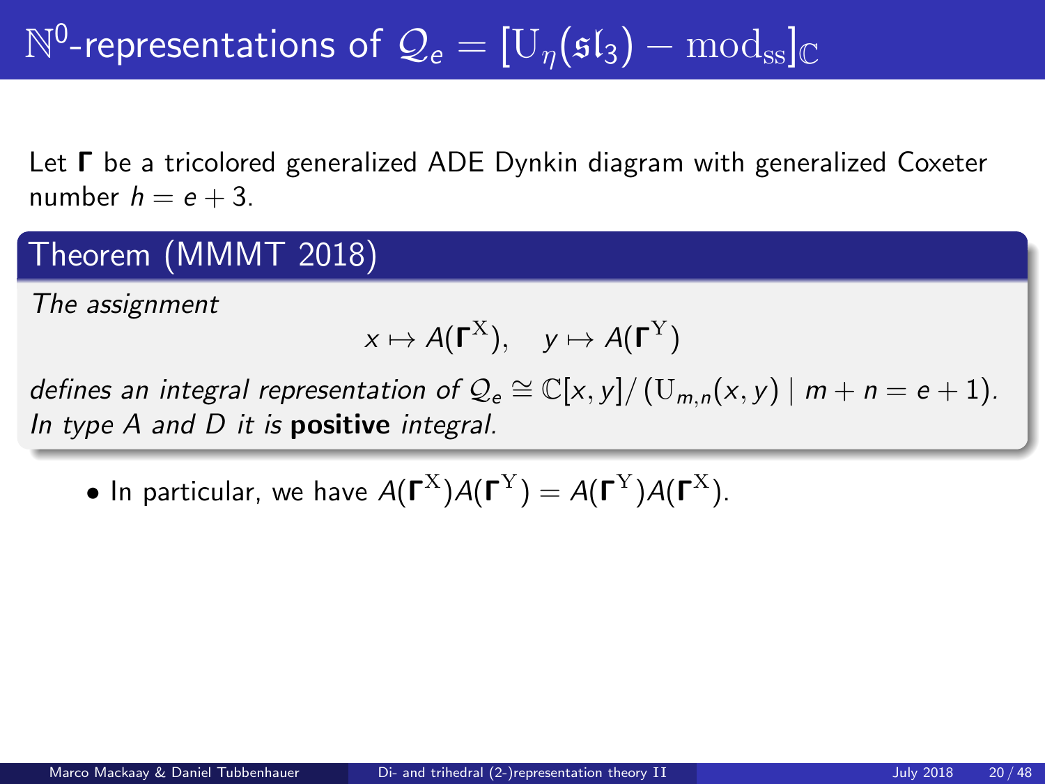# $\mathbb{N}^0$-representations of $\mathcal{Q}_e = [\mathrm{U}_\eta(\mathfrak{sl}_3) - \mathrm{mod}_{\mathrm{ss}}]_{\mathbb{C}}$

Let $\mathbf{\Gamma}$ be a tricolored generalized ADE Dynkin diagram with generalized Coxeter number $h = e + 3$.

## Theorem (MMMT 2018)

*The assignment*

$$x \mapsto A(\mathbf{\Gamma}^{\mathrm{X}}), \quad y \mapsto A(\mathbf{\Gamma}^{\mathrm{Y}})$$

*defines an integral representation of* $\mathcal{Q}_e \cong \mathbb{C}[x, y] / (\mathrm{U}_{m,n}(x, y) \mid m + n = e + 1)$. *In type A and D it is* **positive** *integral.*

- In particular, we have $A(\mathbf{\Gamma}^{\mathrm{X}})A(\mathbf{\Gamma}^{\mathrm{Y}}) = A(\mathbf{\Gamma}^{\mathrm{Y}})A(\mathbf{\Gamma}^{\mathrm{X}})$.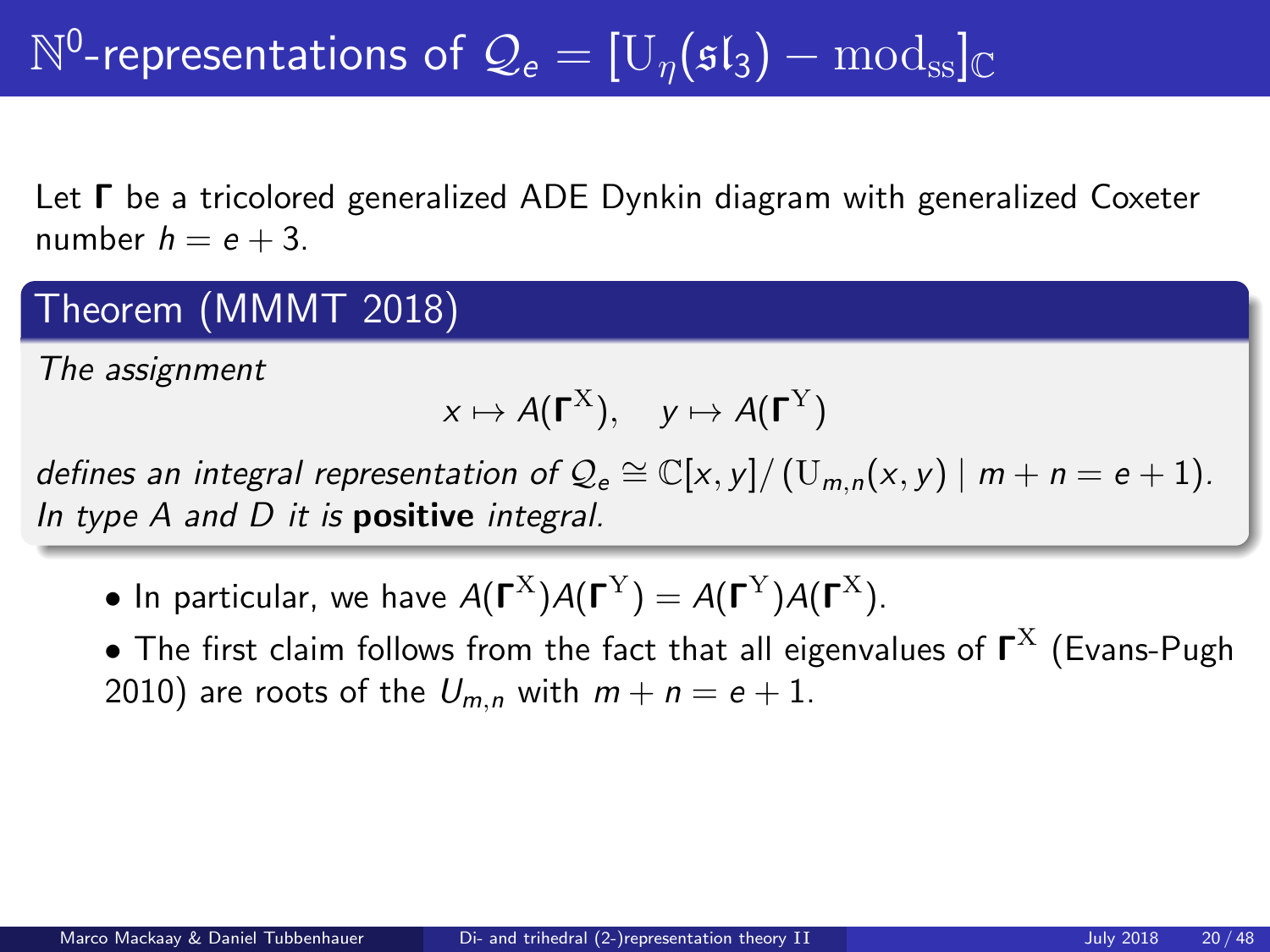# $\mathbb{N}^0$-representations of $\mathcal{Q}_e = [\mathrm{U}_\eta(\mathfrak{sl}_3) - \mathrm{mod}_{\mathrm{ss}}]_{\mathbb{C}}$

Let $\boldsymbol{\Gamma}$ be a tricolored generalized ADE Dynkin diagram with generalized Coxeter number $h = e + 3$.

## Theorem (MMMT 2018)

*The assignment*

$$x \mapsto A(\boldsymbol{\Gamma}^{\mathrm{X}}), \quad y \mapsto A(\boldsymbol{\Gamma}^{\mathrm{Y}})$$

*defines an integral representation of* $\mathcal{Q}_e \cong \mathbb{C}[x,y]/\left(\mathrm{U}_{m,n}(x,y) \mid m+n = e+1\right)$*.* *In type A and D it is* **positive** *integral.*

- In particular, we have $A(\boldsymbol{\Gamma}^{\mathrm{X}})A(\boldsymbol{\Gamma}^{\mathrm{Y}}) = A(\boldsymbol{\Gamma}^{\mathrm{Y}})A(\boldsymbol{\Gamma}^{\mathrm{X}})$.
- The first claim follows from the fact that all eigenvalues of $\boldsymbol{\Gamma}^{\mathrm{X}}$ (Evans-Pugh 2010) are roots of the $U_{m,n}$ with $m+n = e+1$.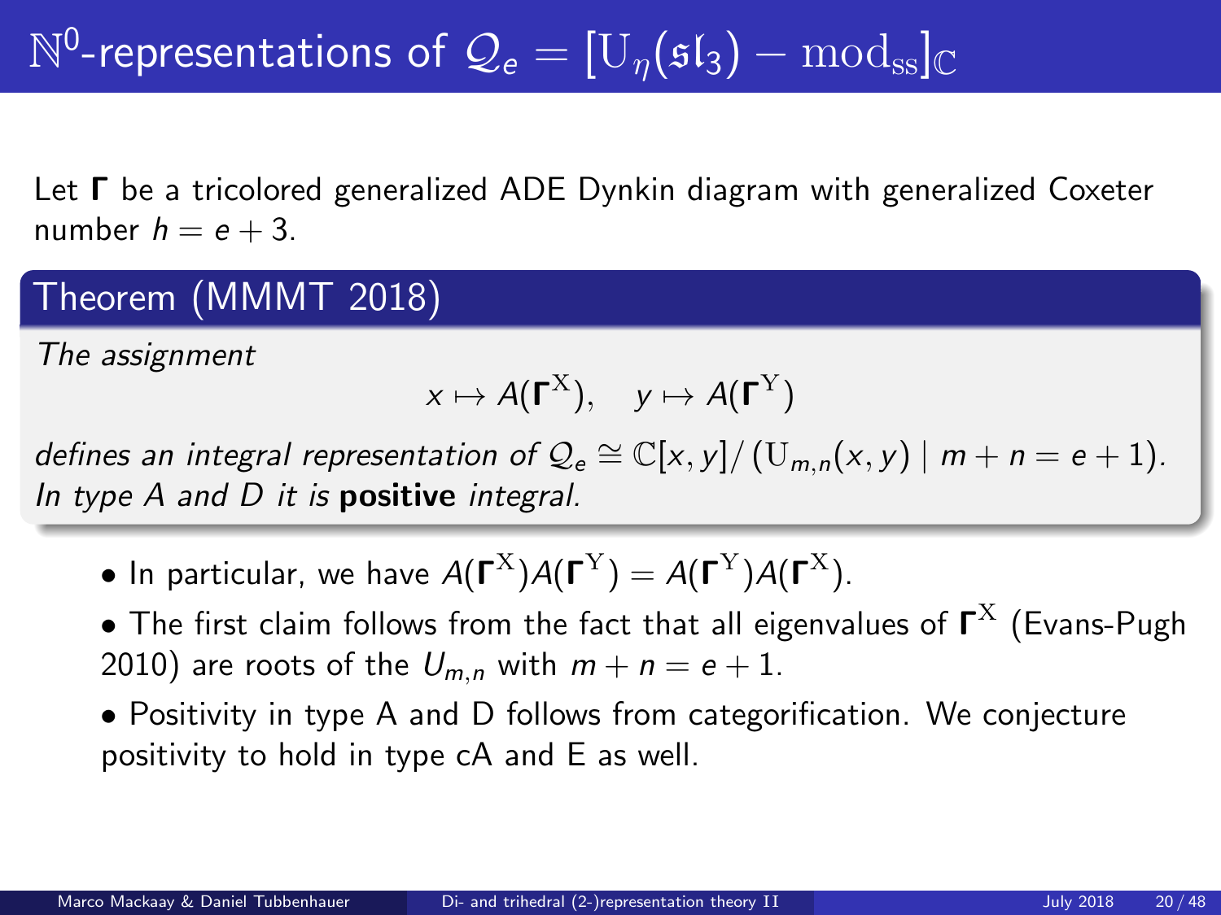# $\mathbb{N}^0$-representations of $\mathcal{Q}_e = [\mathrm{U}_\eta(\mathfrak{sl}_3) - \mathrm{mod}_{\mathrm{ss}}]_{\mathbb{C}}$

Let $\mathbf{\Gamma}$ be a tricolored generalized ADE Dynkin diagram with generalized Coxeter number $h = e + 3$.

**Theorem (MMMT 2018)**

*The assignment*

$$x \mapsto A(\mathbf{\Gamma}^{\mathrm{X}}), \quad y \mapsto A(\mathbf{\Gamma}^{\mathrm{Y}})$$

*defines an integral representation of $\mathcal{Q}_e \cong \mathbb{C}[x,y]/\left(\mathrm{U}_{m,n}(x,y) \mid m+n = e+1\right)$. In type A and D it is* **positive** *integral.*

- In particular, we have $A(\mathbf{\Gamma}^{\mathrm{X}})A(\mathbf{\Gamma}^{\mathrm{Y}}) = A(\mathbf{\Gamma}^{\mathrm{Y}})A(\mathbf{\Gamma}^{\mathrm{X}})$.
- The first claim follows from the fact that all eigenvalues of $\mathbf{\Gamma}^{\mathrm{X}}$ (Evans-Pugh 2010) are roots of the $U_{m,n}$ with $m+n = e+1$.
- Positivity in type A and D follows from categorification. We conjecture positivity to hold in type cA and E as well.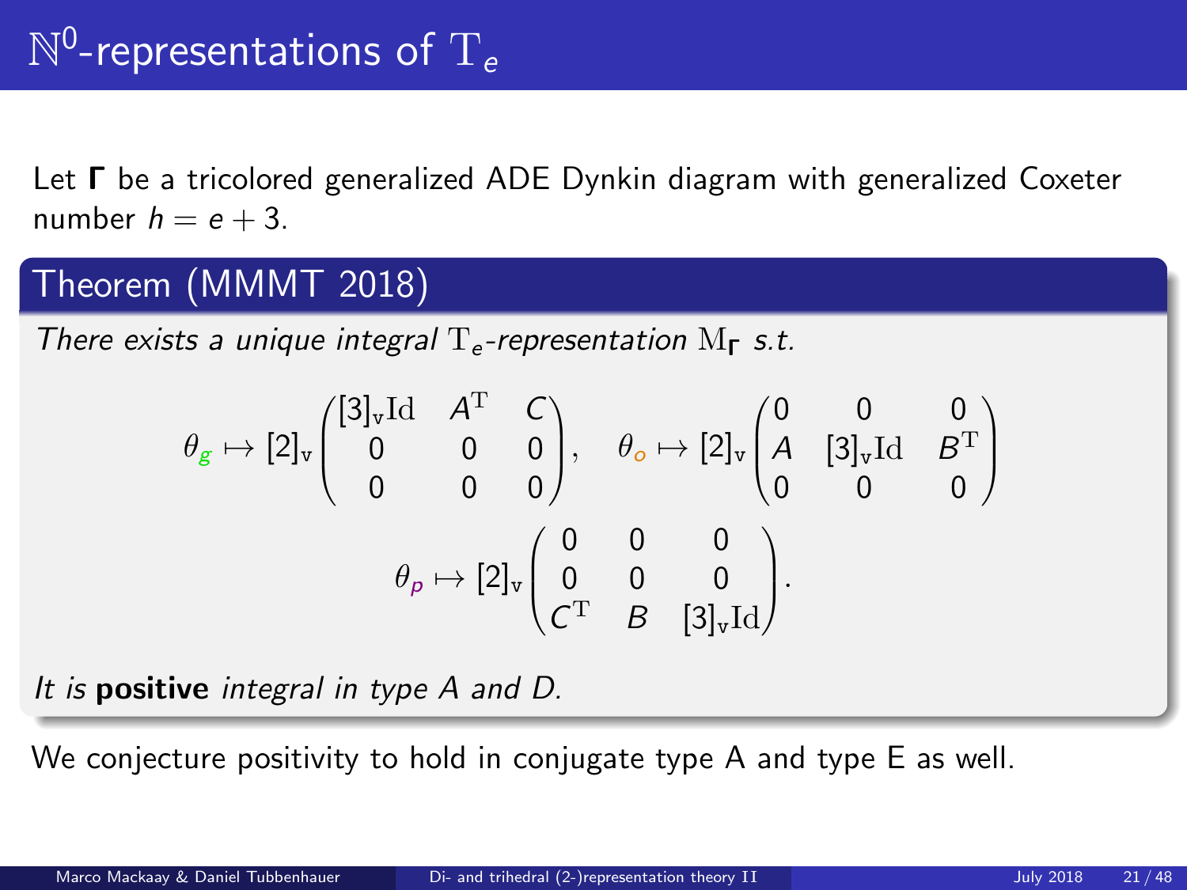# $\mathbb{N}^0$-representations of $\mathrm{T}_e$

Let $\Gamma$ be a tricolored generalized ADE Dynkin diagram with generalized Coxeter number $h = e + 3$.

**Theorem (MMMT 2018)**

*There exists a unique integral $\mathrm{T}_e$-representation $\mathrm{M}_\Gamma$ s.t.*

$$\theta_g \mapsto [2]_v \begin{pmatrix} [3]_v\mathrm{Id} & A^{\mathrm{T}} & C \\ 0 & 0 & 0 \\ 0 & 0 & 0 \end{pmatrix}, \quad \theta_o \mapsto [2]_v \begin{pmatrix} 0 & 0 & 0 \\ A & [3]_v\mathrm{Id} & B^{\mathrm{T}} \\ 0 & 0 & 0 \end{pmatrix}$$

$$\theta_p \mapsto [2]_v \begin{pmatrix} 0 & 0 & 0 \\ 0 & 0 & 0 \\ C^{\mathrm{T}} & B & [3]_v\mathrm{Id} \end{pmatrix}.$$

*It is* **positive** *integral in type A and D.*

We conjecture positivity to hold in conjugate type A and type E as well.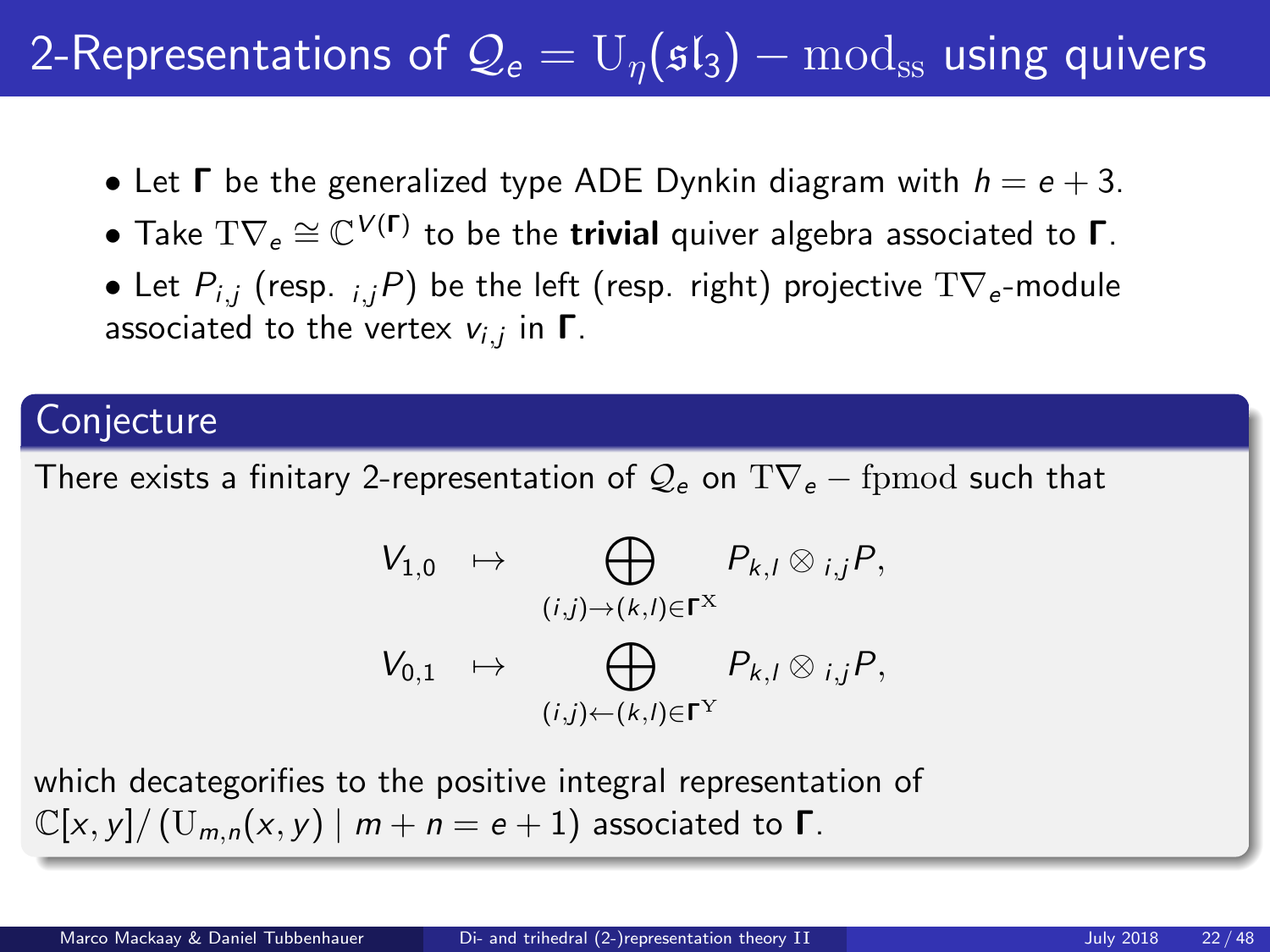# 2-Representations of $\mathcal{Q}_e = \mathrm{U}_\eta(\mathfrak{sl}_3) - \mathrm{mod}_{\mathrm{ss}}$ using quivers

- Let $\boldsymbol{\Gamma}$ be the generalized type ADE Dynkin diagram with $h = e + 3$.
- Take $\mathrm{T}\nabla_e \cong \mathbb{C}^{V(\boldsymbol{\Gamma})}$ to be the **trivial** quiver algebra associated to $\boldsymbol{\Gamma}$.
- Let $P_{i,j}$ (resp. ${}_{i,j}P$) be the left (resp. right) projective $\mathrm{T}\nabla_e$-module associated to the vertex $v_{i,j}$ in $\boldsymbol{\Gamma}$.

## Conjecture

There exists a finitary 2-representation of $\mathcal{Q}_e$ on $\mathrm{T}\nabla_e - \mathrm{fpmod}$ such that

$$V_{1,0} \mapsto \bigoplus_{(i,j)\to(k,l)\in\boldsymbol{\Gamma}^{\mathrm{X}}} P_{k,l} \otimes {}_{i,j}P,$$

$$V_{0,1} \mapsto \bigoplus_{(i,j)\leftarrow(k,l)\in\boldsymbol{\Gamma}^{\mathrm{Y}}} P_{k,l} \otimes {}_{i,j}P,$$

which decategorifies to the positive integral representation of $\mathbb{C}[x,y]/\left(\mathrm{U}_{m,n}(x,y) \mid m+n = e+1\right)$ associated to $\boldsymbol{\Gamma}$.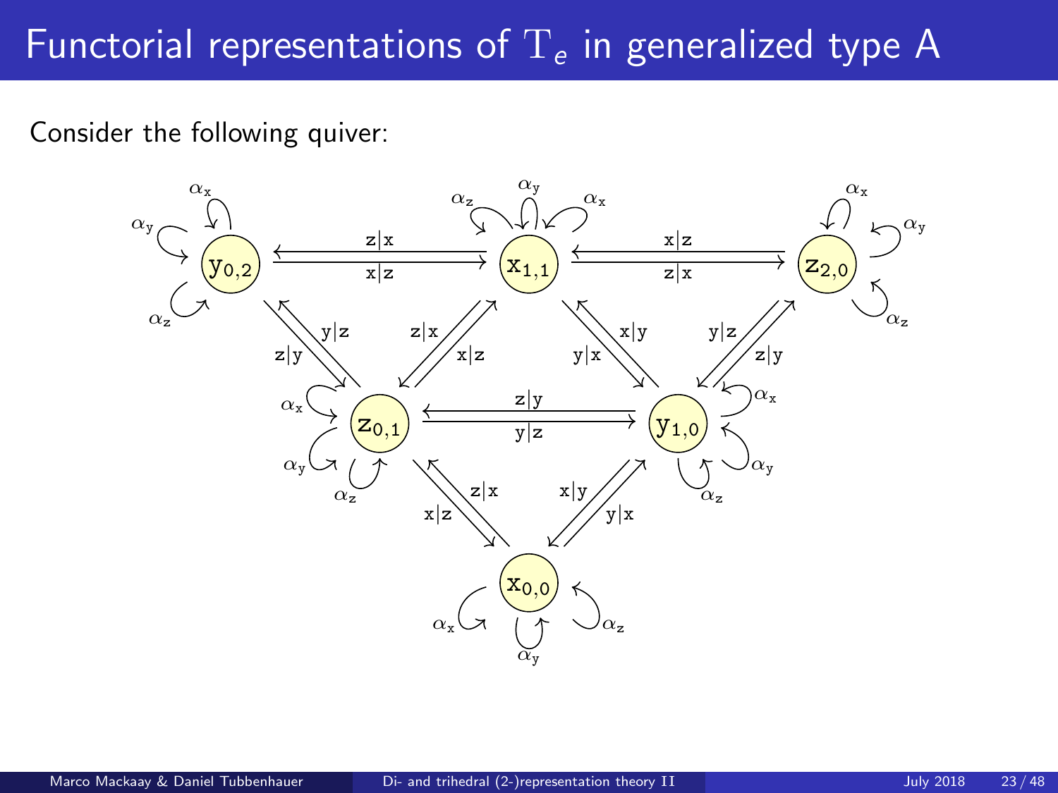# Functorial representations of $\mathrm{T}_e$ in generalized type A

Consider the following quiver: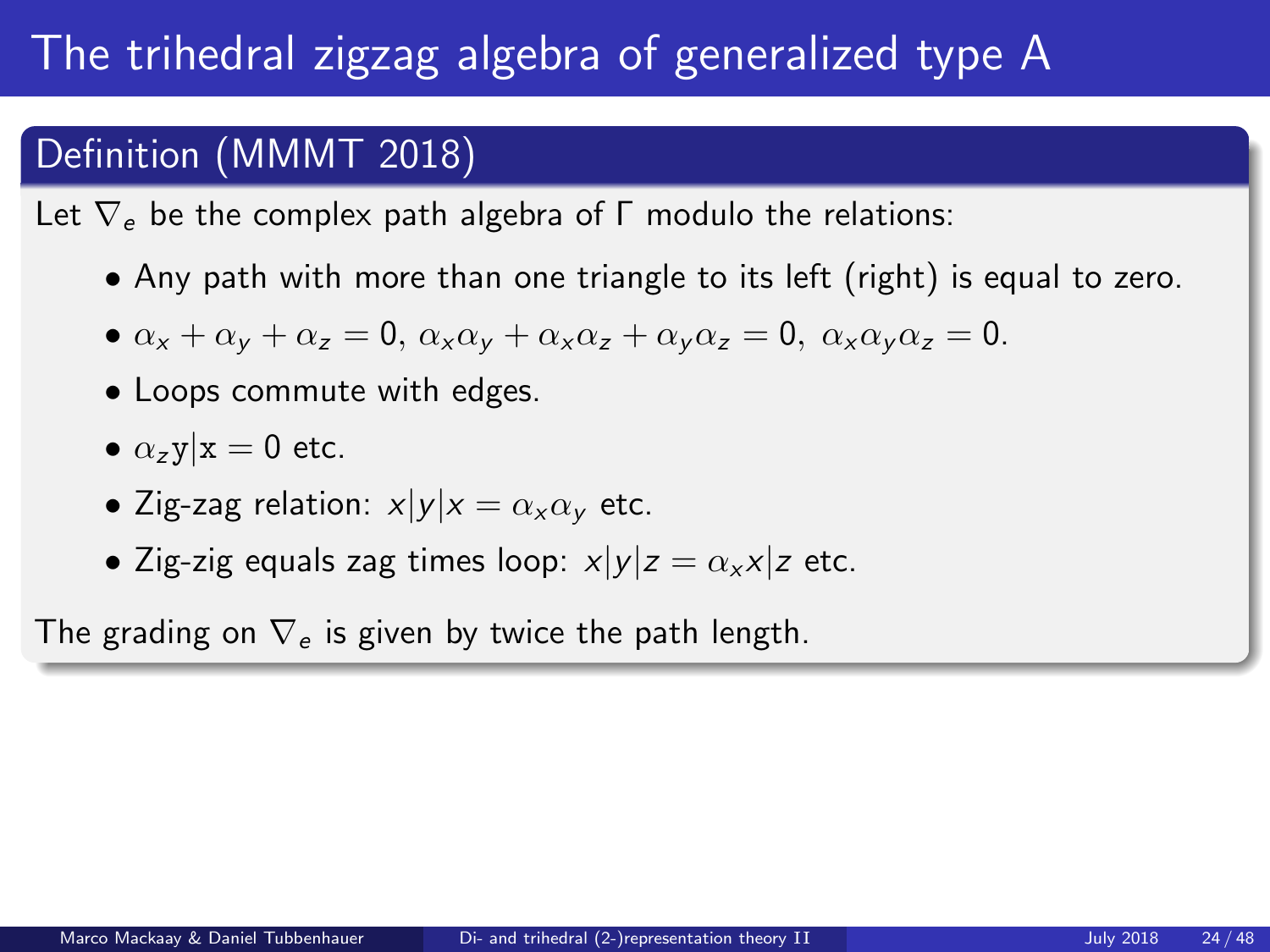# The trihedral zigzag algebra of generalized type A

## Definition (MMMT 2018)

Let $\nabla_e$ be the complex path algebra of $\Gamma$ modulo the relations:

- Any path with more than one triangle to its left (right) is equal to zero.
- $\alpha_x + \alpha_y + \alpha_z = 0$, $\alpha_x\alpha_y + \alpha_x\alpha_z + \alpha_y\alpha_z = 0$, $\alpha_x\alpha_y\alpha_z = 0$.
- Loops commute with edges.
- $\alpha_z \mathrm{y}|\mathrm{x} = 0$ etc.
- Zig-zag relation: $x|y|x = \alpha_x\alpha_y$ etc.
- Zig-zig equals zag times loop: $x|y|z = \alpha_x x|z$ etc.

The grading on $\nabla_e$ is given by twice the path length.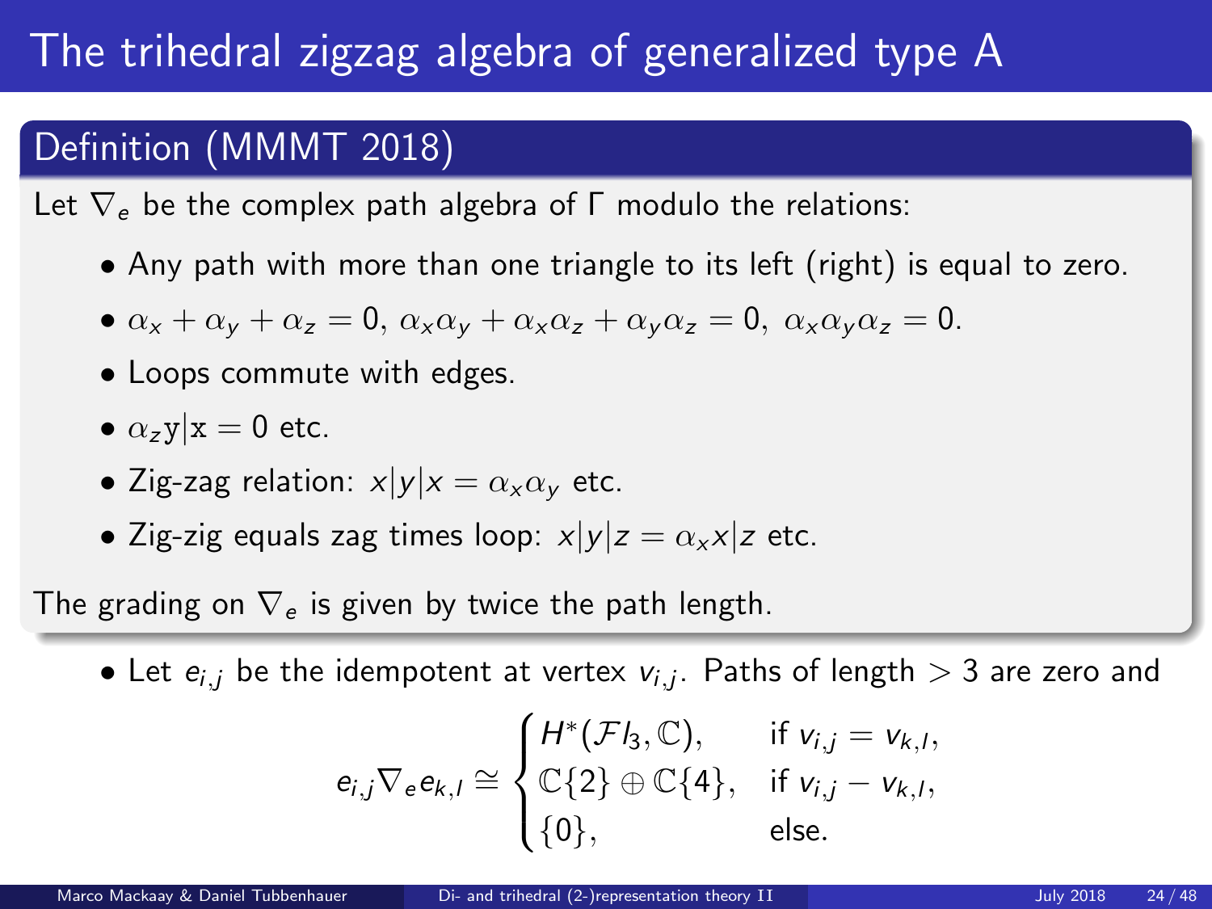# The trihedral zigzag algebra of generalized type A

## Definition (MMMT 2018)

Let $\nabla_e$ be the complex path algebra of $\Gamma$ modulo the relations:

- Any path with more than one triangle to its left (right) is equal to zero.
- $\alpha_x + \alpha_y + \alpha_z = 0,\ \alpha_x\alpha_y + \alpha_x\alpha_z + \alpha_y\alpha_z = 0,\ \alpha_x\alpha_y\alpha_z = 0.$
- Loops commute with edges.
- $\alpha_z \mathrm{y}|\mathrm{x} = 0$ etc.
- Zig-zag relation: $x|y|x = \alpha_x\alpha_y$ etc.
- Zig-zig equals zag times loop: $x|y|z = \alpha_x x|z$ etc.

The grading on $\nabla_e$ is given by twice the path length.

- Let $e_{i,j}$ be the idempotent at vertex $v_{i,j}$. Paths of length $> 3$ are zero and

$$e_{i,j}\nabla_e e_{k,l} \cong \begin{cases} H^*(\mathcal{F}l_3, \mathbb{C}), & \text{if } v_{i,j} = v_{k,l}, \\ \mathbb{C}\{2\} \oplus \mathbb{C}\{4\}, & \text{if } v_{i,j} - v_{k,l}, \\ \{0\}, & \text{else.} \end{cases}$$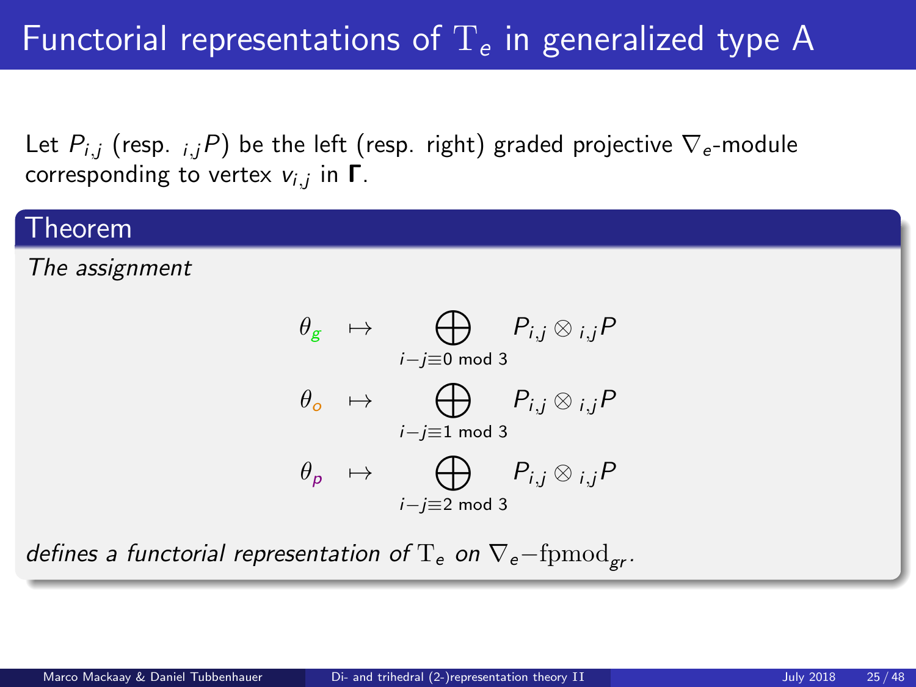# Functorial representations of $\mathrm{T}_e$ in generalized type A

Let $P_{i,j}$ (resp. ${}_{i,j}P$) be the left (resp. right) graded projective $\nabla_e$-module corresponding to vertex $v_{i,j}$ in $\mathbf{\Gamma}$.

**Theorem**

*The assignment*

$$
\begin{aligned}
\theta_g &\mapsto \bigoplus_{i-j\equiv 0 \bmod 3} P_{i,j} \otimes {}_{i,j}P \\
\theta_o &\mapsto \bigoplus_{i-j\equiv 1 \bmod 3} P_{i,j} \otimes {}_{i,j}P \\
\theta_p &\mapsto \bigoplus_{i-j\equiv 2 \bmod 3} P_{i,j} \otimes {}_{i,j}P
\end{aligned}
$$

*defines a functorial representation of* $\mathrm{T}_e$ *on* $\nabla_e\mathrm{-fpmod}_{gr}$.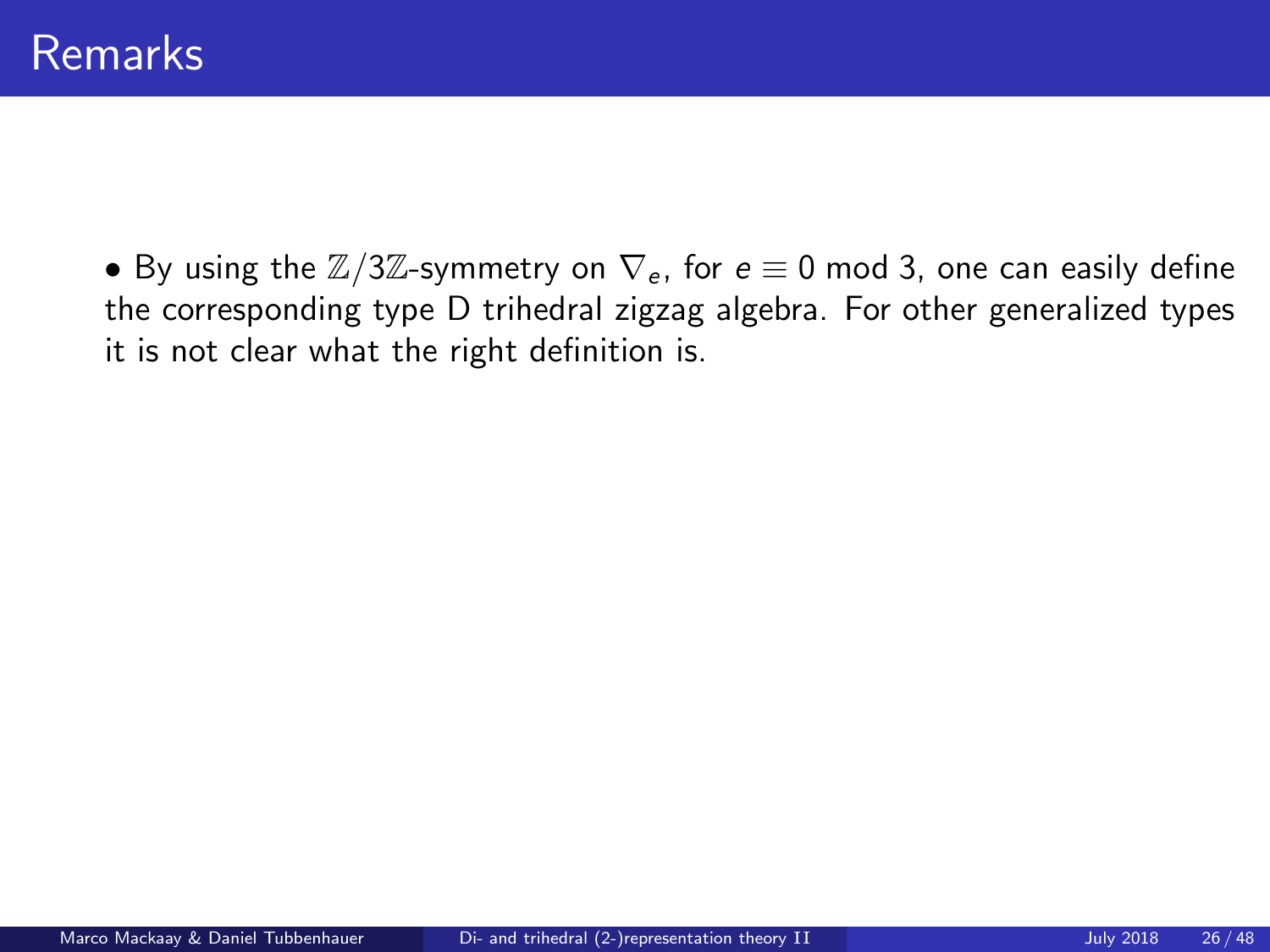# Remarks

- By using the $\mathbb{Z}/3\mathbb{Z}$-symmetry on $\nabla_e$, for $e \equiv 0 \bmod 3$, one can easily define the corresponding type D trihedral zigzag algebra. For other generalized types it is not clear what the right definition is.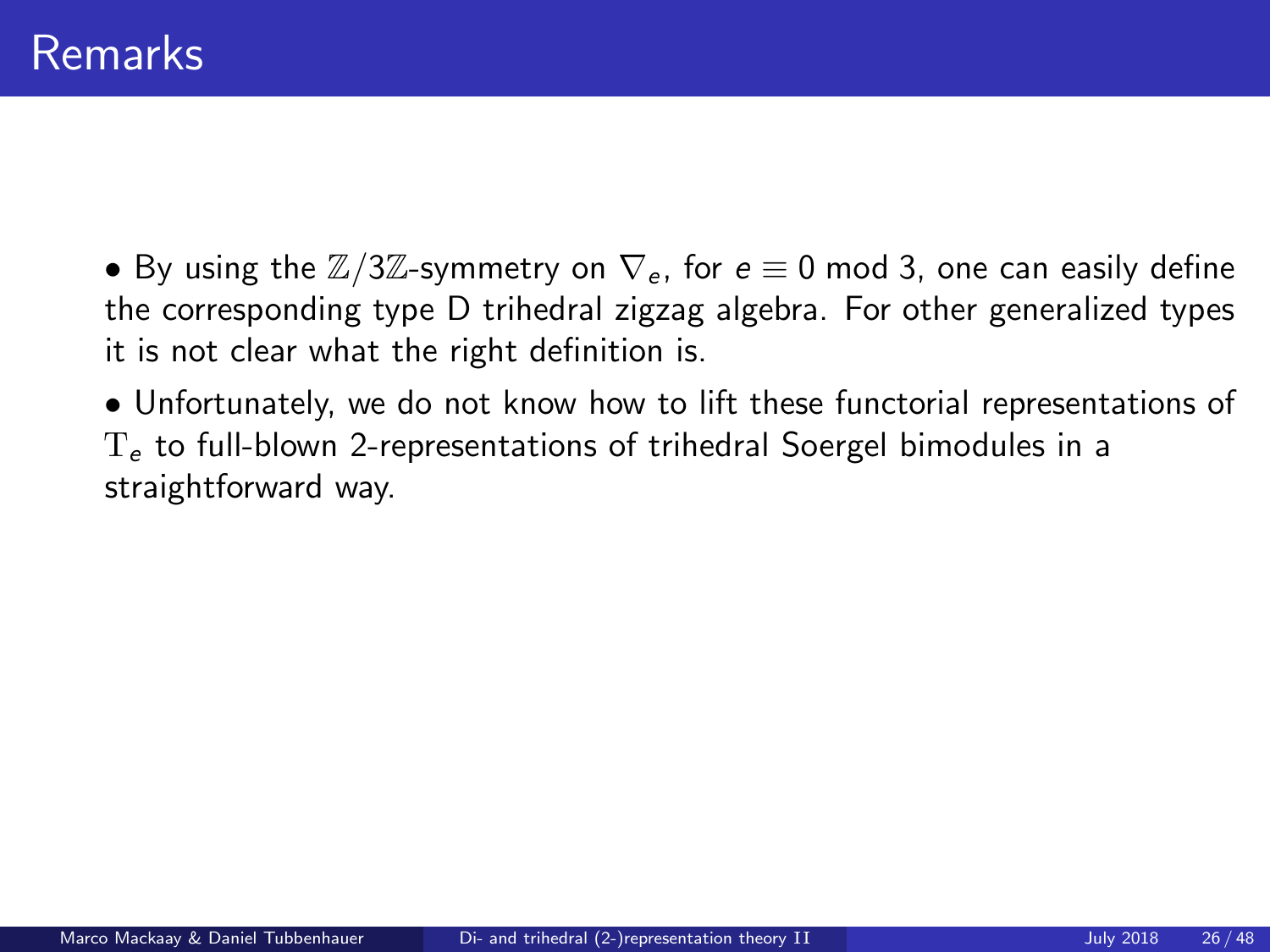# Remarks

- By using the $\mathbb{Z}/3\mathbb{Z}$-symmetry on $\nabla_e$, for $e \equiv 0 \bmod 3$, one can easily define the corresponding type D trihedral zigzag algebra. For other generalized types it is not clear what the right definition is.
- Unfortunately, we do not know how to lift these functorial representations of $\mathrm{T}_e$ to full-blown 2-representations of trihedral Soergel bimodules in a straightforward way.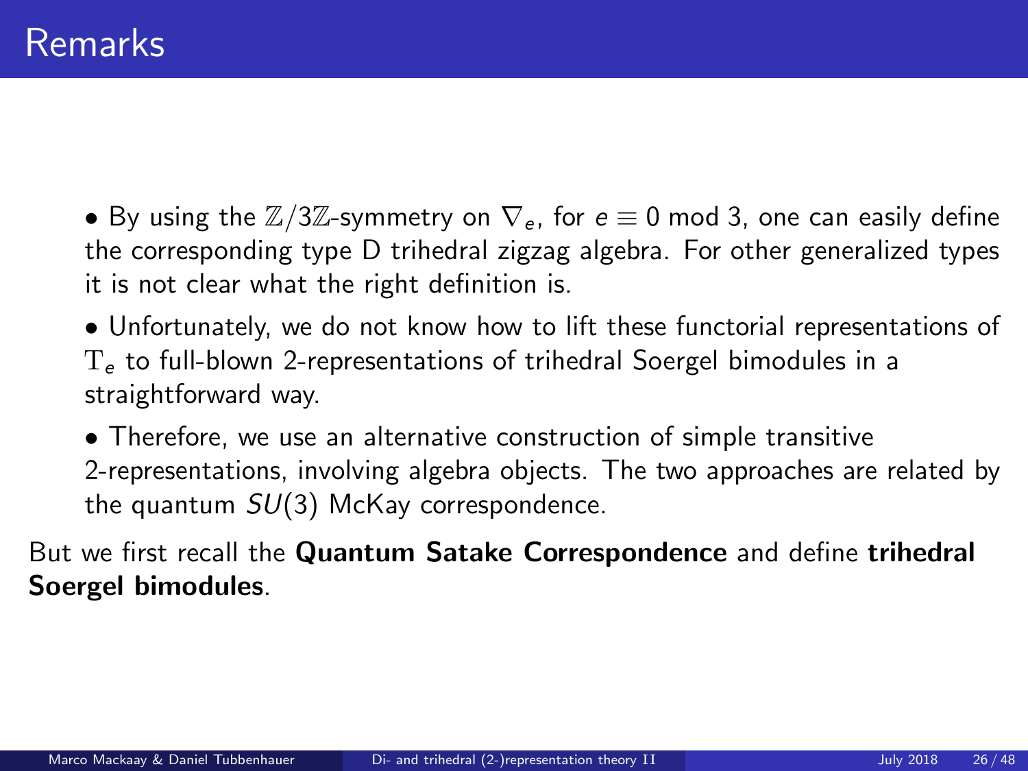# Remarks

- By using the $\mathbb{Z}/3\mathbb{Z}$-symmetry on $\nabla_e$, for $e \equiv 0 \bmod 3$, one can easily define the corresponding type D trihedral zigzag algebra. For other generalized types it is not clear what the right definition is.
- Unfortunately, we do not know how to lift these functorial representations of $\mathrm{T}_e$ to full-blown 2-representations of trihedral Soergel bimodules in a straightforward way.
- Therefore, we use an alternative construction of simple transitive 2-representations, involving algebra objects. The two approaches are related by the quantum $SU(3)$ McKay correspondence.

But we first recall the **Quantum Satake Correspondence** and define **trihedral Soergel bimodules**.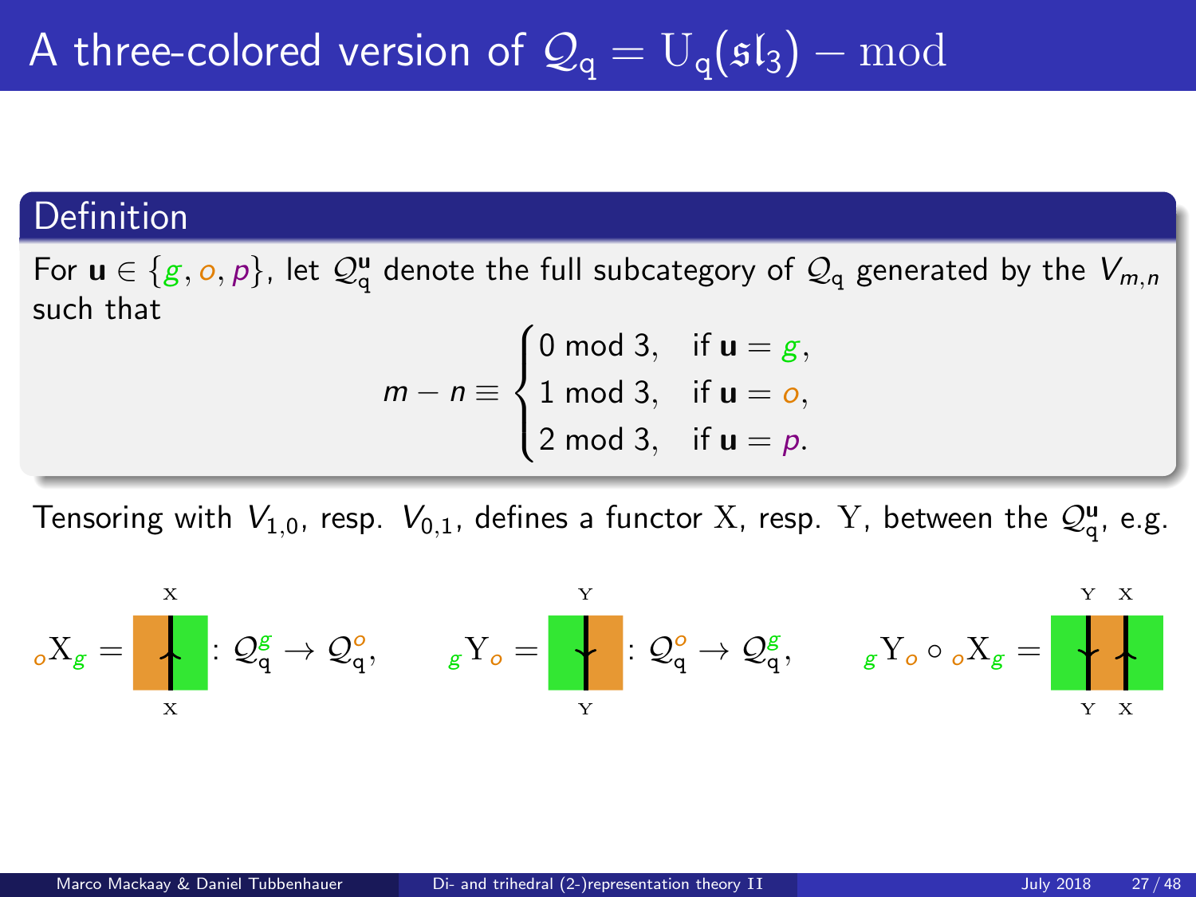# A three-colored version of $\mathcal{Q}_q = U_q(\mathfrak{sl}_3) - \mathrm{mod}$

**Definition**

For $\mathbf{u} \in \{g, o, p\}$, let $\mathcal{Q}_q^{\mathbf{u}}$ denote the full subcategory of $\mathcal{Q}_q$ generated by the $V_{m,n}$ such that

$$m - n \equiv \begin{cases} 0 \bmod 3, & \text{if } \mathbf{u} = g, \\ 1 \bmod 3, & \text{if } \mathbf{u} = o, \\ 2 \bmod 3, & \text{if } \mathbf{u} = p. \end{cases}$$

Tensoring with $V_{1,0}$, resp. $V_{0,1}$, defines a functor $\mathrm{X}$, resp. $\mathrm{Y}$, between the $\mathcal{Q}_q^{\mathbf{u}}$, e.g.

$${}_o\mathrm{X}_g = \text{[diagram]} : \mathcal{Q}_q^g \to \mathcal{Q}_q^o, \qquad {}_g\mathrm{Y}_o = \text{[diagram]} : \mathcal{Q}_q^o \to \mathcal{Q}_q^g, \qquad {}_g\mathrm{Y}_o \circ {}_o\mathrm{X}_g = \text{[diagram]}$$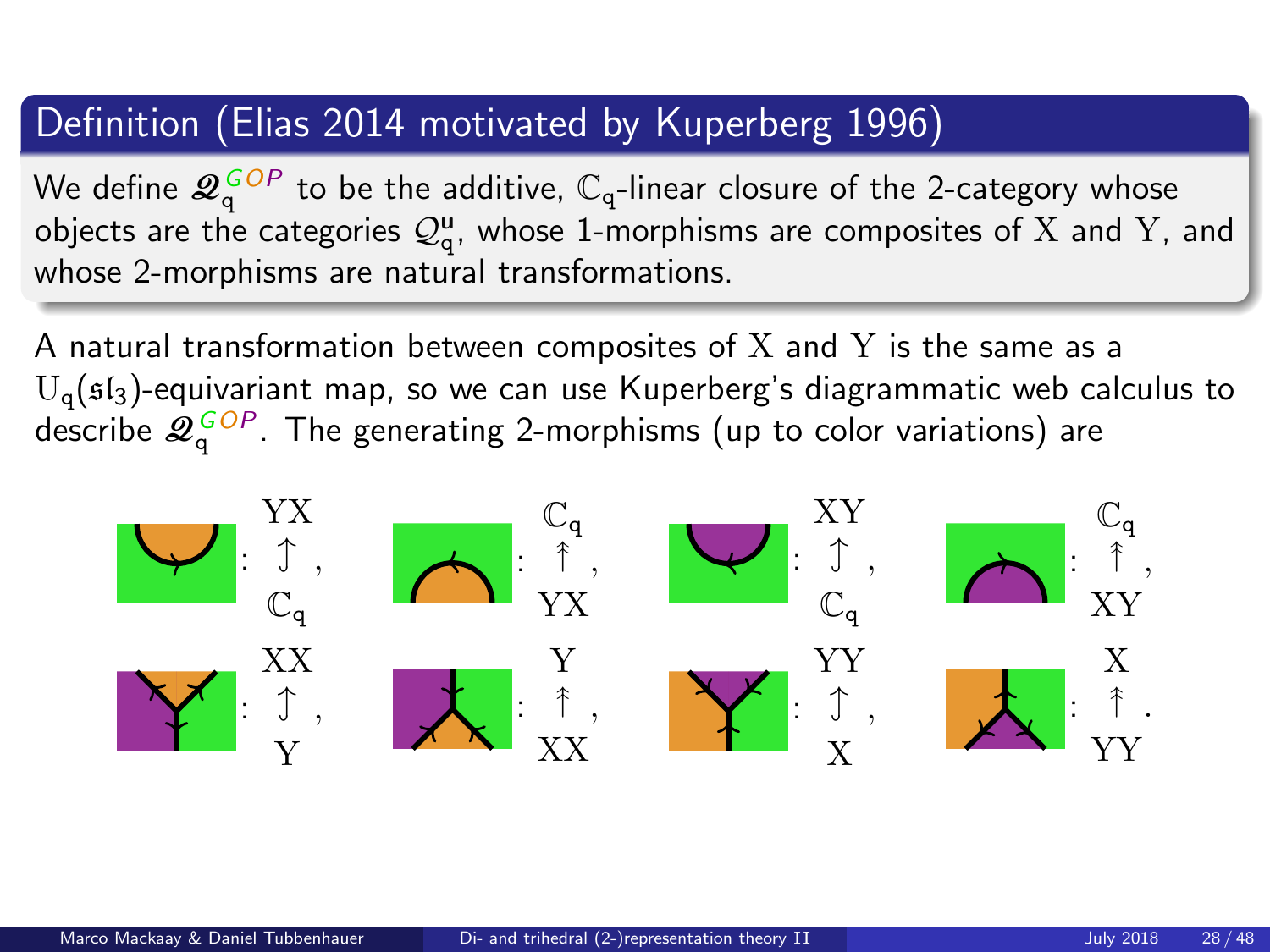## Definition (Elias 2014 motivated by Kuperberg 1996)

We define $\mathscr{Q}_{\mathtt{q}}^{GOP}$ to be the additive, $\mathbb{C}_{\mathtt{q}}$-linear closure of the 2-category whose objects are the categories $\mathcal{Q}_{\mathtt{q}}^{\mathtt{u}}$, whose 1-morphisms are composites of $\mathrm{X}$ and $\mathrm{Y}$, and whose 2-morphisms are natural transformations.

A natural transformation between composites of $\mathrm{X}$ and $\mathrm{Y}$ is the same as a $\mathrm{U}_{\mathtt{q}}(\mathfrak{sl}_3)$-equivariant map, so we can use Kuperberg's diagrammatic web calculus to describe $\mathscr{Q}_{\mathtt{q}}^{GOP}$. The generating 2-morphisms (up to color variations) are

$: \mathbb{C}_{\mathtt{q}} \to \mathrm{YX}$, $: \mathrm{YX} \to \mathbb{C}_{\mathtt{q}}$, $: \mathbb{C}_{\mathtt{q}} \to \mathrm{XY}$, $: \mathrm{XY} \to \mathbb{C}_{\mathtt{q}}$,

$: \mathrm{Y} \to \mathrm{XX}$, $: \mathrm{XX} \to \mathrm{Y}$, $: \mathrm{X} \to \mathrm{YY}$, $: \mathrm{YY} \to \mathrm{X}$.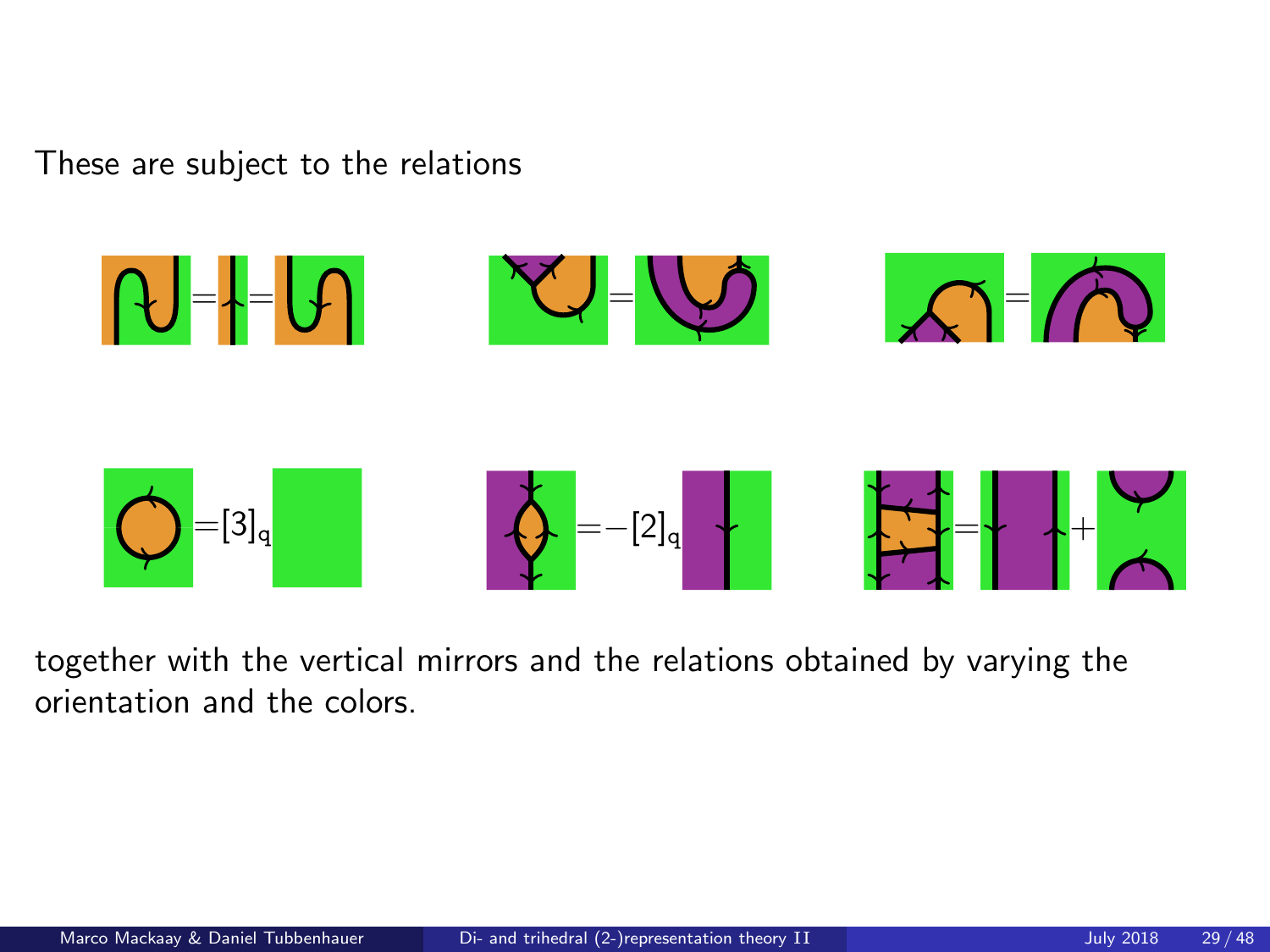These are subject to the relations

$$=[3]_q$$

$$=-[2]_q$$

$$=\quad+$$

together with the vertical mirrors and the relations obtained by varying the orientation and the colors.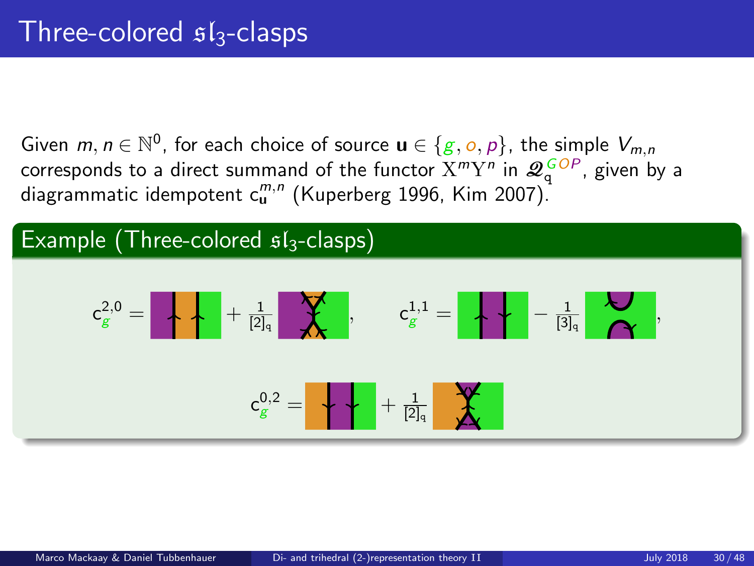# Three-colored $\mathfrak{sl}_3$-clasps

Given $m, n \in \mathbb{N}^0$, for each choice of source $\mathbf{u} \in \{g, o, p\}$, the simple $V_{m,n}$ corresponds to a direct summand of the functor $\mathrm{X}^m\mathrm{Y}^n$ in $\mathcal{Q}_{\mathsf{q}}^{GOP}$, given by a diagrammatic idempotent $\mathsf{c}_{\mathbf{u}}^{m,n}$ (Kuperberg 1996, Kim 2007).

## Example (Three-colored $\mathfrak{sl}_3$-clasps)

$$\mathsf{c}_g^{2,0} = \ \cdot \ + \frac{1}{[2]_{\mathsf{q}}} \ \cdot, \qquad \mathsf{c}_g^{1,1} = \ \cdot \ - \frac{1}{[3]_{\mathsf{q}}} \ \cdot,$$

$$\mathsf{c}_g^{0,2} = \ \cdot \ + \frac{1}{[2]_{\mathsf{q}}} \ \cdot$$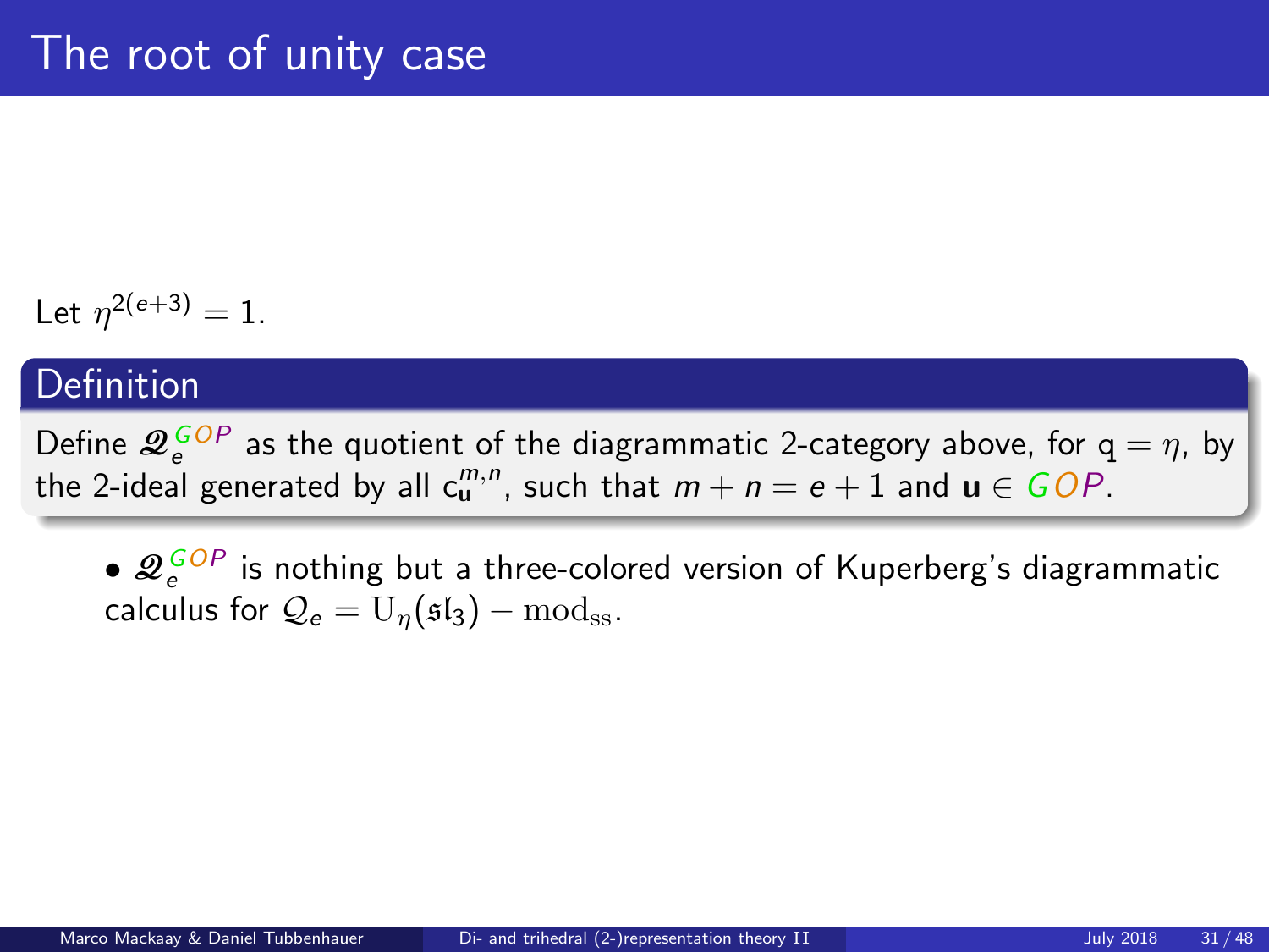# The root of unity case

Let $\eta^{2(e+3)} = 1$.

**Definition**

Define $\mathscr{Q}_e^{GOP}$ as the quotient of the diagrammatic 2-category above, for $\mathsf{q} = \eta$, by the 2-ideal generated by all $\mathrm{c}_{\mathbf{u}}^{m,n}$, such that $m + n = e + 1$ and $\mathbf{u} \in GOP$.

- $\mathscr{Q}_e^{GOP}$ is nothing but a three-colored version of Kuperberg's diagrammatic calculus for $\mathcal{Q}_e = \mathrm{U}_\eta(\mathfrak{sl}_3) - \mathrm{mod}_{\mathrm{ss}}$.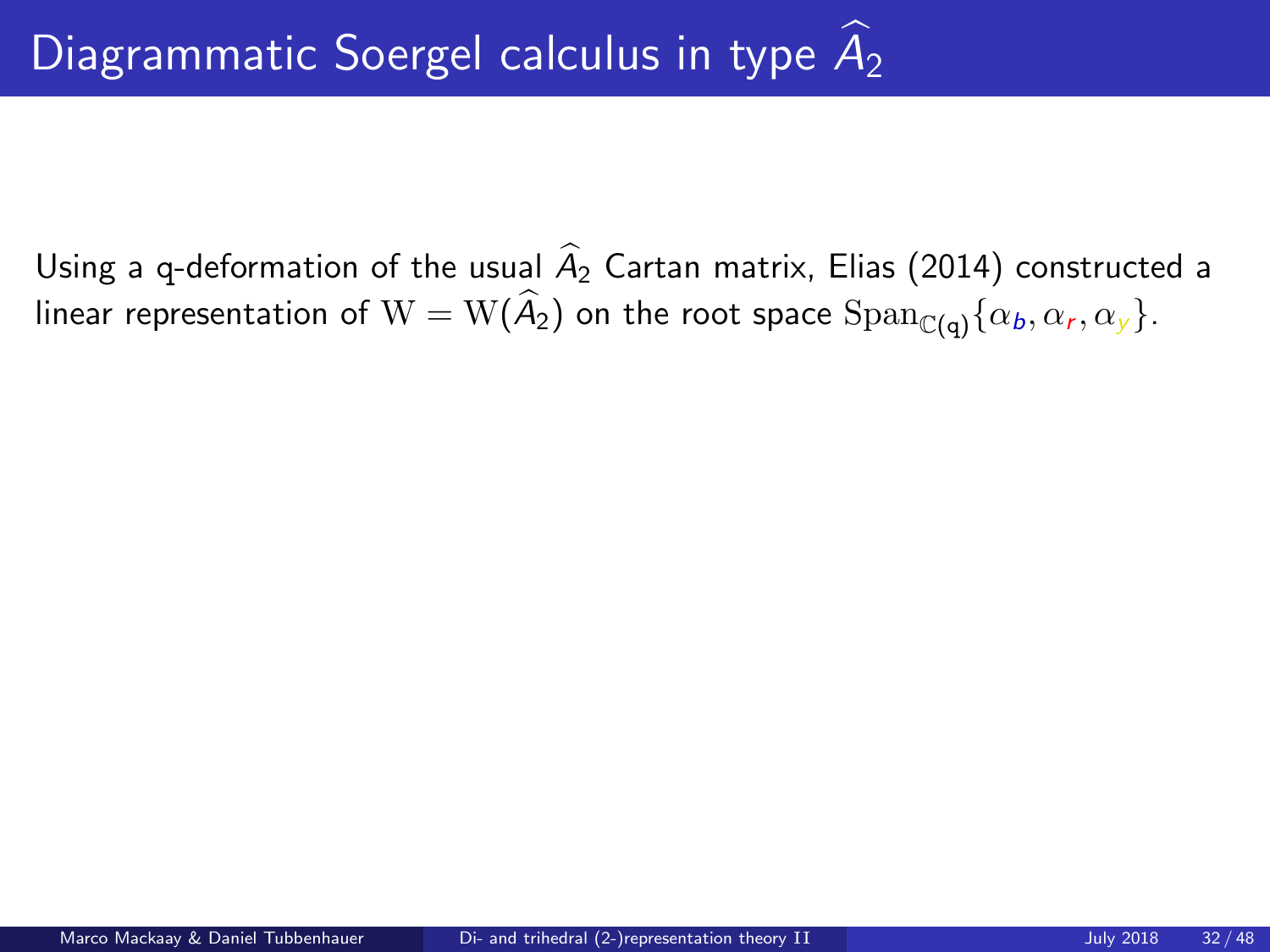# Diagrammatic Soergel calculus in type $\widehat{A}_2$

Using a q-deformation of the usual $\widehat{A}_2$ Cartan matrix, Elias (2014) constructed a linear representation of $\mathrm{W} = \mathrm{W}(\widehat{A}_2)$ on the root space $\mathrm{Span}_{\mathbb{C}(\mathsf{q})}\{\alpha_{b}, \alpha_{r}, \alpha_{y}\}$.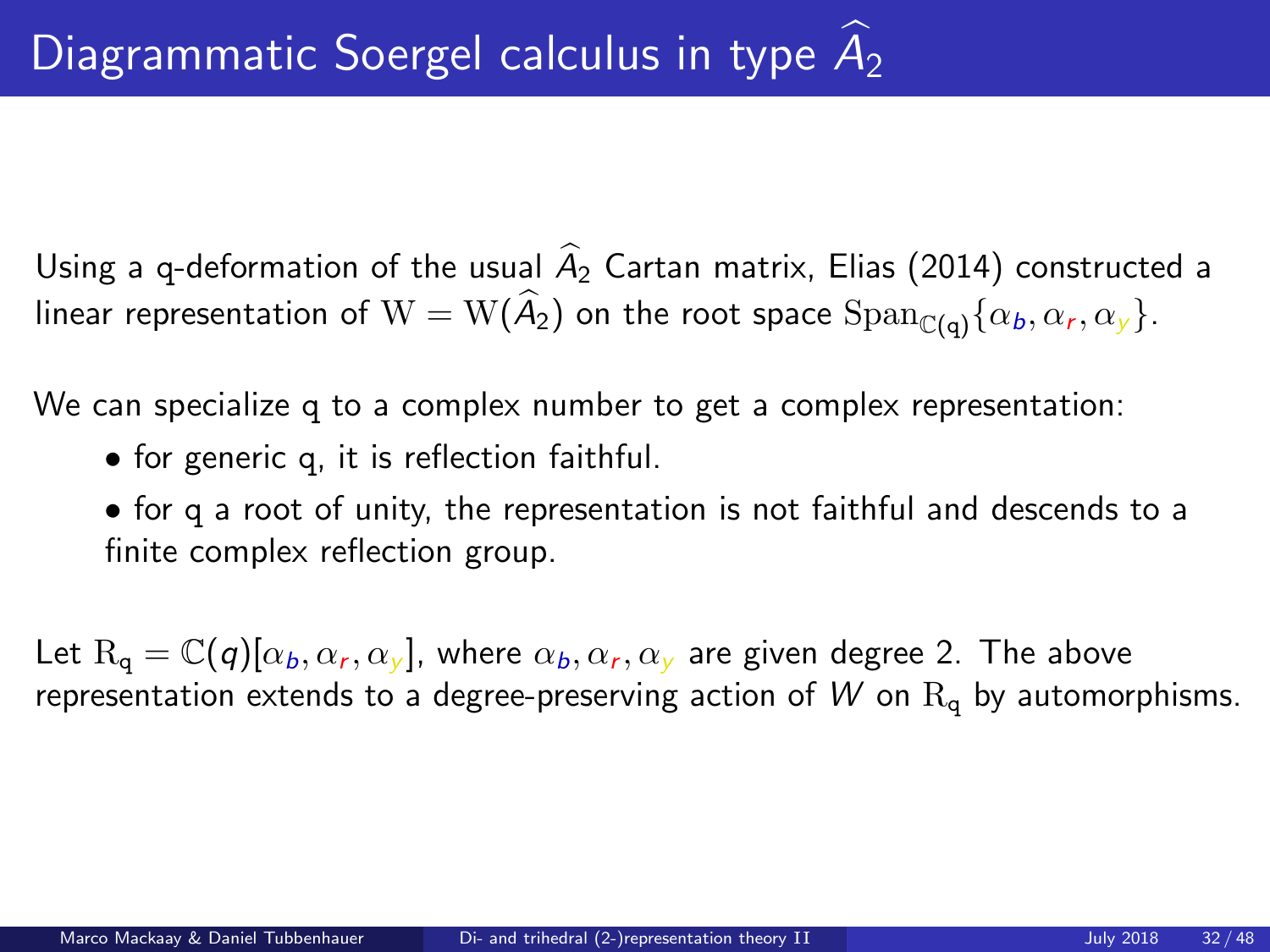# Diagrammatic Soergel calculus in type $\widehat{A}_2$

Using a q-deformation of the usual $\widehat{A}_2$ Cartan matrix, Elias (2014) constructed a linear representation of $\mathrm{W} = \mathrm{W}(\widehat{A}_2)$ on the root space $\mathrm{Span}_{\mathbb{C}(\mathsf{q})}\{\alpha_b, \alpha_r, \alpha_y\}$.

We can specialize q to a complex number to get a complex representation:

- for generic q, it is reflection faithful.
- for q a root of unity, the representation is not faithful and descends to a finite complex reflection group.

Let $\mathrm{R}_\mathsf{q} = \mathbb{C}(q)[\alpha_b, \alpha_r, \alpha_y]$, where $\alpha_b, \alpha_r, \alpha_y$ are given degree 2. The above representation extends to a degree-preserving action of $W$ on $\mathrm{R}_\mathsf{q}$ by automorphisms.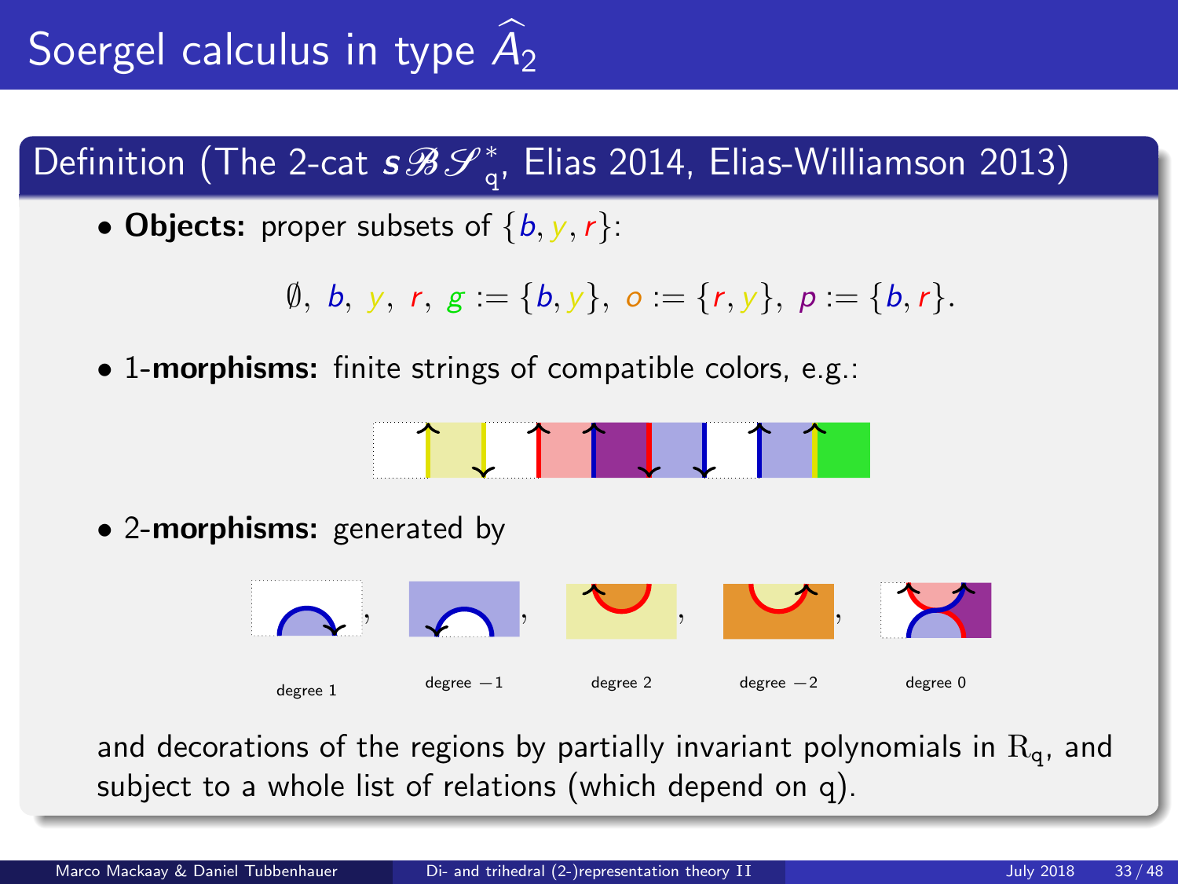# Soergel calculus in type $\widehat{A}_2$

## Definition (The 2-cat $s\mathscr{B}\mathscr{S}^*_{\mathrm{q}}$, Elias 2014, Elias-Williamson 2013)

- **Objects:** proper subsets of $\{b, y, r\}$:

$$\emptyset,\ b,\ y,\ r,\ g := \{b, y\},\ o := \{r, y\},\ p := \{b, r\}.$$

- 1-**morphisms:** finite strings of compatible colors, e.g.:

- 2-**morphisms:** generated by

degree 1, degree $-1$, degree 2, degree $-2$, degree 0

and decorations of the regions by partially invariant polynomials in $\mathrm{R}_{\mathrm{q}}$, and subject to a whole list of relations (which depend on q).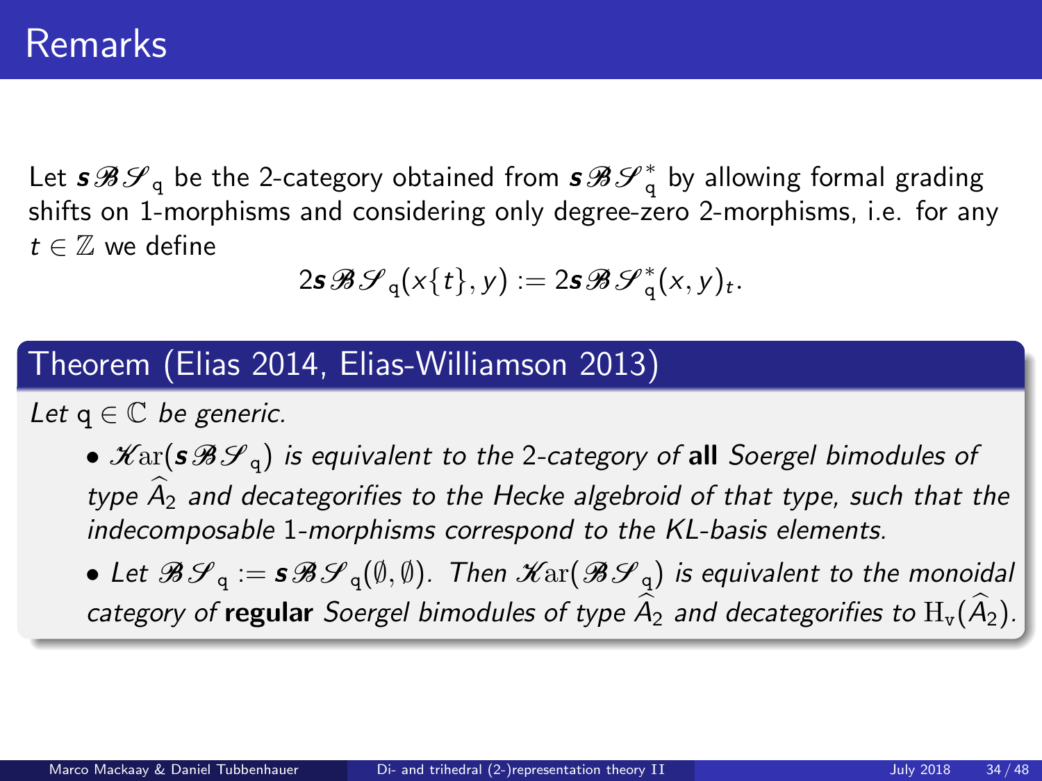# Remarks

Let $\boldsymbol{s}\mathscr{B}\mathscr{S}_{\mathtt{q}}$ be the 2-category obtained from $\boldsymbol{s}\mathscr{B}\mathscr{S}_{\mathtt{q}}^{*}$ by allowing formal grading shifts on 1-morphisms and considering only degree-zero 2-morphisms, i.e. for any $t \in \mathbb{Z}$ we define

$$2\boldsymbol{s}\mathscr{B}\mathscr{S}_{\mathtt{q}}(x\{t\}, y) := 2\boldsymbol{s}\mathscr{B}\mathscr{S}_{\mathtt{q}}^{*}(x, y)_{t}.$$

## Theorem (Elias 2014, Elias-Williamson 2013)

*Let $\mathtt{q} \in \mathbb{C}$ be generic.*

- *$\mathscr{K}\mathrm{ar}(\boldsymbol{s}\mathscr{B}\mathscr{S}_{\mathtt{q}})$ is equivalent to the 2-category of* **all** *Soergel bimodules of type $\widehat{A}_2$ and decategorifies to the Hecke algebroid of that type, such that the indecomposable 1-morphisms correspond to the KL-basis elements.*
- *Let $\mathscr{B}\mathscr{S}_{\mathtt{q}} := \boldsymbol{s}\mathscr{B}\mathscr{S}_{\mathtt{q}}(\emptyset, \emptyset)$. Then $\mathscr{K}\mathrm{ar}(\mathscr{B}\mathscr{S}_{\mathtt{q}})$ is equivalent to the monoidal category of* **regular** *Soergel bimodules of type $\widehat{A}_2$ and decategorifies to $\mathrm{H}_{\mathtt{v}}(\widehat{A}_2)$.*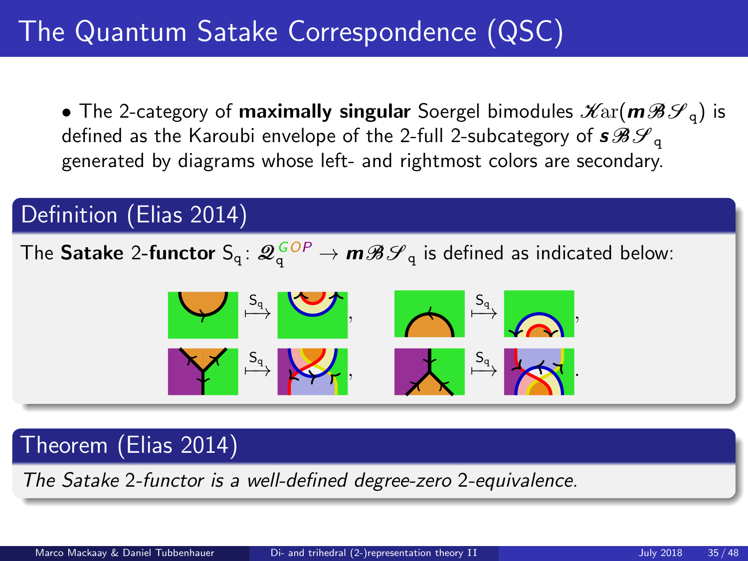# The Quantum Satake Correspondence (QSC)

- The 2-category of **maximally singular** Soergel bimodules $\mathscr{K}\mathrm{ar}(\boldsymbol{m}\mathscr{B}\mathscr{S}_{\mathtt{q}})$ is defined as the Karoubi envelope of the 2-full 2-subcategory of $\boldsymbol{s}\mathscr{B}\mathscr{S}_{\mathtt{q}}$ generated by diagrams whose left- and rightmost colors are secondary.

## Definition (Elias 2014)

The **Satake** 2-**functor** $\mathsf{S}_{\mathtt{q}}\colon \mathscr{Q}_{\mathtt{q}}^{GOP} \to \boldsymbol{m}\mathscr{B}\mathscr{S}_{\mathtt{q}}$ is defined as indicated below:

## Theorem (Elias 2014)

*The Satake 2-functor is a well-defined degree-zero 2-equivalence.*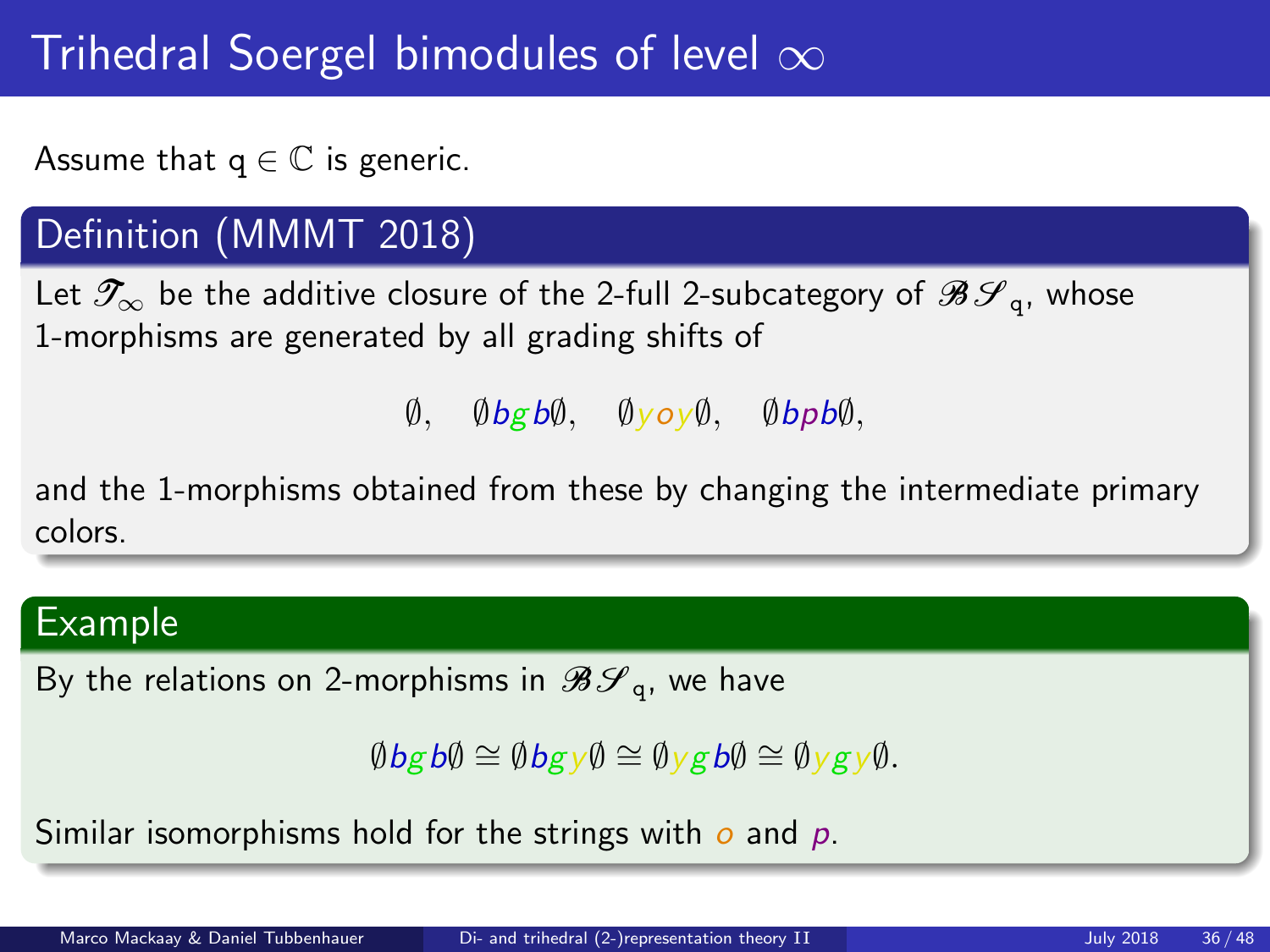# Trihedral Soergel bimodules of level $\infty$

Assume that $\mathrm{q} \in \mathbb{C}$ is generic.

## Definition (MMMT 2018)

Let $\mathscr{T}_\infty$ be the additive closure of the 2-full 2-subcategory of $\mathscr{B}\mathscr{S}_{\mathrm{q}}$, whose 1-morphisms are generated by all grading shifts of

$$\emptyset, \quad \emptyset bgb\emptyset, \quad \emptyset yoy\emptyset, \quad \emptyset bpb\emptyset,$$

and the 1-morphisms obtained from these by changing the intermediate primary colors.

## Example

By the relations on 2-morphisms in $\mathscr{B}\mathscr{S}_{\mathrm{q}}$, we have

$$\emptyset bgb\emptyset \cong \emptyset bgy\emptyset \cong \emptyset ygb\emptyset \cong \emptyset ygy\emptyset.$$

Similar isomorphisms hold for the strings with $o$ and $p$.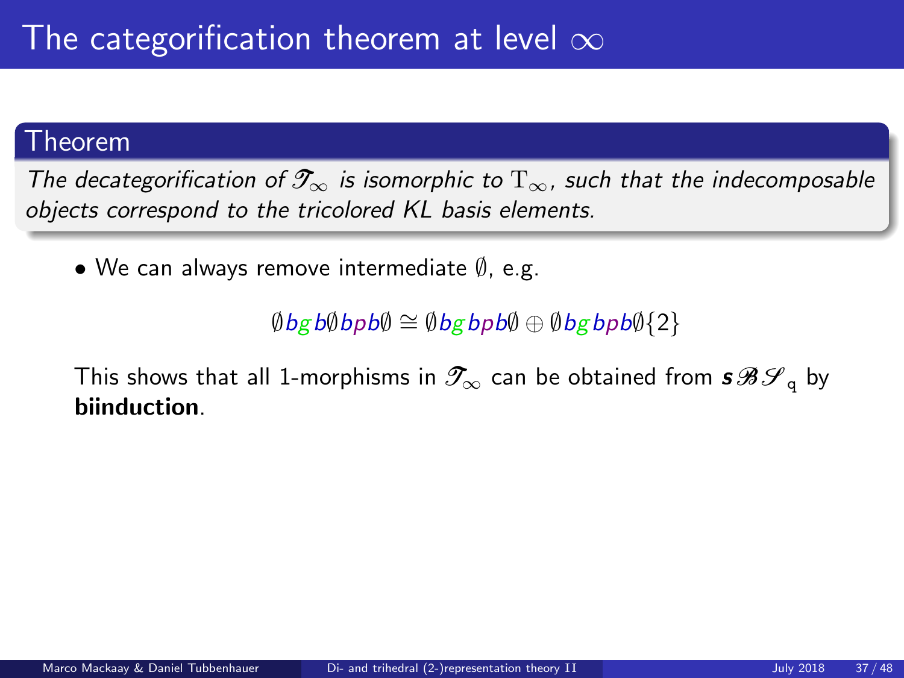# The categorification theorem at level $\infty$

**Theorem**

*The decategorification of $\mathscr{T}_\infty$ is isomorphic to $\mathrm{T}_\infty$, such that the indecomposable objects correspond to the tricolored KL basis elements.*

- We can always remove intermediate $\emptyset$, e.g.

$$\emptyset bgb\emptyset bpb\emptyset \cong \emptyset bgbpb\emptyset \oplus \emptyset bgbpb\emptyset\{2\}$$

This shows that all 1-morphisms in $\mathscr{T}_\infty$ can be obtained from $\boldsymbol{s}\mathscr{B}\mathscr{S}_{\mathrm{q}}$ by **biinduction**.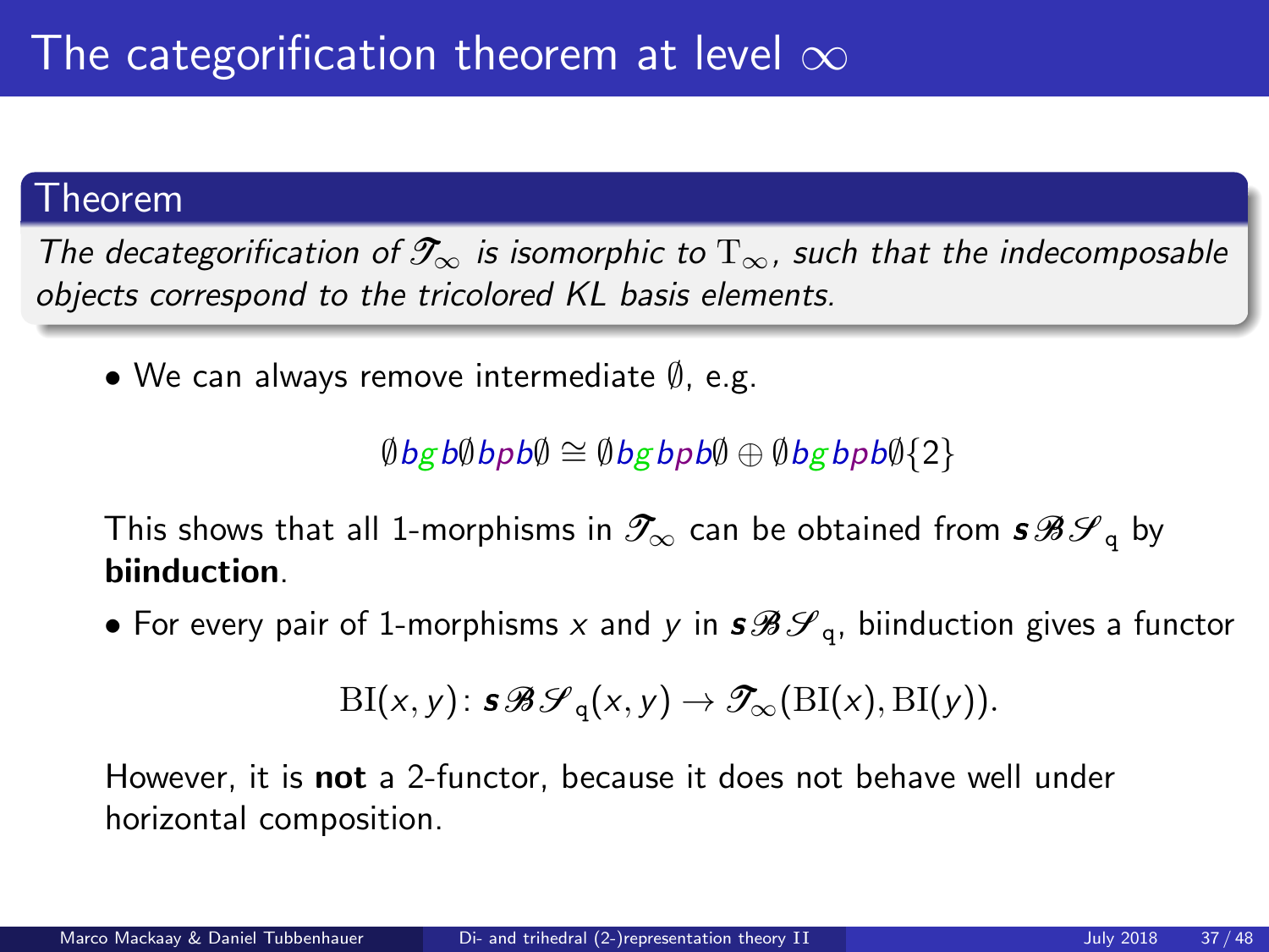# The categorification theorem at level $\infty$

**Theorem**

*The decategorification of $\mathscr{T}_\infty$ is isomorphic to $\mathrm{T}_\infty$, such that the indecomposable objects correspond to the tricolored KL basis elements.*

- We can always remove intermediate $\emptyset$, e.g.

$$\emptyset bgb\emptyset bpb\emptyset \cong \emptyset bgbpb\emptyset \oplus \emptyset bgbpb\emptyset\{2\}$$

This shows that all 1-morphisms in $\mathscr{T}_\infty$ can be obtained from $\boldsymbol{s}\mathscr{B}\mathscr{S}_{\mathtt{q}}$ by **biinduction**.

- For every pair of 1-morphisms $x$ and $y$ in $\boldsymbol{s}\mathscr{B}\mathscr{S}_{\mathtt{q}}$, biinduction gives a functor

$$\mathrm{BI}(x,y)\colon \boldsymbol{s}\mathscr{B}\mathscr{S}_{\mathtt{q}}(x,y) \to \mathscr{T}_\infty(\mathrm{BI}(x), \mathrm{BI}(y)).$$

However, it is **not** a 2-functor, because it does not behave well under horizontal composition.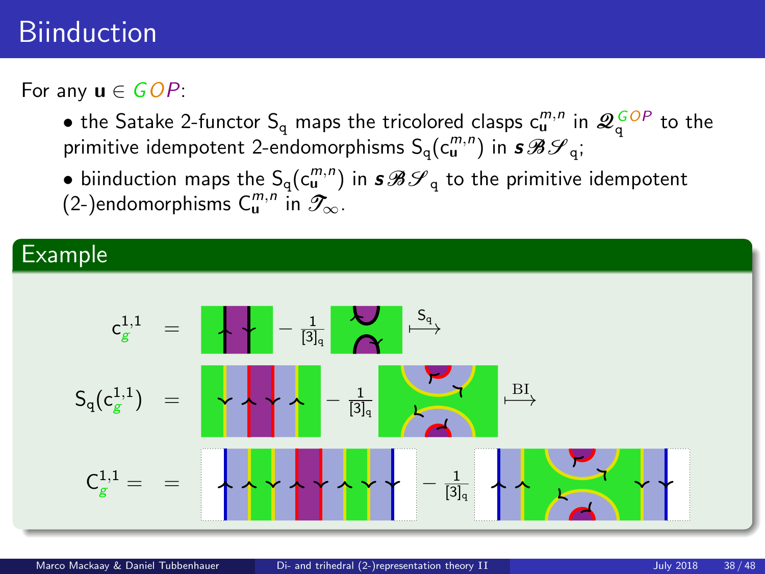# Biinduction

For any $\mathbf{u} \in GOP$:

- the Satake 2-functor $\mathrm{S}_{\mathrm{q}}$ maps the tricolored clasps $\mathrm{c}_{\mathbf{u}}^{m,n}$ in $\mathscr{Q}_{\mathrm{q}}^{GOP}$ to the primitive idempotent 2-endomorphisms $\mathrm{S}_{\mathrm{q}}(\mathrm{c}_{\mathbf{u}}^{m,n})$ in $\boldsymbol{s}\mathscr{B}\mathscr{S}_{\mathrm{q}}$;
- biinduction maps the $\mathrm{S}_{\mathrm{q}}(\mathrm{c}_{\mathbf{u}}^{m,n})$ in $\boldsymbol{s}\mathscr{B}\mathscr{S}_{\mathrm{q}}$ to the primitive idempotent (2-)endomorphisms $\mathrm{C}_{\mathbf{u}}^{m,n}$ in $\mathscr{T}_{\infty}$.

## Example

$$\mathrm{c}_{g}^{1,1} = \ldots - \frac{1}{[3]_{\mathrm{q}}} \ldots \xrightarrow{\mathrm{S}_{\mathrm{q}}}$$

$$\mathrm{S}_{\mathrm{q}}(\mathrm{c}_{g}^{1,1}) = \ldots - \frac{1}{[3]_{\mathrm{q}}} \ldots \xrightarrow{\mathrm{BI}}$$

$$\mathrm{C}_{g}^{1,1} = \; = \ldots - \frac{1}{[3]_{\mathrm{q}}} \ldots$$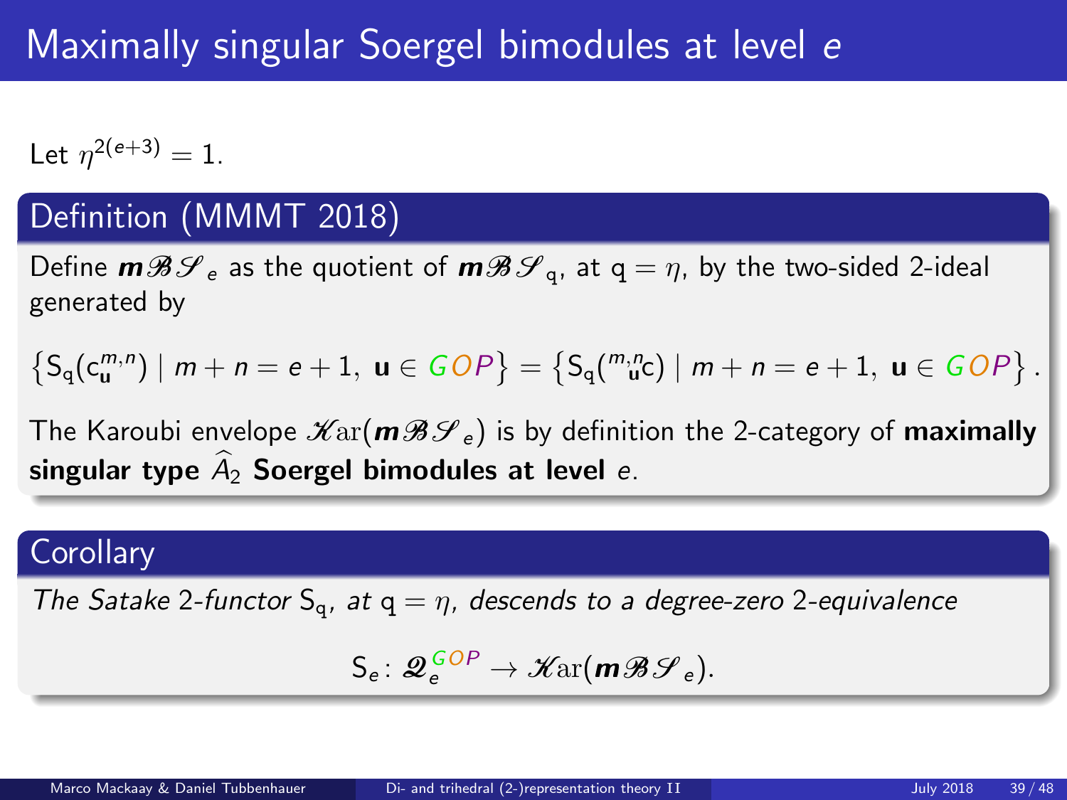# Maximally singular Soergel bimodules at level $e$

Let $\eta^{2(e+3)} = 1$.

## Definition (MMMT 2018)

Define $\boldsymbol{m}\mathscr{B}\mathscr{S}_e$ as the quotient of $\boldsymbol{m}\mathscr{B}\mathscr{S}_{\mathrm{q}}$, at $\mathrm{q} = \eta$, by the two-sided 2-ideal generated by

$$\left\{ \mathrm{S}_{\mathrm{q}}(\mathrm{c}^{m,n}_{\mathbf{u}}) \mid m+n = e+1,\ \mathbf{u} \in GOP \right\} = \left\{ \mathrm{S}_{\mathrm{q}}({}^{m,n}_{\ \mathbf{u}}\mathrm{c}) \mid m+n = e+1,\ \mathbf{u} \in GOP \right\}.$$

The Karoubi envelope $\mathscr{K}\mathrm{ar}(\boldsymbol{m}\mathscr{B}\mathscr{S}_e)$ is by definition the 2-category of **maximally singular type $\widehat{A}_2$ Soergel bimodules at level $e$**.

## Corollary

*The Satake 2-functor $\mathrm{S}_{\mathrm{q}}$, at $\mathrm{q} = \eta$, descends to a degree-zero 2-equivalence*

$$\mathrm{S}_e \colon \mathscr{Q}_e^{GOP} \to \mathscr{K}\mathrm{ar}(\boldsymbol{m}\mathscr{B}\mathscr{S}_e).$$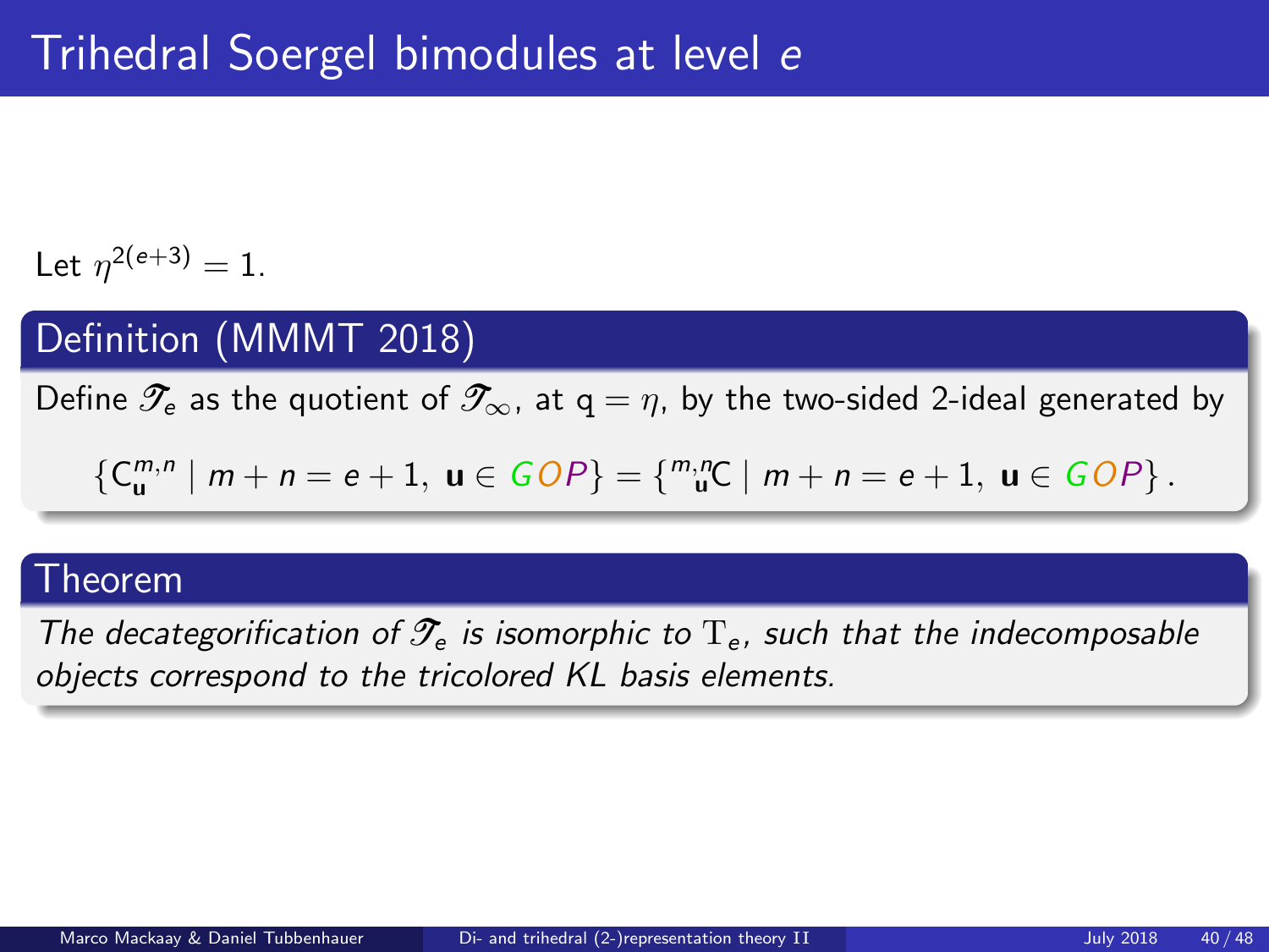# Trihedral Soergel bimodules at level $e$

Let $\eta^{2(e+3)} = 1$.

## Definition (MMMT 2018)

Define $\mathscr{T}_e$ as the quotient of $\mathscr{T}_\infty$, at $\mathrm{q} = \eta$, by the two-sided 2-ideal generated by

$$\{\mathrm{C}_{\mathbf{u}}^{m,n} \mid m+n = e+1,\ \mathbf{u} \in GOP\} = \{{}^{m,n}_{\mathbf{u}}\mathrm{C} \mid m+n = e+1,\ \mathbf{u} \in GOP\}.$$

## Theorem

*The decategorification of $\mathscr{T}_e$ is isomorphic to $\mathrm{T}_e$, such that the indecomposable objects correspond to the tricolored KL basis elements.*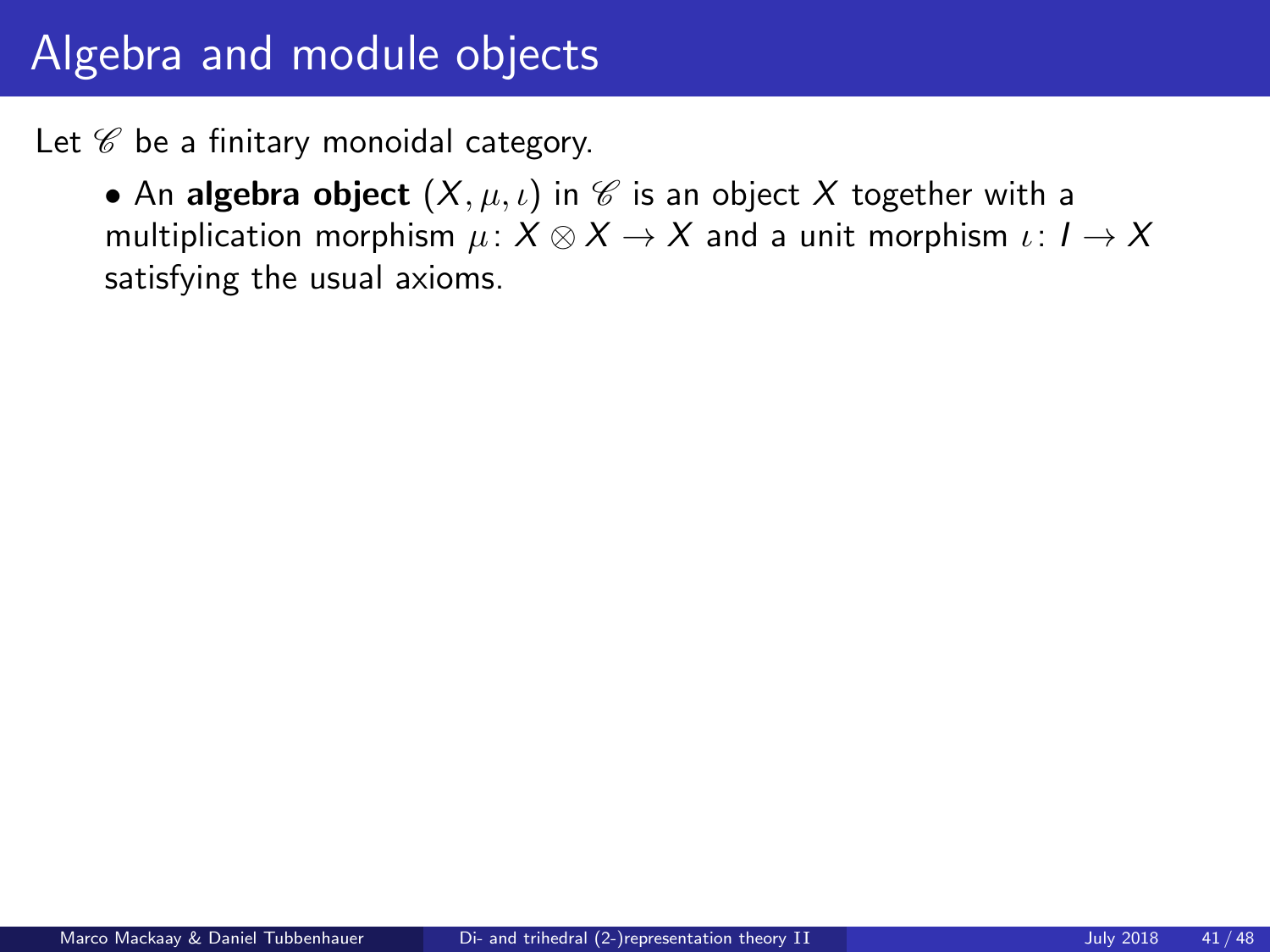# Algebra and module objects

Let $\mathscr{C}$ be a finitary monoidal category.

- An **algebra object** $(X, \mu, \iota)$ in $\mathscr{C}$ is an object $X$ together with a multiplication morphism $\mu \colon X \otimes X \to X$ and a unit morphism $\iota \colon I \to X$ satisfying the usual axioms.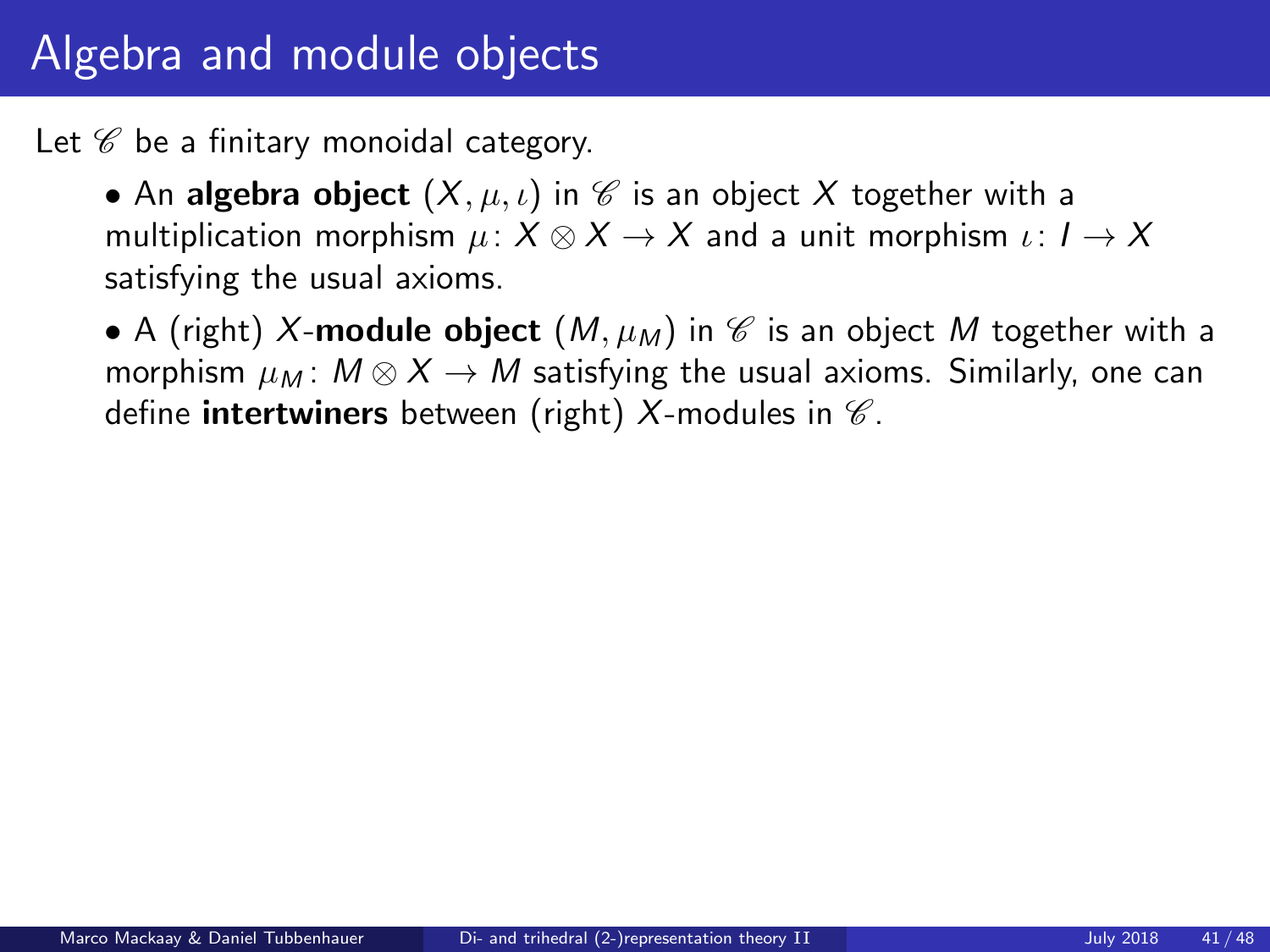# Algebra and module objects

Let $\mathscr{C}$ be a finitary monoidal category.

- An **algebra object** $(X, \mu, \iota)$ in $\mathscr{C}$ is an object $X$ together with a multiplication morphism $\mu\colon X \otimes X \to X$ and a unit morphism $\iota\colon I \to X$ satisfying the usual axioms.
- A (right) $X$-**module object** $(M, \mu_M)$ in $\mathscr{C}$ is an object $M$ together with a morphism $\mu_M\colon M \otimes X \to M$ satisfying the usual axioms. Similarly, one can define **intertwiners** between (right) $X$-modules in $\mathscr{C}$.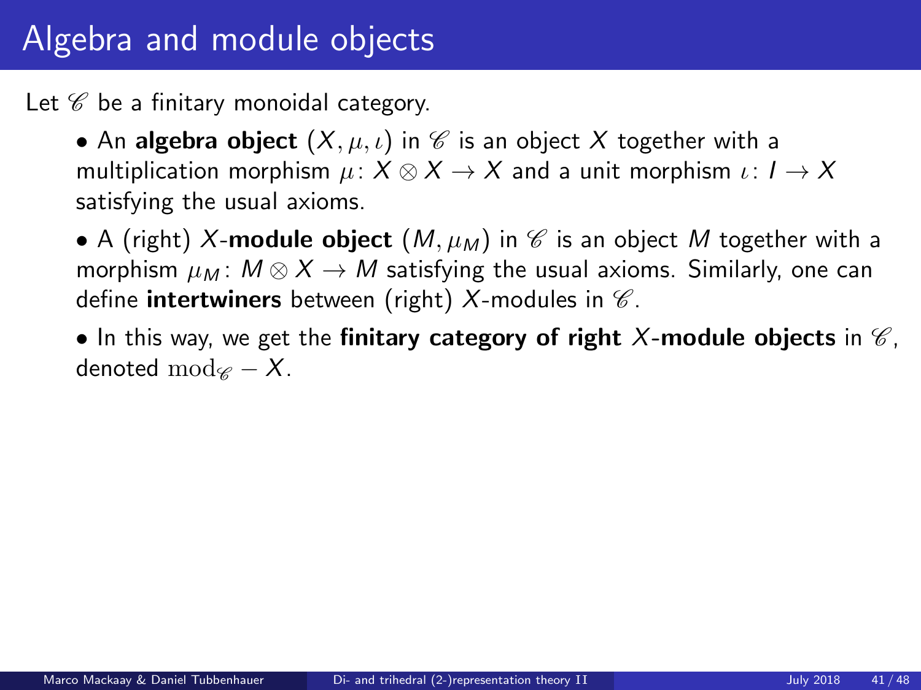# Algebra and module objects

Let $\mathscr{C}$ be a finitary monoidal category.

- An **algebra object** $(X, \mu, \iota)$ in $\mathscr{C}$ is an object $X$ together with a multiplication morphism $\mu\colon X \otimes X \to X$ and a unit morphism $\iota\colon I \to X$ satisfying the usual axioms.
- A (right) $X$-**module object** $(M, \mu_M)$ in $\mathscr{C}$ is an object $M$ together with a morphism $\mu_M\colon M \otimes X \to M$ satisfying the usual axioms. Similarly, one can define **intertwiners** between (right) $X$-modules in $\mathscr{C}$.
- In this way, we get the **finitary category of right $X$-module objects** in $\mathscr{C}$, denoted $\mathrm{mod}_{\mathscr{C}} - X$.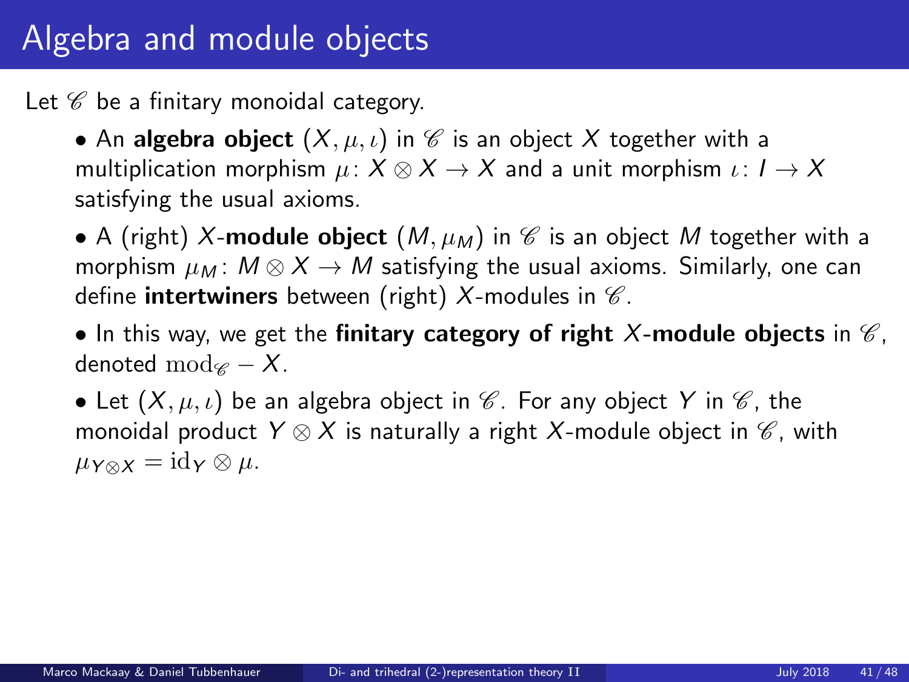# Algebra and module objects

Let $\mathscr{C}$ be a finitary monoidal category.

- An **algebra object** $(X, \mu, \iota)$ in $\mathscr{C}$ is an object $X$ together with a multiplication morphism $\mu \colon X \otimes X \to X$ and a unit morphism $\iota \colon I \to X$ satisfying the usual axioms.
- A (right) $X$-**module object** $(M, \mu_M)$ in $\mathscr{C}$ is an object $M$ together with a morphism $\mu_M \colon M \otimes X \to M$ satisfying the usual axioms. Similarly, one can define **intertwiners** between (right) $X$-modules in $\mathscr{C}$.
- In this way, we get the **finitary category of right $X$-module objects** in $\mathscr{C}$, denoted $\mathrm{mod}_{\mathscr{C}} - X$.
- Let $(X, \mu, \iota)$ be an algebra object in $\mathscr{C}$. For any object $Y$ in $\mathscr{C}$, the monoidal product $Y \otimes X$ is naturally a right $X$-module object in $\mathscr{C}$, with $\mu_{Y \otimes X} = \mathrm{id}_Y \otimes \mu$.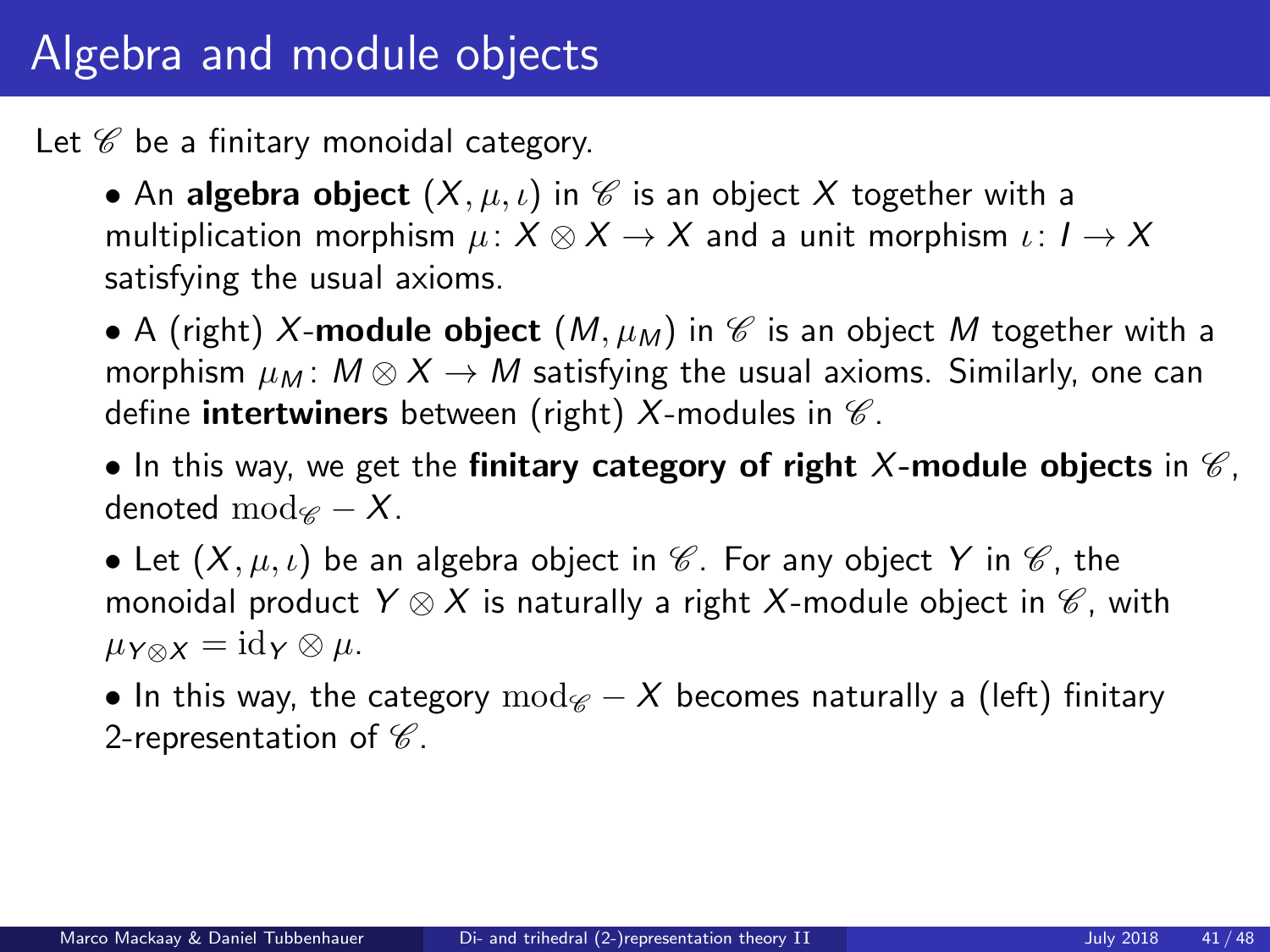# Algebra and module objects

Let $\mathscr{C}$ be a finitary monoidal category.

- An **algebra object** $(X, \mu, \iota)$ in $\mathscr{C}$ is an object $X$ together with a multiplication morphism $\mu\colon X \otimes X \to X$ and a unit morphism $\iota\colon I \to X$ satisfying the usual axioms.
- A (right) $X$-**module object** $(M, \mu_M)$ in $\mathscr{C}$ is an object $M$ together with a morphism $\mu_M\colon M \otimes X \to M$ satisfying the usual axioms. Similarly, one can define **intertwiners** between (right) $X$-modules in $\mathscr{C}$.
- In this way, we get the **finitary category of right $X$-module objects** in $\mathscr{C}$, denoted $\mathrm{mod}_{\mathscr{C}} - X$.
- Let $(X, \mu, \iota)$ be an algebra object in $\mathscr{C}$. For any object $Y$ in $\mathscr{C}$, the monoidal product $Y \otimes X$ is naturally a right $X$-module object in $\mathscr{C}$, with $\mu_{Y \otimes X} = \mathrm{id}_Y \otimes \mu$.
- In this way, the category $\mathrm{mod}_{\mathscr{C}} - X$ becomes naturally a (left) finitary 2-representation of $\mathscr{C}$.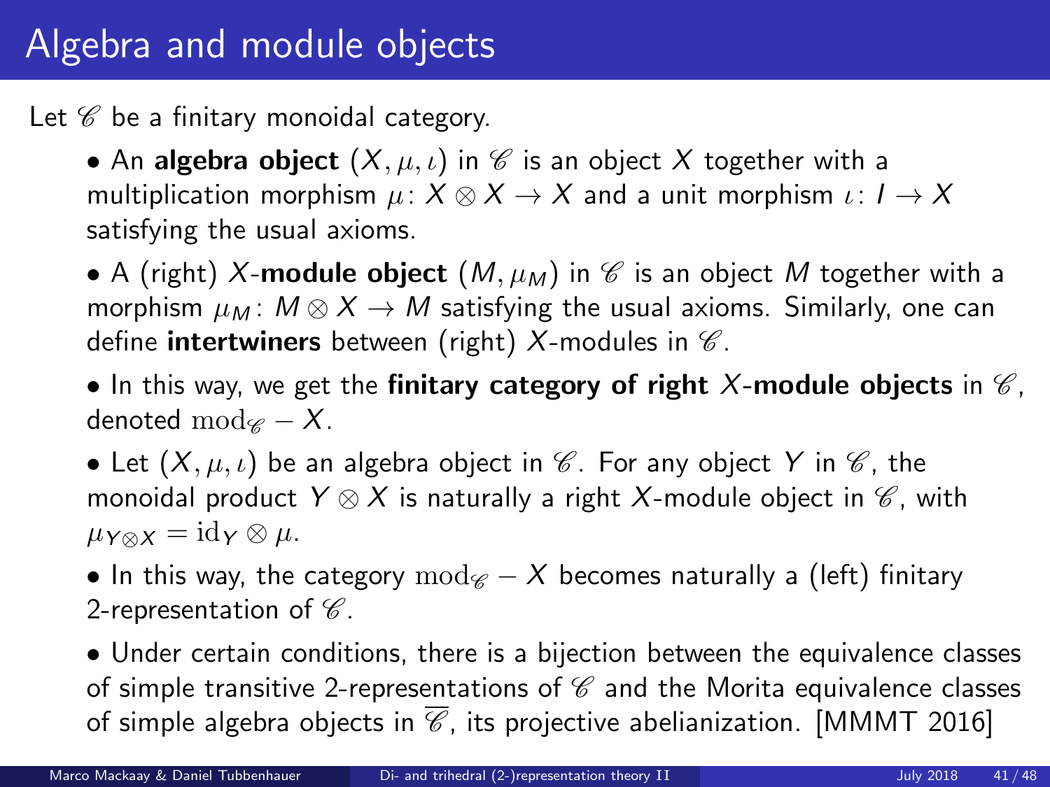# Algebra and module objects

Let $\mathscr{C}$ be a finitary monoidal category.

- An **algebra object** $(X, \mu, \iota)$ in $\mathscr{C}$ is an object $X$ together with a multiplication morphism $\mu\colon X \otimes X \to X$ and a unit morphism $\iota\colon I \to X$ satisfying the usual axioms.
- A (right) $X$-**module object** $(M, \mu_M)$ in $\mathscr{C}$ is an object $M$ together with a morphism $\mu_M\colon M \otimes X \to M$ satisfying the usual axioms. Similarly, one can define **intertwiners** between (right) $X$-modules in $\mathscr{C}$.
- In this way, we get the **finitary category of right $X$-module objects** in $\mathscr{C}$, denoted $\mathrm{mod}_{\mathscr{C}} - X$.
- Let $(X, \mu, \iota)$ be an algebra object in $\mathscr{C}$. For any object $Y$ in $\mathscr{C}$, the monoidal product $Y \otimes X$ is naturally a right $X$-module object in $\mathscr{C}$, with $\mu_{Y \otimes X} = \mathrm{id}_Y \otimes \mu$.
- In this way, the category $\mathrm{mod}_{\mathscr{C}} - X$ becomes naturally a (left) finitary 2-representation of $\mathscr{C}$.
- Under certain conditions, there is a bijection between the equivalence classes of simple transitive 2-representations of $\mathscr{C}$ and the Morita equivalence classes of simple algebra objects in $\overline{\mathscr{C}}$, its projective abelianization. [MMMT 2016]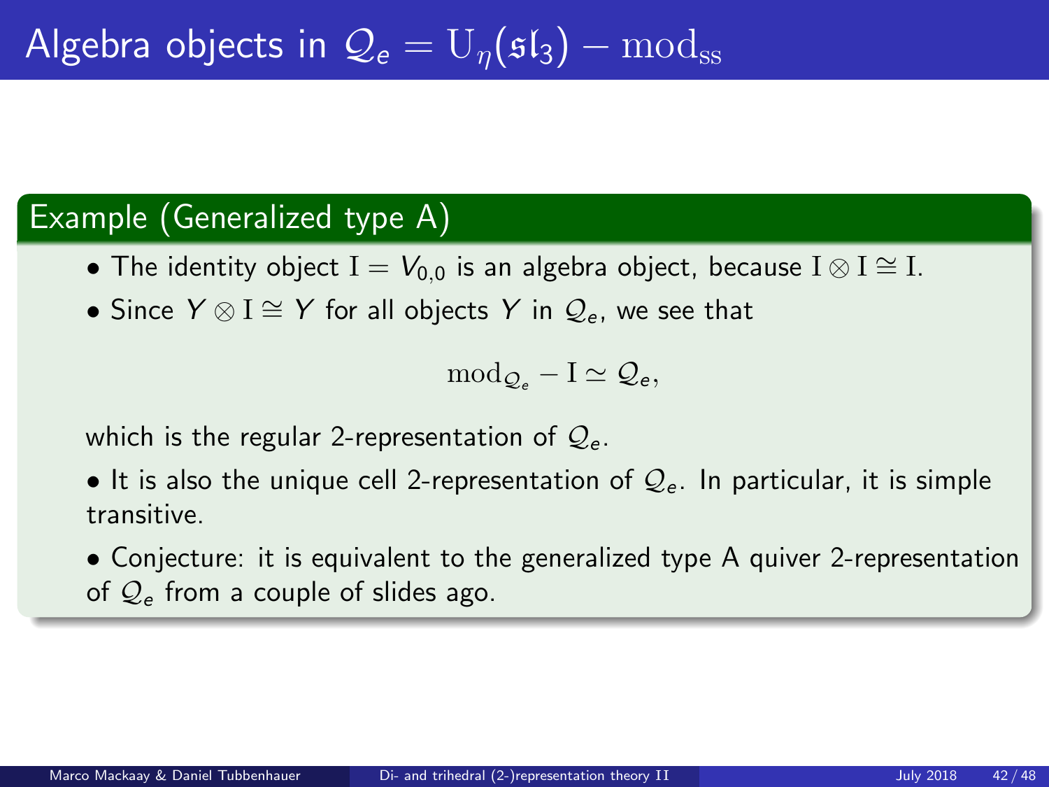# Algebra objects in $\mathcal{Q}_e = \mathrm{U}_\eta(\mathfrak{sl}_3) - \mathrm{mod}_{\mathrm{ss}}$

## Example (Generalized type A)

- The identity object $\mathrm{I} = V_{0,0}$ is an algebra object, because $\mathrm{I} \otimes \mathrm{I} \cong \mathrm{I}$.
- Since $Y \otimes \mathrm{I} \cong Y$ for all objects $Y$ in $\mathcal{Q}_e$, we see that

$$\mathrm{mod}_{\mathcal{Q}_e} - \mathrm{I} \simeq \mathcal{Q}_e,$$

which is the regular 2-representation of $\mathcal{Q}_e$.

- It is also the unique cell 2-representation of $\mathcal{Q}_e$. In particular, it is simple transitive.
- Conjecture: it is equivalent to the generalized type A quiver 2-representation of $\mathcal{Q}_e$ from a couple of slides ago.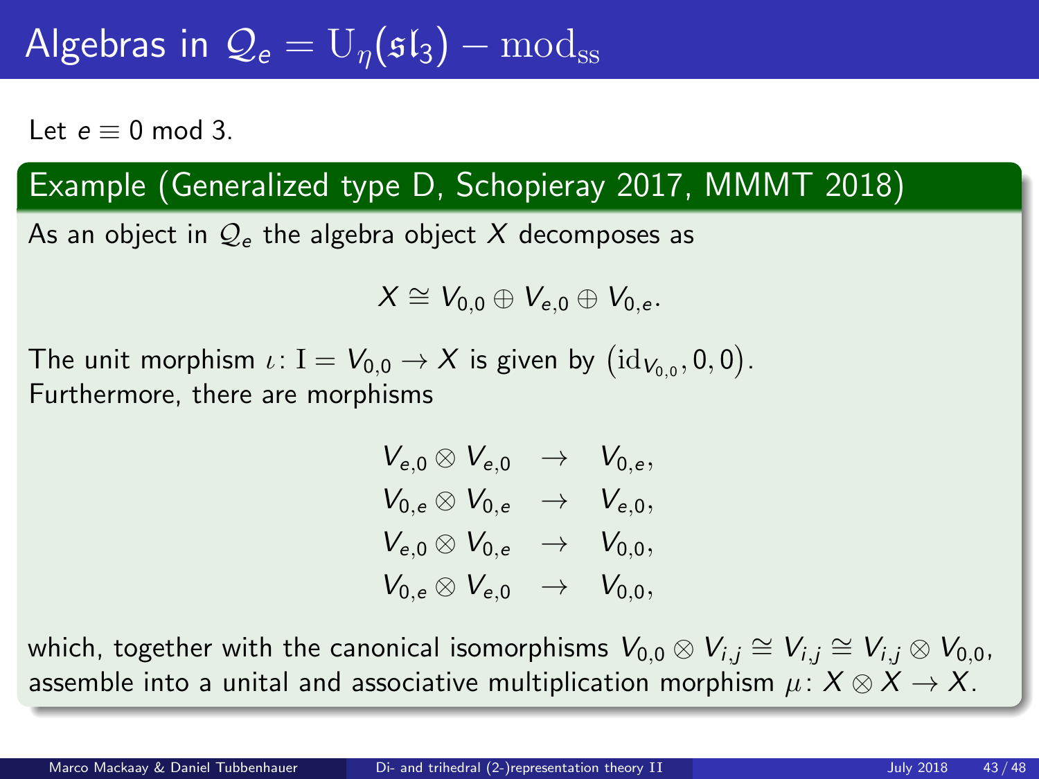# Algebras in $\mathcal{Q}_e = \mathrm{U}_\eta(\mathfrak{sl}_3) - \mathrm{mod}_{\mathrm{ss}}$

Let $e \equiv 0 \bmod 3$.

## Example (Generalized type D, Schopieray 2017, MMMT 2018)

As an object in $\mathcal{Q}_e$ the algebra object $X$ decomposes as

$$X \cong V_{0,0} \oplus V_{e,0} \oplus V_{0,e}.$$

The unit morphism $\iota \colon \mathrm{I} = V_{0,0} \to X$ is given by $\big(\mathrm{id}_{V_{0,0}}, 0, 0\big)$.
Furthermore, there are morphisms

$$\begin{aligned}
V_{e,0} \otimes V_{e,0} &\to V_{0,e}, \\
V_{0,e} \otimes V_{0,e} &\to V_{e,0}, \\
V_{e,0} \otimes V_{0,e} &\to V_{0,0}, \\
V_{0,e} \otimes V_{e,0} &\to V_{0,0},
\end{aligned}$$

which, together with the canonical isomorphisms $V_{0,0} \otimes V_{i,j} \cong V_{i,j} \cong V_{i,j} \otimes V_{0,0}$, assemble into a unital and associative multiplication morphism $\mu \colon X \otimes X \to X$.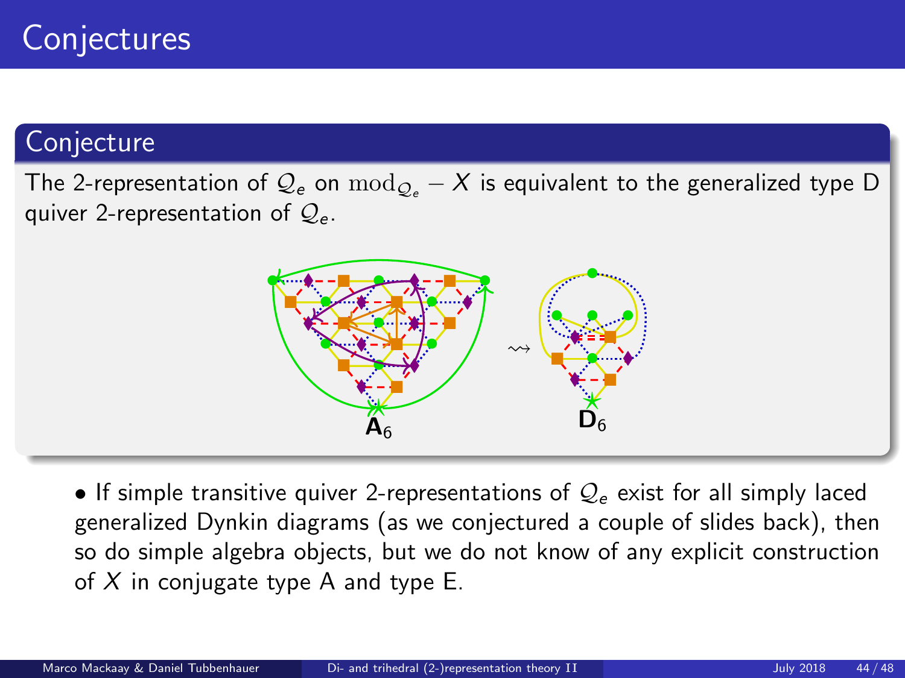# Conjectures

## Conjecture

The 2-representation of $\mathcal{Q}_e$ on $\mathrm{mod}_{\mathcal{Q}_e} - X$ is equivalent to the generalized type D quiver 2-representation of $\mathcal{Q}_e$.

$\mathbf{A}_6 \rightsquigarrow \mathbf{D}_6$

- If simple transitive quiver 2-representations of $\mathcal{Q}_e$ exist for all simply laced generalized Dynkin diagrams (as we conjectured a couple of slides back), then so do simple algebra objects, but we do not know of any explicit construction of $X$ in conjugate type A and type E.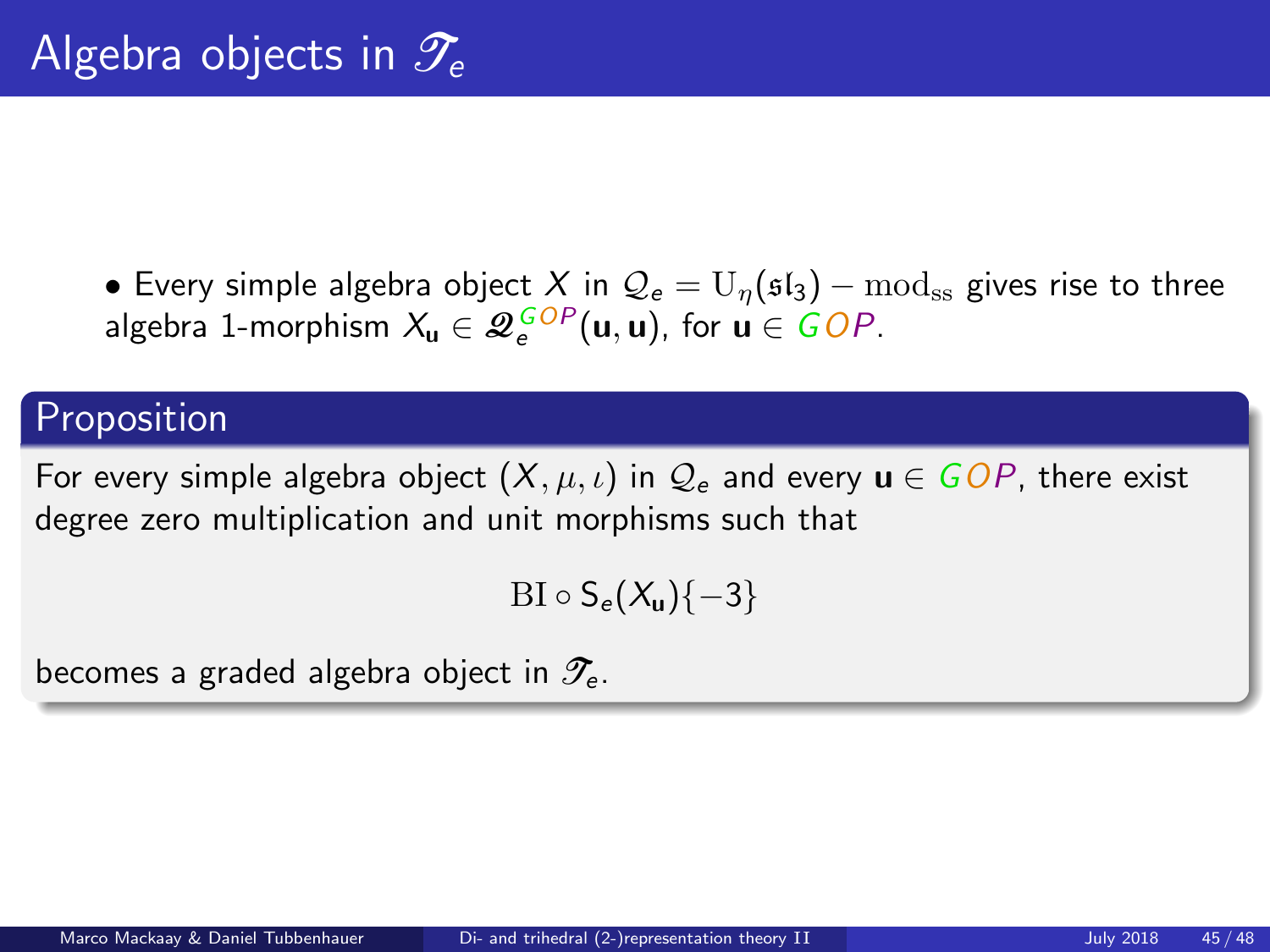# Algebra objects in $\mathscr{T}_e$

- Every simple algebra object $X$ in $\mathcal{Q}_e = \mathrm{U}_\eta(\mathfrak{sl}_3) - \mathrm{mod}_{\mathrm{ss}}$ gives rise to three algebra 1-morphism $X_{\mathbf{u}} \in \mathscr{Q}_e^{GOP}(\mathbf{u}, \mathbf{u})$, for $\mathbf{u} \in GOP$.

## Proposition

For every simple algebra object $(X, \mu, \iota)$ in $\mathcal{Q}_e$ and every $\mathbf{u} \in GOP$, there exist degree zero multiplication and unit morphisms such that

$$\mathrm{BI} \circ \mathsf{S}_e(X_{\mathbf{u}})\{-3\}$$

becomes a graded algebra object in $\mathscr{T}_e$.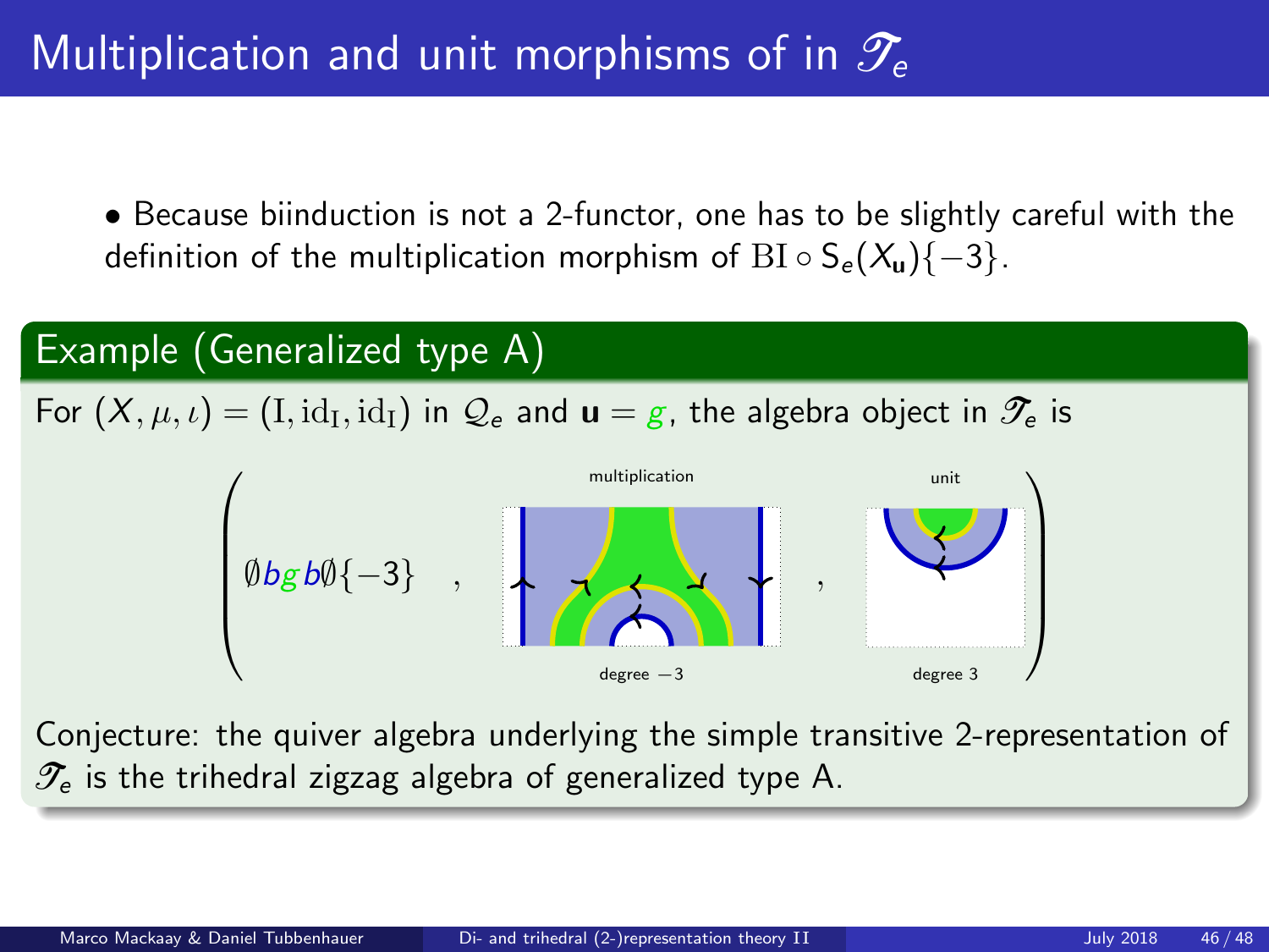# Multiplication and unit morphisms of in $\mathscr{T}_e$

- Because biinduction is not a 2-functor, one has to be slightly careful with the definition of the multiplication morphism of $\mathrm{BI} \circ \mathsf{S}_e(X_{\mathbf{u}})\{-3\}$.

## Example (Generalized type A)

For $(X, \mu, \iota) = (\mathrm{I}, \mathrm{id}_{\mathrm{I}}, \mathrm{id}_{\mathrm{I}})$ in $\mathscr{Q}_e$ and $\mathbf{u} = g$, the algebra object in $\mathscr{T}_e$ is

$$\left( \emptyset b g b \emptyset\{-3\} \quad , \quad \text{multiplication (degree } -3) \quad , \quad \text{unit (degree } 3) \right)$$

Conjecture: the quiver algebra underlying the simple transitive 2-representation of $\mathscr{T}_e$ is the trihedral zigzag algebra of generalized type A.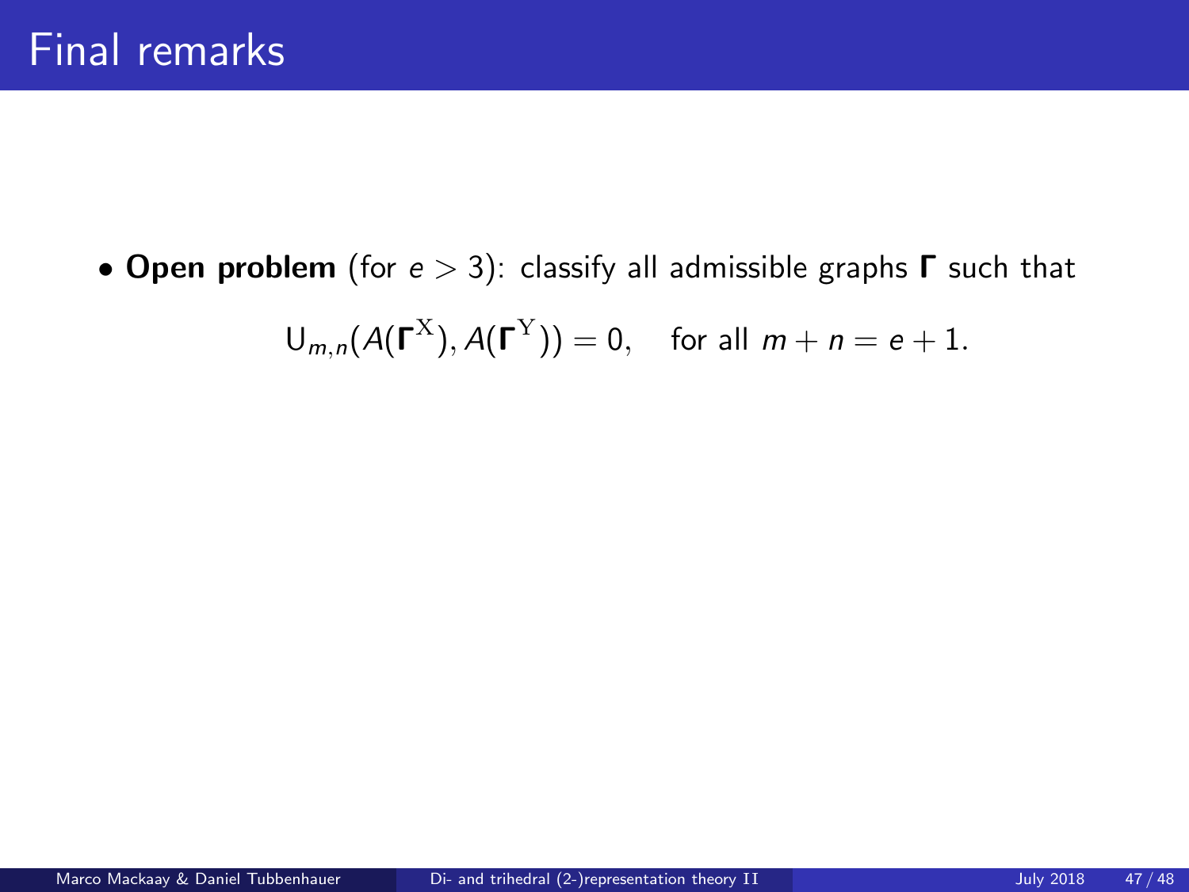# Final remarks

- **Open problem** (for $e > 3$): classify all admissible graphs $\mathbf{\Gamma}$ such that

$$\mathrm{U}_{m,n}(A(\mathbf{\Gamma}^{\mathrm{X}}), A(\mathbf{\Gamma}^{\mathrm{Y}})) = 0, \quad \text{for all } m + n = e + 1.$$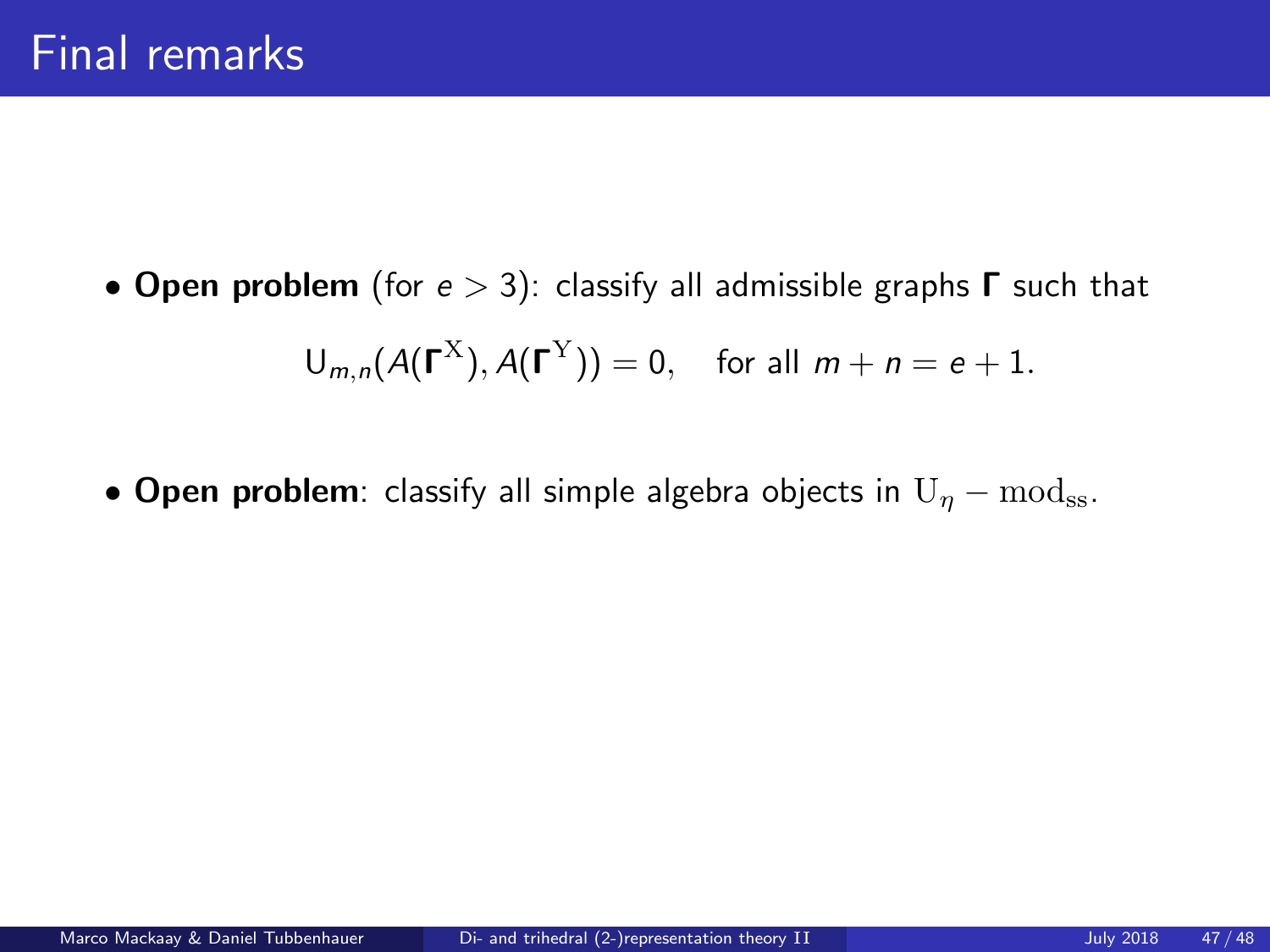# Final remarks

- **Open problem** (for $e > 3$): classify all admissible graphs $\Gamma$ such that

$$\mathsf{U}_{m,n}(A(\Gamma^{\mathrm{X}}), A(\Gamma^{\mathrm{Y}})) = 0, \quad \text{for all } m + n = e + 1.$$

- **Open problem**: classify all simple algebra objects in $\mathrm{U}_\eta - \mathrm{mod}_{\mathrm{ss}}$.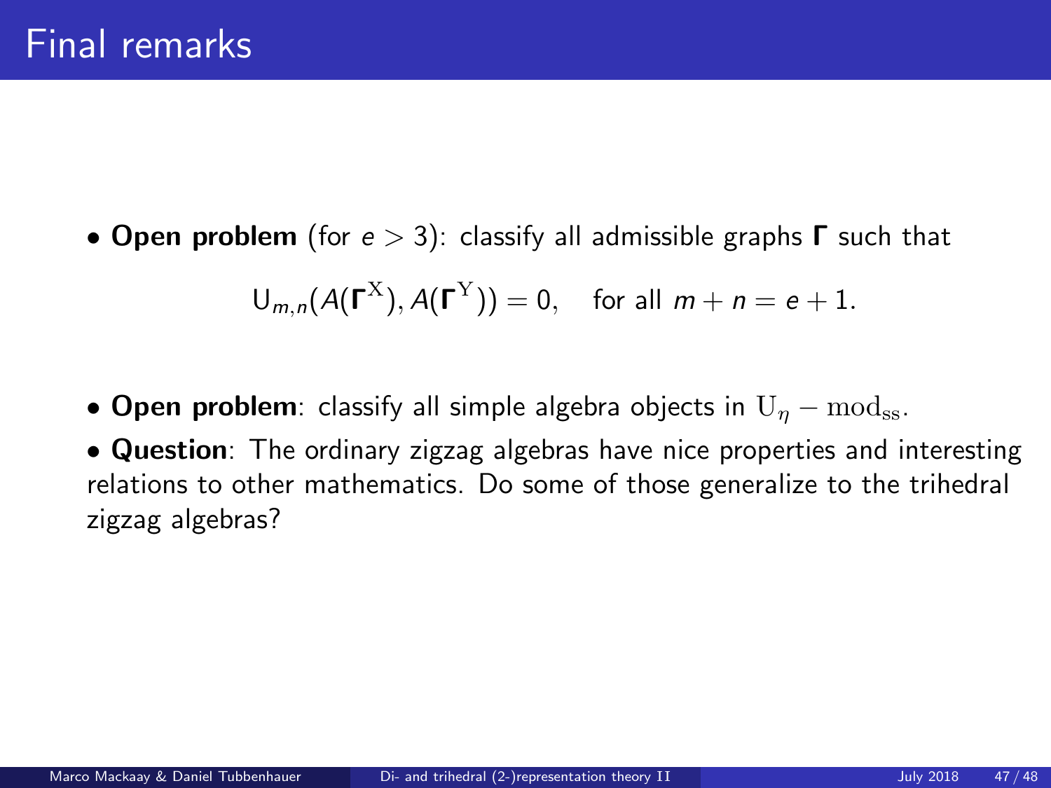# Final remarks

- **Open problem** (for $e > 3$): classify all admissible graphs $\mathbf{\Gamma}$ such that

$$\mathrm{U}_{m,n}(A(\mathbf{\Gamma}^{\mathrm{X}}), A(\mathbf{\Gamma}^{\mathrm{Y}})) = 0, \quad \text{for all } m + n = e + 1.$$

- **Open problem**: classify all simple algebra objects in $\mathrm{U}_{\eta} - \mathrm{mod}_{\mathrm{ss}}$.

- **Question**: The ordinary zigzag algebras have nice properties and interesting relations to other mathematics. Do some of those generalize to the trihedral zigzag algebras?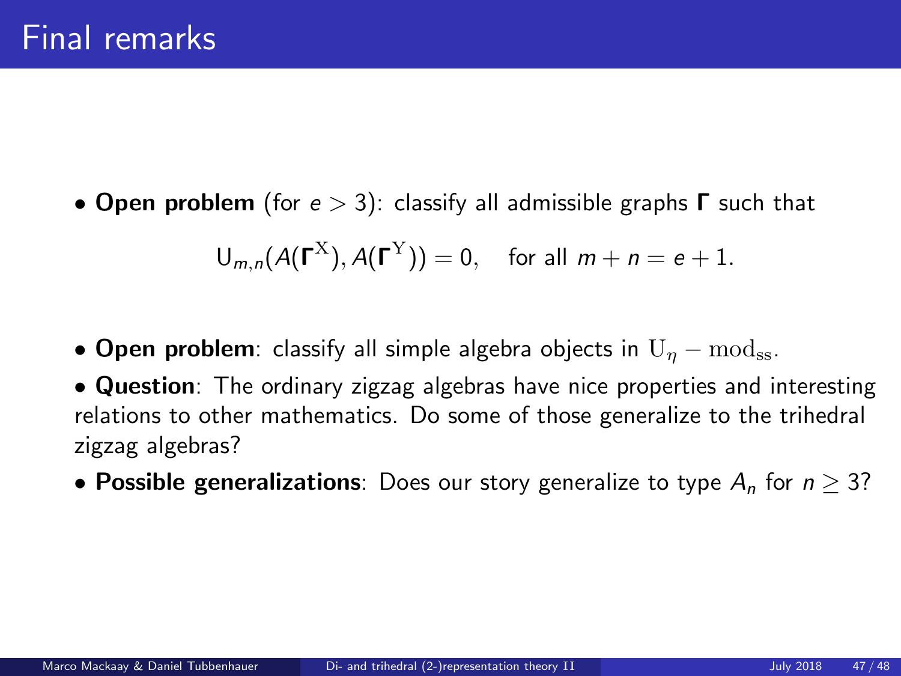# Final remarks

- **Open problem** (for $e > 3$): classify all admissible graphs $\mathbf{\Gamma}$ such that

$$\mathrm{U}_{m,n}(A(\mathbf{\Gamma}^{\mathrm{X}}), A(\mathbf{\Gamma}^{\mathrm{Y}})) = 0, \quad \text{for all } m + n = e + 1.$$

- **Open problem**: classify all simple algebra objects in $\mathrm{U}_{\eta} - \mathrm{mod}_{\mathrm{ss}}$.
- **Question**: The ordinary zigzag algebras have nice properties and interesting relations to other mathematics. Do some of those generalize to the trihedral zigzag algebras?
- **Possible generalizations**: Does our story generalize to type $A_n$ for $n \geq 3$?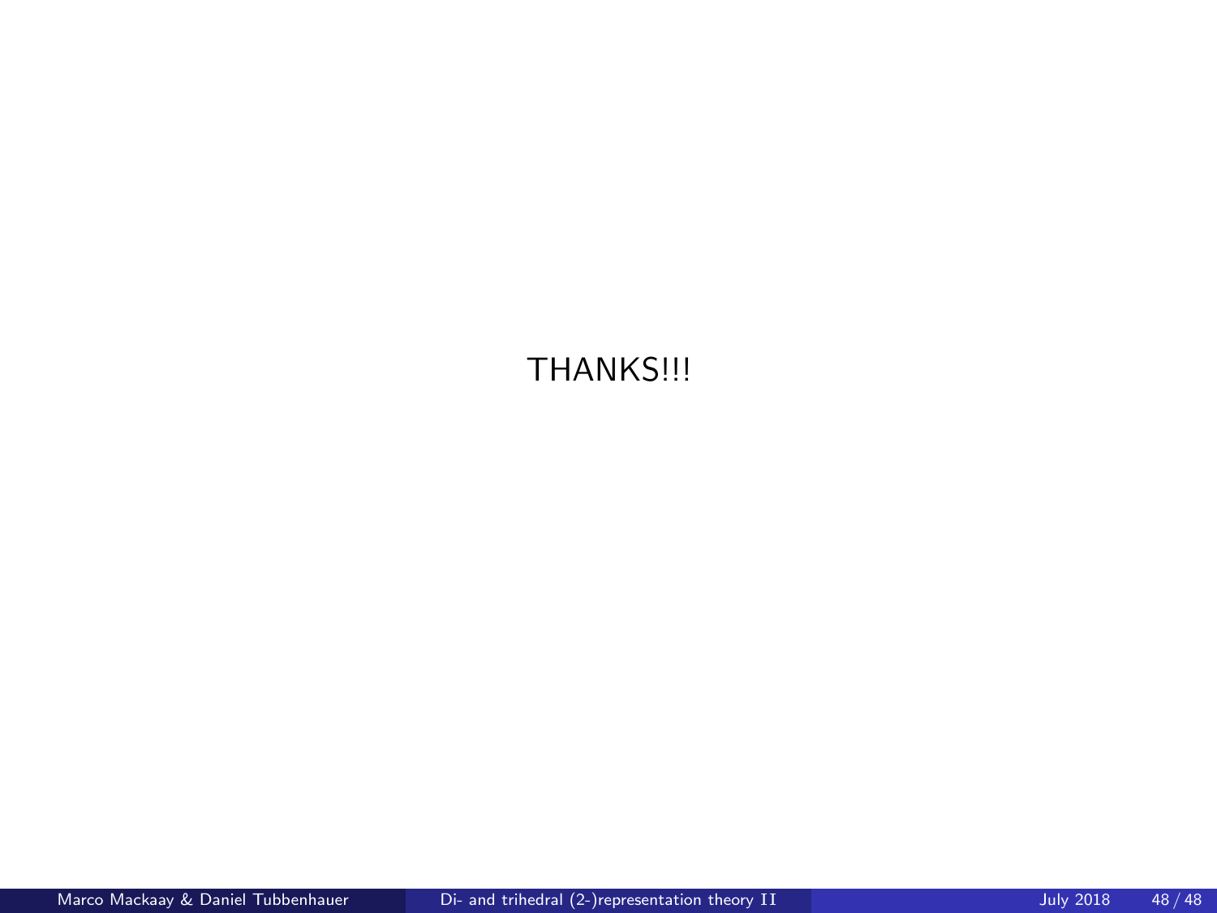THANKS!!!